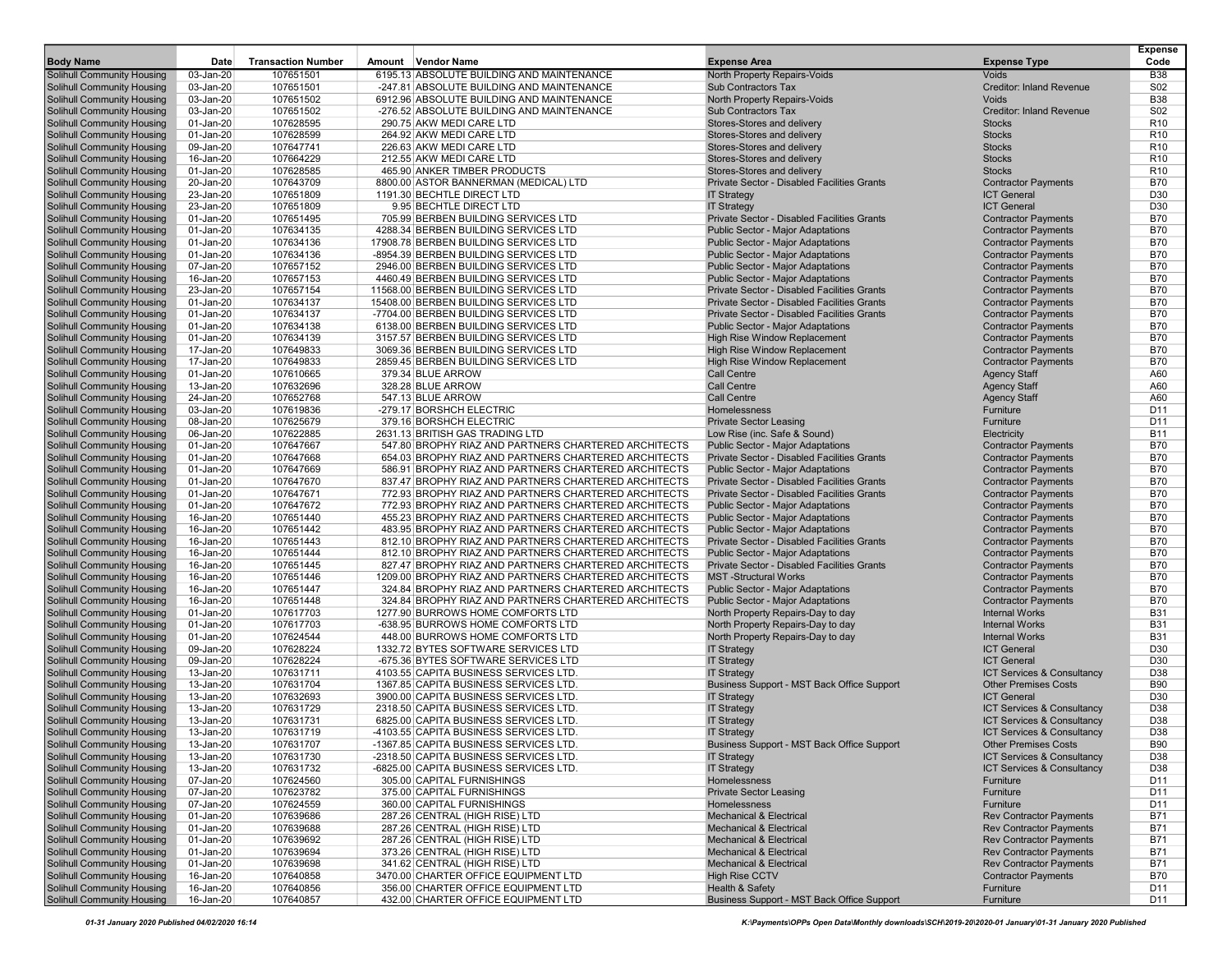| Body Name | Date | Transaction Number | Amount | Vendor Name | Expense Area | Expense Type | Expense Code |
|---|---|---|---|---|---|---|---|
| Solihull Community Housing | 03-Jan-20 | 107651501 | 6195.13 | ABSOLUTE BUILDING AND MAINTENANCE | North Property Repairs-Voids | Voids | B38 |
| Solihull Community Housing | 03-Jan-20 | 107651501 | -247.81 | ABSOLUTE BUILDING AND MAINTENANCE | Sub Contractors Tax | Creditor: Inland Revenue | S02 |
| Solihull Community Housing | 03-Jan-20 | 107651502 | 6912.96 | ABSOLUTE BUILDING AND MAINTENANCE | North Property Repairs-Voids | Voids | B38 |
| Solihull Community Housing | 03-Jan-20 | 107651502 | -276.52 | ABSOLUTE BUILDING AND MAINTENANCE | Sub Contractors Tax | Creditor: Inland Revenue | S02 |
| Solihull Community Housing | 01-Jan-20 | 107628595 | 290.75 | AKW MEDI CARE LTD | Stores-Stores and delivery | Stocks | R10 |
| Solihull Community Housing | 01-Jan-20 | 107628599 | 264.92 | AKW MEDI CARE LTD | Stores-Stores and delivery | Stocks | R10 |
| Solihull Community Housing | 09-Jan-20 | 107647741 | 226.63 | AKW MEDI CARE LTD | Stores-Stores and delivery | Stocks | R10 |
| Solihull Community Housing | 16-Jan-20 | 107664229 | 212.55 | AKW MEDI CARE LTD | Stores-Stores and delivery | Stocks | R10 |
| Solihull Community Housing | 01-Jan-20 | 107628585 | 465.90 | ANKER TIMBER PRODUCTS | Stores-Stores and delivery | Stocks | R10 |
| Solihull Community Housing | 20-Jan-20 | 107643709 | 8800.00 | ASTOR BANNERMAN (MEDICAL) LTD | Private Sector - Disabled Facilities Grants | Contractor Payments | B70 |
| Solihull Community Housing | 23-Jan-20 | 107651809 | 1191.30 | BECHTLE DIRECT LTD | IT Strategy | ICT General | D30 |
| Solihull Community Housing | 23-Jan-20 | 107651809 | 9.95 | BECHTLE DIRECT LTD | IT Strategy | ICT General | D30 |
| Solihull Community Housing | 01-Jan-20 | 107651495 | 705.99 | BERBEN BUILDING SERVICES LTD | Private Sector - Disabled Facilities Grants | Contractor Payments | B70 |
| Solihull Community Housing | 01-Jan-20 | 107634135 | 4288.34 | BERBEN BUILDING SERVICES LTD | Public Sector - Major Adaptations | Contractor Payments | B70 |
| Solihull Community Housing | 01-Jan-20 | 107634136 | 17908.78 | BERBEN BUILDING SERVICES LTD | Public Sector - Major Adaptations | Contractor Payments | B70 |
| Solihull Community Housing | 01-Jan-20 | 107634136 | -8954.39 | BERBEN BUILDING SERVICES LTD | Public Sector - Major Adaptations | Contractor Payments | B70 |
| Solihull Community Housing | 07-Jan-20 | 107657152 | 2946.00 | BERBEN BUILDING SERVICES LTD | Public Sector - Major Adaptations | Contractor Payments | B70 |
| Solihull Community Housing | 16-Jan-20 | 107657153 | 4460.49 | BERBEN BUILDING SERVICES LTD | Public Sector - Major Adaptations | Contractor Payments | B70 |
| Solihull Community Housing | 23-Jan-20 | 107657154 | 11568.00 | BERBEN BUILDING SERVICES LTD | Private Sector - Disabled Facilities Grants | Contractor Payments | B70 |
| Solihull Community Housing | 01-Jan-20 | 107634137 | 15408.00 | BERBEN BUILDING SERVICES LTD | Private Sector - Disabled Facilities Grants | Contractor Payments | B70 |
| Solihull Community Housing | 01-Jan-20 | 107634137 | -7704.00 | BERBEN BUILDING SERVICES LTD | Private Sector - Disabled Facilities Grants | Contractor Payments | B70 |
| Solihull Community Housing | 01-Jan-20 | 107634138 | 6138.00 | BERBEN BUILDING SERVICES LTD | Public Sector - Major Adaptations | Contractor Payments | B70 |
| Solihull Community Housing | 01-Jan-20 | 107634139 | 3157.57 | BERBEN BUILDING SERVICES LTD | High Rise Window Replacement | Contractor Payments | B70 |
| Solihull Community Housing | 17-Jan-20 | 107649833 | 3069.36 | BERBEN BUILDING SERVICES LTD | High Rise Window Replacement | Contractor Payments | B70 |
| Solihull Community Housing | 17-Jan-20 | 107649833 | 2859.45 | BERBEN BUILDING SERVICES LTD | High Rise Window Replacement | Contractor Payments | B70 |
| Solihull Community Housing | 01-Jan-20 | 107610665 | 379.34 | BLUE ARROW | Call Centre | Agency Staff | A60 |
| Solihull Community Housing | 13-Jan-20 | 107632696 | 328.28 | BLUE ARROW | Call Centre | Agency Staff | A60 |
| Solihull Community Housing | 24-Jan-20 | 107652768 | 547.13 | BLUE ARROW | Call Centre | Agency Staff | A60 |
| Solihull Community Housing | 03-Jan-20 | 107619836 | -279.17 | BORSHCH ELECTRIC | Homelessness | Furniture | D11 |
| Solihull Community Housing | 08-Jan-20 | 107625679 | 379.16 | BORSHCH ELECTRIC | Private Sector Leasing | Furniture | D11 |
| Solihull Community Housing | 06-Jan-20 | 107622885 | 2631.13 | BRITISH GAS TRADING LTD | Low Rise (inc. Safe & Sound) | Electricity | B11 |
| Solihull Community Housing | 01-Jan-20 | 107647667 | 547.80 | BROPHY RIAZ AND PARTNERS CHARTERED ARCHITECTS | Public Sector - Major Adaptations | Contractor Payments | B70 |
| Solihull Community Housing | 01-Jan-20 | 107647668 | 654.03 | BROPHY RIAZ AND PARTNERS CHARTERED ARCHITECTS | Private Sector - Disabled Facilities Grants | Contractor Payments | B70 |
| Solihull Community Housing | 01-Jan-20 | 107647669 | 586.91 | BROPHY RIAZ AND PARTNERS CHARTERED ARCHITECTS | Public Sector - Major Adaptations | Contractor Payments | B70 |
| Solihull Community Housing | 01-Jan-20 | 107647670 | 837.47 | BROPHY RIAZ AND PARTNERS CHARTERED ARCHITECTS | Private Sector - Disabled Facilities Grants | Contractor Payments | B70 |
| Solihull Community Housing | 01-Jan-20 | 107647671 | 772.93 | BROPHY RIAZ AND PARTNERS CHARTERED ARCHITECTS | Private Sector - Disabled Facilities Grants | Contractor Payments | B70 |
| Solihull Community Housing | 01-Jan-20 | 107647672 | 772.93 | BROPHY RIAZ AND PARTNERS CHARTERED ARCHITECTS | Public Sector - Major Adaptations | Contractor Payments | B70 |
| Solihull Community Housing | 16-Jan-20 | 107651440 | 455.23 | BROPHY RIAZ AND PARTNERS CHARTERED ARCHITECTS | Public Sector - Major Adaptations | Contractor Payments | B70 |
| Solihull Community Housing | 16-Jan-20 | 107651442 | 483.95 | BROPHY RIAZ AND PARTNERS CHARTERED ARCHITECTS | Public Sector - Major Adaptations | Contractor Payments | B70 |
| Solihull Community Housing | 16-Jan-20 | 107651443 | 812.10 | BROPHY RIAZ AND PARTNERS CHARTERED ARCHITECTS | Private Sector - Disabled Facilities Grants | Contractor Payments | B70 |
| Solihull Community Housing | 16-Jan-20 | 107651444 | 812.10 | BROPHY RIAZ AND PARTNERS CHARTERED ARCHITECTS | Public Sector - Major Adaptations | Contractor Payments | B70 |
| Solihull Community Housing | 16-Jan-20 | 107651445 | 827.47 | BROPHY RIAZ AND PARTNERS CHARTERED ARCHITECTS | Private Sector - Disabled Facilities Grants | Contractor Payments | B70 |
| Solihull Community Housing | 16-Jan-20 | 107651446 | 1209.00 | BROPHY RIAZ AND PARTNERS CHARTERED ARCHITECTS | MST -Structural Works | Contractor Payments | B70 |
| Solihull Community Housing | 16-Jan-20 | 107651447 | 324.84 | BROPHY RIAZ AND PARTNERS CHARTERED ARCHITECTS | Public Sector - Major Adaptations | Contractor Payments | B70 |
| Solihull Community Housing | 16-Jan-20 | 107651448 | 324.84 | BROPHY RIAZ AND PARTNERS CHARTERED ARCHITECTS | Public Sector - Major Adaptations | Contractor Payments | B70 |
| Solihull Community Housing | 01-Jan-20 | 107617703 | 1277.90 | BURROWS HOME COMFORTS LTD | North Property Repairs-Day to day | Internal Works | B31 |
| Solihull Community Housing | 01-Jan-20 | 107617703 | -638.95 | BURROWS HOME COMFORTS LTD | North Property Repairs-Day to day | Internal Works | B31 |
| Solihull Community Housing | 01-Jan-20 | 107624544 | 448.00 | BURROWS HOME COMFORTS LTD | North Property Repairs-Day to day | Internal Works | B31 |
| Solihull Community Housing | 09-Jan-20 | 107628224 | 1332.72 | BYTES SOFTWARE SERVICES LTD | IT Strategy | ICT General | D30 |
| Solihull Community Housing | 09-Jan-20 | 107628224 | -675.36 | BYTES SOFTWARE SERVICES LTD | IT Strategy | ICT General | D30 |
| Solihull Community Housing | 13-Jan-20 | 107631711 | 4103.55 | CAPITA BUSINESS SERVICES LTD. | IT Strategy | ICT Services & Consultancy | D38 |
| Solihull Community Housing | 13-Jan-20 | 107631704 | 1367.85 | CAPITA BUSINESS SERVICES LTD. | Business Support - MST Back Office Support | Other Premises Costs | B90 |
| Solihull Community Housing | 13-Jan-20 | 107632693 | 3900.00 | CAPITA BUSINESS SERVICES LTD. | IT Strategy | ICT General | D30 |
| Solihull Community Housing | 13-Jan-20 | 107631729 | 2318.50 | CAPITA BUSINESS SERVICES LTD. | IT Strategy | ICT Services & Consultancy | D38 |
| Solihull Community Housing | 13-Jan-20 | 107631731 | 6825.00 | CAPITA BUSINESS SERVICES LTD. | IT Strategy | ICT Services & Consultancy | D38 |
| Solihull Community Housing | 13-Jan-20 | 107631719 | -4103.55 | CAPITA BUSINESS SERVICES LTD. | IT Strategy | ICT Services & Consultancy | D38 |
| Solihull Community Housing | 13-Jan-20 | 107631707 | -1367.85 | CAPITA BUSINESS SERVICES LTD. | Business Support - MST Back Office Support | Other Premises Costs | B90 |
| Solihull Community Housing | 13-Jan-20 | 107631730 | -2318.50 | CAPITA BUSINESS SERVICES LTD. | IT Strategy | ICT Services & Consultancy | D38 |
| Solihull Community Housing | 13-Jan-20 | 107631732 | -6825.00 | CAPITA BUSINESS SERVICES LTD. | IT Strategy | ICT Services & Consultancy | D38 |
| Solihull Community Housing | 07-Jan-20 | 107624560 | 305.00 | CAPITAL FURNISHINGS | Homelessness | Furniture | D11 |
| Solihull Community Housing | 07-Jan-20 | 107623782 | 375.00 | CAPITAL FURNISHINGS | Private Sector Leasing | Furniture | D11 |
| Solihull Community Housing | 07-Jan-20 | 107624559 | 360.00 | CAPITAL FURNISHINGS | Homelessness | Furniture | D11 |
| Solihull Community Housing | 01-Jan-20 | 107639686 | 287.26 | CENTRAL (HIGH RISE) LTD | Mechanical & Electrical | Rev Contractor Payments | B71 |
| Solihull Community Housing | 01-Jan-20 | 107639688 | 287.26 | CENTRAL (HIGH RISE) LTD | Mechanical & Electrical | Rev Contractor Payments | B71 |
| Solihull Community Housing | 01-Jan-20 | 107639692 | 287.26 | CENTRAL (HIGH RISE) LTD | Mechanical & Electrical | Rev Contractor Payments | B71 |
| Solihull Community Housing | 01-Jan-20 | 107639694 | 373.26 | CENTRAL (HIGH RISE) LTD | Mechanical & Electrical | Rev Contractor Payments | B71 |
| Solihull Community Housing | 01-Jan-20 | 107639698 | 341.62 | CENTRAL (HIGH RISE) LTD | Mechanical & Electrical | Rev Contractor Payments | B71 |
| Solihull Community Housing | 16-Jan-20 | 107640858 | 3470.00 | CHARTER OFFICE EQUIPMENT LTD | High Rise CCTV | Contractor Payments | B70 |
| Solihull Community Housing | 16-Jan-20 | 107640856 | 356.00 | CHARTER OFFICE EQUIPMENT LTD | Health & Safety | Furniture | D11 |
| Solihull Community Housing | 16-Jan-20 | 107640857 | 432.00 | CHARTER OFFICE EQUIPMENT LTD | Business Support - MST Back Office Support | Furniture | D11 |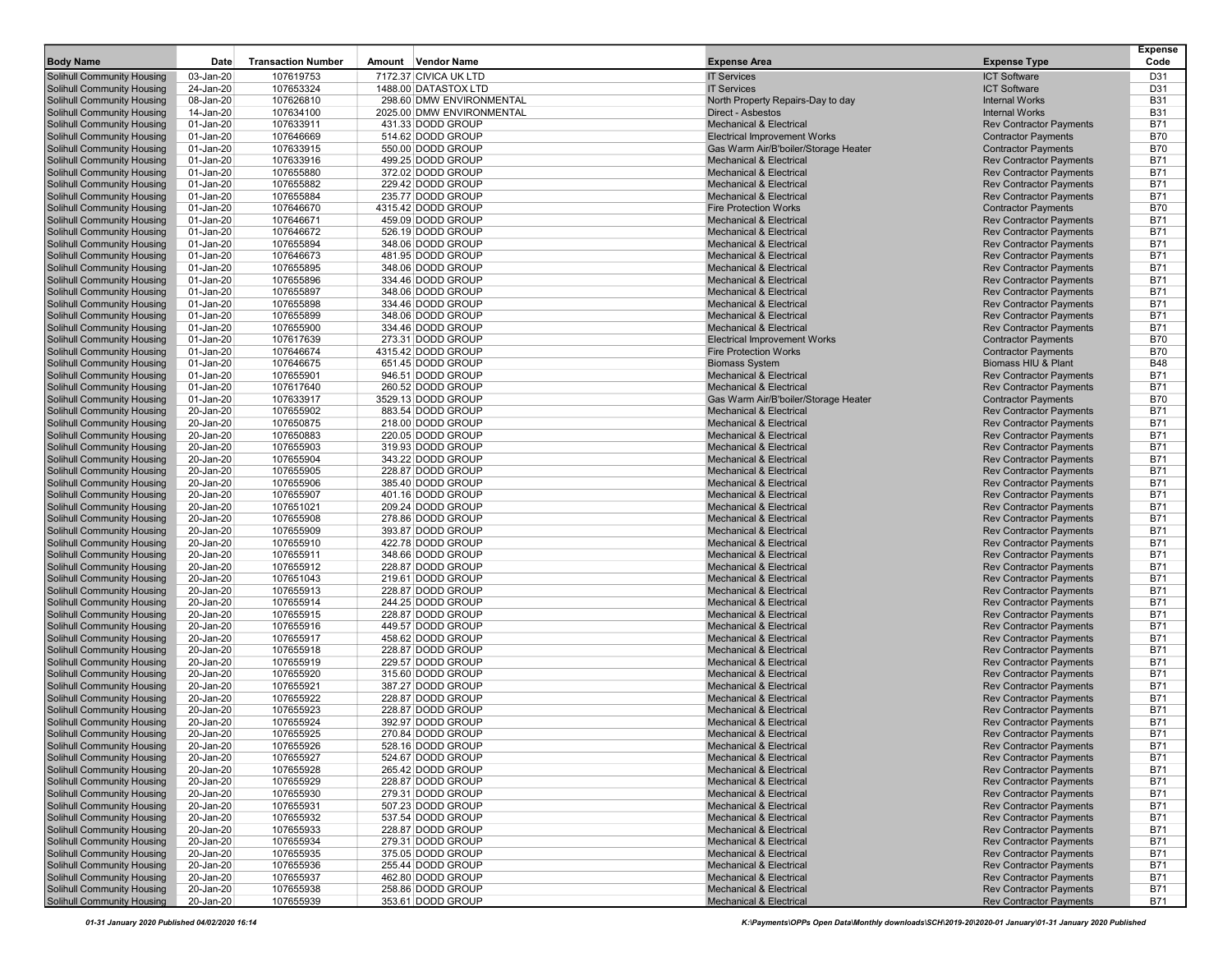| Body Name | Date | Transaction Number | Amount | Vendor Name | Expense Area | Expense Type | Expense Code |
|---|---|---|---|---|---|---|---|
| Solihull Community Housing | 03-Jan-20 | 107619753 | 7172.37 | CIVICA UK LTD | IT Services | ICT Software | D31 |
| Solihull Community Housing | 24-Jan-20 | 107653324 | 1488.00 | DATASTOX LTD | IT Services | ICT Software | D31 |
| Solihull Community Housing | 08-Jan-20 | 107626810 | 298.60 | DMW ENVIRONMENTAL | North Property Repairs-Day to day | Internal Works | B31 |
| Solihull Community Housing | 14-Jan-20 | 107634100 | 2025.00 | DMW ENVIRONMENTAL | Direct - Asbestos | Internal Works | B31 |
| Solihull Community Housing | 01-Jan-20 | 107633911 | 431.33 | DODD GROUP | Mechanical & Electrical | Rev Contractor Payments | B71 |
| Solihull Community Housing | 01-Jan-20 | 107646669 | 514.62 | DODD GROUP | Electrical Improvement Works | Contractor Payments | B70 |
| Solihull Community Housing | 01-Jan-20 | 107633915 | 550.00 | DODD GROUP | Gas Warm Air/B'boiler/Storage Heater | Contractor Payments | B70 |
| Solihull Community Housing | 01-Jan-20 | 107633916 | 499.25 | DODD GROUP | Mechanical & Electrical | Rev Contractor Payments | B71 |
| Solihull Community Housing | 01-Jan-20 | 107655880 | 372.02 | DODD GROUP | Mechanical & Electrical | Rev Contractor Payments | B71 |
| Solihull Community Housing | 01-Jan-20 | 107655882 | 229.42 | DODD GROUP | Mechanical & Electrical | Rev Contractor Payments | B71 |
| Solihull Community Housing | 01-Jan-20 | 107655884 | 235.77 | DODD GROUP | Mechanical & Electrical | Rev Contractor Payments | B71 |
| Solihull Community Housing | 01-Jan-20 | 107646670 | 4315.42 | DODD GROUP | Fire Protection Works | Contractor Payments | B70 |
| Solihull Community Housing | 01-Jan-20 | 107646671 | 459.09 | DODD GROUP | Mechanical & Electrical | Rev Contractor Payments | B71 |
| Solihull Community Housing | 01-Jan-20 | 107646672 | 526.19 | DODD GROUP | Mechanical & Electrical | Rev Contractor Payments | B71 |
| Solihull Community Housing | 01-Jan-20 | 107655894 | 348.06 | DODD GROUP | Mechanical & Electrical | Rev Contractor Payments | B71 |
| Solihull Community Housing | 01-Jan-20 | 107646673 | 481.95 | DODD GROUP | Mechanical & Electrical | Rev Contractor Payments | B71 |
| Solihull Community Housing | 01-Jan-20 | 107655895 | 348.06 | DODD GROUP | Mechanical & Electrical | Rev Contractor Payments | B71 |
| Solihull Community Housing | 01-Jan-20 | 107655896 | 334.46 | DODD GROUP | Mechanical & Electrical | Rev Contractor Payments | B71 |
| Solihull Community Housing | 01-Jan-20 | 107655897 | 348.06 | DODD GROUP | Mechanical & Electrical | Rev Contractor Payments | B71 |
| Solihull Community Housing | 01-Jan-20 | 107655898 | 334.46 | DODD GROUP | Mechanical & Electrical | Rev Contractor Payments | B71 |
| Solihull Community Housing | 01-Jan-20 | 107655899 | 348.06 | DODD GROUP | Mechanical & Electrical | Rev Contractor Payments | B71 |
| Solihull Community Housing | 01-Jan-20 | 107655900 | 334.46 | DODD GROUP | Mechanical & Electrical | Rev Contractor Payments | B71 |
| Solihull Community Housing | 01-Jan-20 | 107617639 | 273.31 | DODD GROUP | Electrical Improvement Works | Contractor Payments | B70 |
| Solihull Community Housing | 01-Jan-20 | 107646674 | 4315.42 | DODD GROUP | Fire Protection Works | Contractor Payments | B70 |
| Solihull Community Housing | 01-Jan-20 | 107646675 | 651.45 | DODD GROUP | Biomass System | Biomass HIU & Plant | B48 |
| Solihull Community Housing | 01-Jan-20 | 107655901 | 946.51 | DODD GROUP | Mechanical & Electrical | Rev Contractor Payments | B71 |
| Solihull Community Housing | 01-Jan-20 | 107617640 | 260.52 | DODD GROUP | Mechanical & Electrical | Rev Contractor Payments | B71 |
| Solihull Community Housing | 01-Jan-20 | 107633917 | 3529.13 | DODD GROUP | Gas Warm Air/B'boiler/Storage Heater | Contractor Payments | B70 |
| Solihull Community Housing | 20-Jan-20 | 107655902 | 883.54 | DODD GROUP | Mechanical & Electrical | Rev Contractor Payments | B71 |
| Solihull Community Housing | 20-Jan-20 | 107650875 | 218.00 | DODD GROUP | Mechanical & Electrical | Rev Contractor Payments | B71 |
| Solihull Community Housing | 20-Jan-20 | 107650883 | 220.05 | DODD GROUP | Mechanical & Electrical | Rev Contractor Payments | B71 |
| Solihull Community Housing | 20-Jan-20 | 107655903 | 319.93 | DODD GROUP | Mechanical & Electrical | Rev Contractor Payments | B71 |
| Solihull Community Housing | 20-Jan-20 | 107655904 | 343.22 | DODD GROUP | Mechanical & Electrical | Rev Contractor Payments | B71 |
| Solihull Community Housing | 20-Jan-20 | 107655905 | 228.87 | DODD GROUP | Mechanical & Electrical | Rev Contractor Payments | B71 |
| Solihull Community Housing | 20-Jan-20 | 107655906 | 385.40 | DODD GROUP | Mechanical & Electrical | Rev Contractor Payments | B71 |
| Solihull Community Housing | 20-Jan-20 | 107655907 | 401.16 | DODD GROUP | Mechanical & Electrical | Rev Contractor Payments | B71 |
| Solihull Community Housing | 20-Jan-20 | 107651021 | 209.24 | DODD GROUP | Mechanical & Electrical | Rev Contractor Payments | B71 |
| Solihull Community Housing | 20-Jan-20 | 107655908 | 278.86 | DODD GROUP | Mechanical & Electrical | Rev Contractor Payments | B71 |
| Solihull Community Housing | 20-Jan-20 | 107655909 | 393.87 | DODD GROUP | Mechanical & Electrical | Rev Contractor Payments | B71 |
| Solihull Community Housing | 20-Jan-20 | 107655910 | 422.78 | DODD GROUP | Mechanical & Electrical | Rev Contractor Payments | B71 |
| Solihull Community Housing | 20-Jan-20 | 107655911 | 348.66 | DODD GROUP | Mechanical & Electrical | Rev Contractor Payments | B71 |
| Solihull Community Housing | 20-Jan-20 | 107655912 | 228.87 | DODD GROUP | Mechanical & Electrical | Rev Contractor Payments | B71 |
| Solihull Community Housing | 20-Jan-20 | 107651043 | 219.61 | DODD GROUP | Mechanical & Electrical | Rev Contractor Payments | B71 |
| Solihull Community Housing | 20-Jan-20 | 107655913 | 228.87 | DODD GROUP | Mechanical & Electrical | Rev Contractor Payments | B71 |
| Solihull Community Housing | 20-Jan-20 | 107655914 | 244.25 | DODD GROUP | Mechanical & Electrical | Rev Contractor Payments | B71 |
| Solihull Community Housing | 20-Jan-20 | 107655915 | 228.87 | DODD GROUP | Mechanical & Electrical | Rev Contractor Payments | B71 |
| Solihull Community Housing | 20-Jan-20 | 107655916 | 449.57 | DODD GROUP | Mechanical & Electrical | Rev Contractor Payments | B71 |
| Solihull Community Housing | 20-Jan-20 | 107655917 | 458.62 | DODD GROUP | Mechanical & Electrical | Rev Contractor Payments | B71 |
| Solihull Community Housing | 20-Jan-20 | 107655918 | 228.87 | DODD GROUP | Mechanical & Electrical | Rev Contractor Payments | B71 |
| Solihull Community Housing | 20-Jan-20 | 107655919 | 229.57 | DODD GROUP | Mechanical & Electrical | Rev Contractor Payments | B71 |
| Solihull Community Housing | 20-Jan-20 | 107655920 | 315.60 | DODD GROUP | Mechanical & Electrical | Rev Contractor Payments | B71 |
| Solihull Community Housing | 20-Jan-20 | 107655921 | 387.27 | DODD GROUP | Mechanical & Electrical | Rev Contractor Payments | B71 |
| Solihull Community Housing | 20-Jan-20 | 107655922 | 228.87 | DODD GROUP | Mechanical & Electrical | Rev Contractor Payments | B71 |
| Solihull Community Housing | 20-Jan-20 | 107655923 | 228.87 | DODD GROUP | Mechanical & Electrical | Rev Contractor Payments | B71 |
| Solihull Community Housing | 20-Jan-20 | 107655924 | 392.97 | DODD GROUP | Mechanical & Electrical | Rev Contractor Payments | B71 |
| Solihull Community Housing | 20-Jan-20 | 107655925 | 270.84 | DODD GROUP | Mechanical & Electrical | Rev Contractor Payments | B71 |
| Solihull Community Housing | 20-Jan-20 | 107655926 | 528.16 | DODD GROUP | Mechanical & Electrical | Rev Contractor Payments | B71 |
| Solihull Community Housing | 20-Jan-20 | 107655927 | 524.67 | DODD GROUP | Mechanical & Electrical | Rev Contractor Payments | B71 |
| Solihull Community Housing | 20-Jan-20 | 107655928 | 265.42 | DODD GROUP | Mechanical & Electrical | Rev Contractor Payments | B71 |
| Solihull Community Housing | 20-Jan-20 | 107655929 | 228.87 | DODD GROUP | Mechanical & Electrical | Rev Contractor Payments | B71 |
| Solihull Community Housing | 20-Jan-20 | 107655930 | 279.31 | DODD GROUP | Mechanical & Electrical | Rev Contractor Payments | B71 |
| Solihull Community Housing | 20-Jan-20 | 107655931 | 507.23 | DODD GROUP | Mechanical & Electrical | Rev Contractor Payments | B71 |
| Solihull Community Housing | 20-Jan-20 | 107655932 | 537.54 | DODD GROUP | Mechanical & Electrical | Rev Contractor Payments | B71 |
| Solihull Community Housing | 20-Jan-20 | 107655933 | 228.87 | DODD GROUP | Mechanical & Electrical | Rev Contractor Payments | B71 |
| Solihull Community Housing | 20-Jan-20 | 107655934 | 279.31 | DODD GROUP | Mechanical & Electrical | Rev Contractor Payments | B71 |
| Solihull Community Housing | 20-Jan-20 | 107655935 | 375.05 | DODD GROUP | Mechanical & Electrical | Rev Contractor Payments | B71 |
| Solihull Community Housing | 20-Jan-20 | 107655936 | 255.44 | DODD GROUP | Mechanical & Electrical | Rev Contractor Payments | B71 |
| Solihull Community Housing | 20-Jan-20 | 107655937 | 462.80 | DODD GROUP | Mechanical & Electrical | Rev Contractor Payments | B71 |
| Solihull Community Housing | 20-Jan-20 | 107655938 | 258.86 | DODD GROUP | Mechanical & Electrical | Rev Contractor Payments | B71 |
| Solihull Community Housing | 20-Jan-20 | 107655939 | 353.61 | DODD GROUP | Mechanical & Electrical | Rev Contractor Payments | B71 |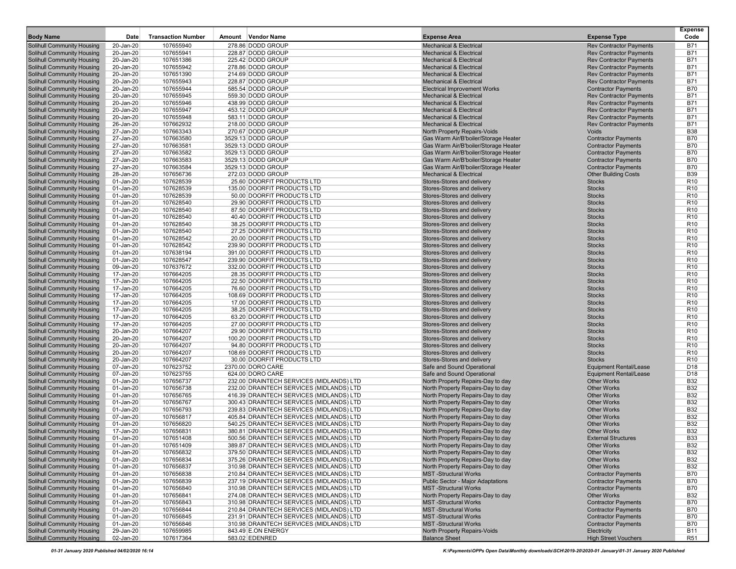| Body Name | Date | Transaction Number | Amount | Vendor Name | Expense Area | Expense Type | Expense Code |
|---|---|---|---|---|---|---|---|
| Solihull Community Housing | 20-Jan-20 | 107655940 | 278.86 | DODD GROUP | Mechanical & Electrical | Rev Contractor Payments | B71 |
| Solihull Community Housing | 20-Jan-20 | 107655941 | 228.87 | DODD GROUP | Mechanical & Electrical | Rev Contractor Payments | B71 |
| Solihull Community Housing | 20-Jan-20 | 107651386 | 225.42 | DODD GROUP | Mechanical & Electrical | Rev Contractor Payments | B71 |
| Solihull Community Housing | 20-Jan-20 | 107655942 | 278.86 | DODD GROUP | Mechanical & Electrical | Rev Contractor Payments | B71 |
| Solihull Community Housing | 20-Jan-20 | 107651390 | 214.69 | DODD GROUP | Mechanical & Electrical | Rev Contractor Payments | B71 |
| Solihull Community Housing | 20-Jan-20 | 107655943 | 228.87 | DODD GROUP | Mechanical & Electrical | Rev Contractor Payments | B71 |
| Solihull Community Housing | 20-Jan-20 | 107655944 | 585.54 | DODD GROUP | Electrical Improvement Works | Contractor Payments | B70 |
| Solihull Community Housing | 20-Jan-20 | 107655945 | 559.30 | DODD GROUP | Mechanical & Electrical | Rev Contractor Payments | B71 |
| Solihull Community Housing | 20-Jan-20 | 107655946 | 438.99 | DODD GROUP | Mechanical & Electrical | Rev Contractor Payments | B71 |
| Solihull Community Housing | 20-Jan-20 | 107655947 | 453.12 | DODD GROUP | Mechanical & Electrical | Rev Contractor Payments | B71 |
| Solihull Community Housing | 20-Jan-20 | 107655948 | 583.11 | DODD GROUP | Mechanical & Electrical | Rev Contractor Payments | B71 |
| Solihull Community Housing | 26-Jan-20 | 107662932 | 218.00 | DODD GROUP | Mechanical & Electrical | Rev Contractor Payments | B71 |
| Solihull Community Housing | 27-Jan-20 | 107663343 | 270.67 | DODD GROUP | North Property Repairs-Voids | Voids | B38 |
| Solihull Community Housing | 27-Jan-20 | 107663580 | 3529.13 | DODD GROUP | Gas Warm Air/B'boiler/Storage Heater | Contractor Payments | B70 |
| Solihull Community Housing | 27-Jan-20 | 107663581 | 3529.13 | DODD GROUP | Gas Warm Air/B'boiler/Storage Heater | Contractor Payments | B70 |
| Solihull Community Housing | 27-Jan-20 | 107663582 | 3529.13 | DODD GROUP | Gas Warm Air/B'boiler/Storage Heater | Contractor Payments | B70 |
| Solihull Community Housing | 27-Jan-20 | 107663583 | 3529.13 | DODD GROUP | Gas Warm Air/B'boiler/Storage Heater | Contractor Payments | B70 |
| Solihull Community Housing | 27-Jan-20 | 107663584 | 3529.13 | DODD GROUP | Gas Warm Air/B'boiler/Storage Heater | Contractor Payments | B70 |
| Solihull Community Housing | 28-Jan-20 | 107656736 | 272.03 | DODD GROUP | Mechanical & Electrical | Other Building Costs | B39 |
| Solihull Community Housing | 01-Jan-20 | 107628539 | 25.60 | DOORFIT PRODUCTS LTD | Stores-Stores and delivery | Stocks | R10 |
| Solihull Community Housing | 01-Jan-20 | 107628539 | 135.00 | DOORFIT PRODUCTS LTD | Stores-Stores and delivery | Stocks | R10 |
| Solihull Community Housing | 01-Jan-20 | 107628539 | 50.00 | DOORFIT PRODUCTS LTD | Stores-Stores and delivery | Stocks | R10 |
| Solihull Community Housing | 01-Jan-20 | 107628540 | 29.90 | DOORFIT PRODUCTS LTD | Stores-Stores and delivery | Stocks | R10 |
| Solihull Community Housing | 01-Jan-20 | 107628540 | 87.50 | DOORFIT PRODUCTS LTD | Stores-Stores and delivery | Stocks | R10 |
| Solihull Community Housing | 01-Jan-20 | 107628540 | 40.40 | DOORFIT PRODUCTS LTD | Stores-Stores and delivery | Stocks | R10 |
| Solihull Community Housing | 01-Jan-20 | 107628540 | 38.25 | DOORFIT PRODUCTS LTD | Stores-Stores and delivery | Stocks | R10 |
| Solihull Community Housing | 01-Jan-20 | 107628540 | 27.25 | DOORFIT PRODUCTS LTD | Stores-Stores and delivery | Stocks | R10 |
| Solihull Community Housing | 01-Jan-20 | 107628542 | 20.00 | DOORFIT PRODUCTS LTD | Stores-Stores and delivery | Stocks | R10 |
| Solihull Community Housing | 01-Jan-20 | 107628542 | 239.90 | DOORFIT PRODUCTS LTD | Stores-Stores and delivery | Stocks | R10 |
| Solihull Community Housing | 01-Jan-20 | 107638194 | 391.00 | DOORFIT PRODUCTS LTD | Stores-Stores and delivery | Stocks | R10 |
| Solihull Community Housing | 01-Jan-20 | 107628547 | 239.90 | DOORFIT PRODUCTS LTD | Stores-Stores and delivery | Stocks | R10 |
| Solihull Community Housing | 09-Jan-20 | 107637672 | 332.00 | DOORFIT PRODUCTS LTD | Stores-Stores and delivery | Stocks | R10 |
| Solihull Community Housing | 17-Jan-20 | 107664205 | 28.35 | DOORFIT PRODUCTS LTD | Stores-Stores and delivery | Stocks | R10 |
| Solihull Community Housing | 17-Jan-20 | 107664205 | 22.50 | DOORFIT PRODUCTS LTD | Stores-Stores and delivery | Stocks | R10 |
| Solihull Community Housing | 17-Jan-20 | 107664205 | 76.60 | DOORFIT PRODUCTS LTD | Stores-Stores and delivery | Stocks | R10 |
| Solihull Community Housing | 17-Jan-20 | 107664205 | 108.69 | DOORFIT PRODUCTS LTD | Stores-Stores and delivery | Stocks | R10 |
| Solihull Community Housing | 17-Jan-20 | 107664205 | 17.00 | DOORFIT PRODUCTS LTD | Stores-Stores and delivery | Stocks | R10 |
| Solihull Community Housing | 17-Jan-20 | 107664205 | 38.25 | DOORFIT PRODUCTS LTD | Stores-Stores and delivery | Stocks | R10 |
| Solihull Community Housing | 17-Jan-20 | 107664205 | 63.20 | DOORFIT PRODUCTS LTD | Stores-Stores and delivery | Stocks | R10 |
| Solihull Community Housing | 17-Jan-20 | 107664205 | 27.00 | DOORFIT PRODUCTS LTD | Stores-Stores and delivery | Stocks | R10 |
| Solihull Community Housing | 20-Jan-20 | 107664207 | 29.90 | DOORFIT PRODUCTS LTD | Stores-Stores and delivery | Stocks | R10 |
| Solihull Community Housing | 20-Jan-20 | 107664207 | 100.20 | DOORFIT PRODUCTS LTD | Stores-Stores and delivery | Stocks | R10 |
| Solihull Community Housing | 20-Jan-20 | 107664207 | 94.80 | DOORFIT PRODUCTS LTD | Stores-Stores and delivery | Stocks | R10 |
| Solihull Community Housing | 20-Jan-20 | 107664207 | 108.69 | DOORFIT PRODUCTS LTD | Stores-Stores and delivery | Stocks | R10 |
| Solihull Community Housing | 20-Jan-20 | 107664207 | 30.00 | DOORFIT PRODUCTS LTD | Stores-Stores and delivery | Stocks | R10 |
| Solihull Community Housing | 07-Jan-20 | 107623752 | 2370.00 | DORO CARE | Safe and Sound Operational | Equipment Rental/Lease | D18 |
| Solihull Community Housing | 07-Jan-20 | 107623755 | 624.00 | DORO CARE | Safe and Sound Operational | Equipment Rental/Lease | D18 |
| Solihull Community Housing | 01-Jan-20 | 107656737 | 232.00 | DRAINTECH SERVICES (MIDLANDS) LTD | North Property Repairs-Day to day | Other Works | B32 |
| Solihull Community Housing | 01-Jan-20 | 107656738 | 232.00 | DRAINTECH SERVICES (MIDLANDS) LTD | North Property Repairs-Day to day | Other Works | B32 |
| Solihull Community Housing | 01-Jan-20 | 107656765 | 416.39 | DRAINTECH SERVICES (MIDLANDS) LTD | North Property Repairs-Day to day | Other Works | B32 |
| Solihull Community Housing | 01-Jan-20 | 107656767 | 300.43 | DRAINTECH SERVICES (MIDLANDS) LTD | North Property Repairs-Day to day | Other Works | B32 |
| Solihull Community Housing | 01-Jan-20 | 107656793 | 239.83 | DRAINTECH SERVICES (MIDLANDS) LTD | North Property Repairs-Day to day | Other Works | B32 |
| Solihull Community Housing | 07-Jan-20 | 107656817 | 405.84 | DRAINTECH SERVICES (MIDLANDS) LTD | North Property Repairs-Day to day | Other Works | B32 |
| Solihull Community Housing | 01-Jan-20 | 107656820 | 540.25 | DRAINTECH SERVICES (MIDLANDS) LTD | North Property Repairs-Day to day | Other Works | B32 |
| Solihull Community Housing | 17-Jan-20 | 107656831 | 380.81 | DRAINTECH SERVICES (MIDLANDS) LTD | North Property Repairs-Day to day | Other Works | B32 |
| Solihull Community Housing | 01-Jan-20 | 107651408 | 500.56 | DRAINTECH SERVICES (MIDLANDS) LTD | North Property Repairs-Day to day | External Structures | B33 |
| Solihull Community Housing | 01-Jan-20 | 107651409 | 389.87 | DRAINTECH SERVICES (MIDLANDS) LTD | North Property Repairs-Day to day | Other Works | B32 |
| Solihull Community Housing | 01-Jan-20 | 107656832 | 379.50 | DRAINTECH SERVICES (MIDLANDS) LTD | North Property Repairs-Day to day | Other Works | B32 |
| Solihull Community Housing | 01-Jan-20 | 107656834 | 375.26 | DRAINTECH SERVICES (MIDLANDS) LTD | North Property Repairs-Day to day | Other Works | B32 |
| Solihull Community Housing | 01-Jan-20 | 107656837 | 310.98 | DRAINTECH SERVICES (MIDLANDS) LTD | North Property Repairs-Day to day | Other Works | B32 |
| Solihull Community Housing | 01-Jan-20 | 107656838 | 210.84 | DRAINTECH SERVICES (MIDLANDS) LTD | MST -Structural Works | Contractor Payments | B70 |
| Solihull Community Housing | 01-Jan-20 | 107656839 | 237.19 | DRAINTECH SERVICES (MIDLANDS) LTD | Public Sector - Major Adaptations | Contractor Payments | B70 |
| Solihull Community Housing | 01-Jan-20 | 107656840 | 310.98 | DRAINTECH SERVICES (MIDLANDS) LTD | MST -Structural Works | Contractor Payments | B70 |
| Solihull Community Housing | 01-Jan-20 | 107656841 | 274.08 | DRAINTECH SERVICES (MIDLANDS) LTD | North Property Repairs-Day to day | Other Works | B32 |
| Solihull Community Housing | 01-Jan-20 | 107656843 | 310.98 | DRAINTECH SERVICES (MIDLANDS) LTD | MST -Structural Works | Contractor Payments | B70 |
| Solihull Community Housing | 01-Jan-20 | 107656844 | 210.84 | DRAINTECH SERVICES (MIDLANDS) LTD | MST -Structural Works | Contractor Payments | B70 |
| Solihull Community Housing | 01-Jan-20 | 107656845 | 231.91 | DRAINTECH SERVICES (MIDLANDS) LTD | MST -Structural Works | Contractor Payments | B70 |
| Solihull Community Housing | 01-Jan-20 | 107656846 | 310.98 | DRAINTECH SERVICES (MIDLANDS) LTD | MST -Structural Works | Contractor Payments | B70 |
| Solihull Community Housing | 29-Jan-20 | 107659985 | 843.49 | E.ON ENERGY | North Property Repairs-Voids | Electricity | B11 |
| Solihull Community Housing | 02-Jan-20 | 107617364 | 583.02 | EDENRED | Balance Sheet | High Street Vouchers | R51 |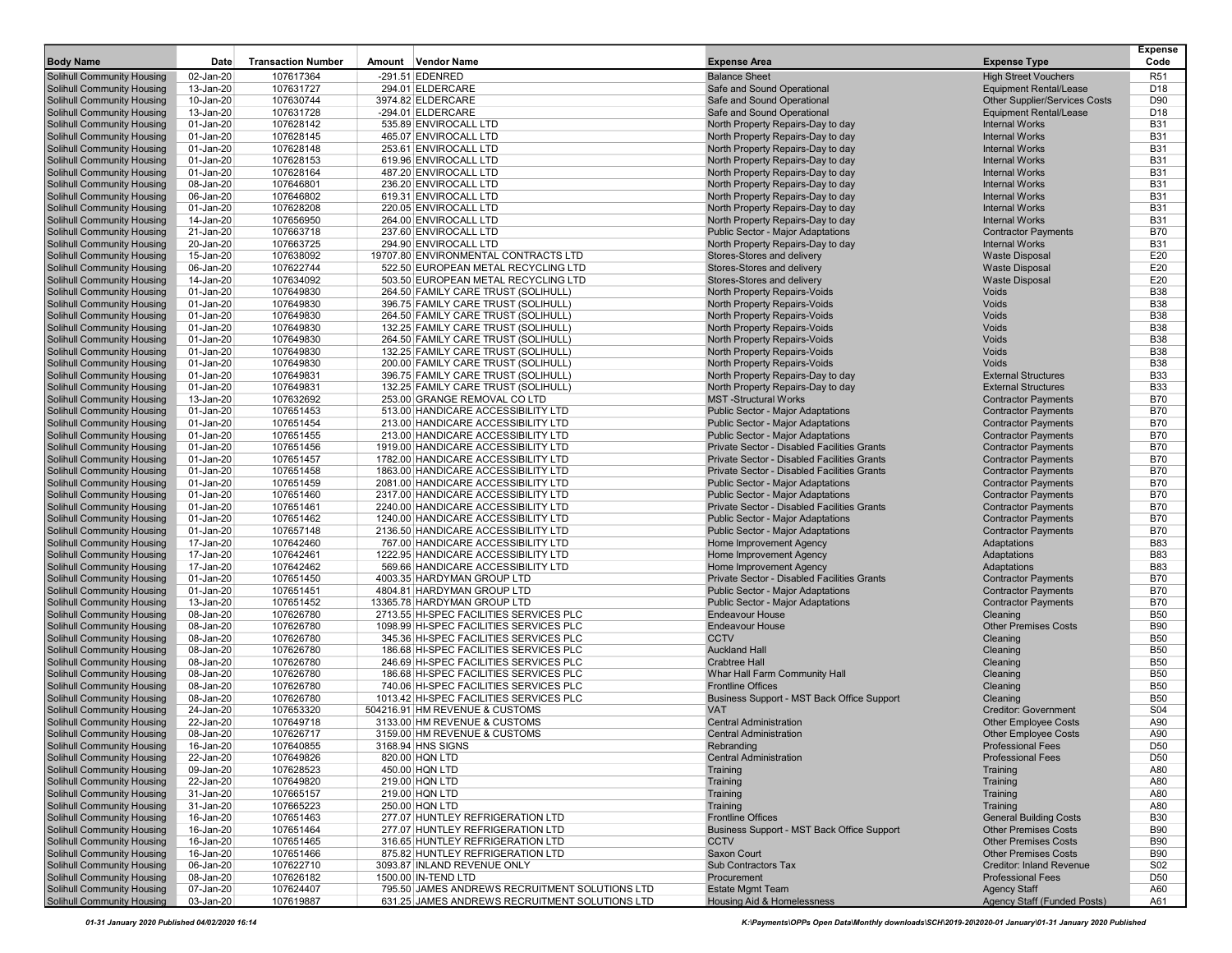| Body Name | Date | Transaction Number | Amount | Vendor Name | Expense Area | Expense Type | Expense Code |
|---|---|---|---|---|---|---|---|
| Solihull Community Housing | 02-Jan-20 | 107617364 | -291.51 | EDENRED | Balance Sheet | High Street Vouchers | R51 |
| Solihull Community Housing | 13-Jan-20 | 107631727 | 294.01 | ELDERCARE | Safe and Sound Operational | Equipment Rental/Lease | D18 |
| Solihull Community Housing | 10-Jan-20 | 107630744 | 3974.82 | ELDERCARE | Safe and Sound Operational | Other Supplier/Services Costs | D90 |
| Solihull Community Housing | 13-Jan-20 | 107631728 | -294.01 | ELDERCARE | Safe and Sound Operational | Equipment Rental/Lease | D18 |
| Solihull Community Housing | 01-Jan-20 | 107628142 | 535.89 | ENVIROCALL LTD | North Property Repairs-Day to day | Internal Works | B31 |
| Solihull Community Housing | 01-Jan-20 | 107628145 | 465.07 | ENVIROCALL LTD | North Property Repairs-Day to day | Internal Works | B31 |
| Solihull Community Housing | 01-Jan-20 | 107628148 | 253.61 | ENVIROCALL LTD | North Property Repairs-Day to day | Internal Works | B31 |
| Solihull Community Housing | 01-Jan-20 | 107628153 | 619.96 | ENVIROCALL LTD | North Property Repairs-Day to day | Internal Works | B31 |
| Solihull Community Housing | 01-Jan-20 | 107628164 | 487.20 | ENVIROCALL LTD | North Property Repairs-Day to day | Internal Works | B31 |
| Solihull Community Housing | 08-Jan-20 | 107646801 | 236.20 | ENVIROCALL LTD | North Property Repairs-Day to day | Internal Works | B31 |
| Solihull Community Housing | 06-Jan-20 | 107646802 | 619.31 | ENVIROCALL LTD | North Property Repairs-Day to day | Internal Works | B31 |
| Solihull Community Housing | 01-Jan-20 | 107628208 | 220.05 | ENVIROCALL LTD | North Property Repairs-Day to day | Internal Works | B31 |
| Solihull Community Housing | 14-Jan-20 | 107656950 | 264.00 | ENVIROCALL LTD | North Property Repairs-Day to day | Internal Works | B31 |
| Solihull Community Housing | 21-Jan-20 | 107663718 | 237.60 | ENVIROCALL LTD | Public Sector - Major Adaptations | Contractor Payments | B70 |
| Solihull Community Housing | 20-Jan-20 | 107663725 | 294.90 | ENVIROCALL LTD | North Property Repairs-Day to day | Internal Works | B31 |
| Solihull Community Housing | 15-Jan-20 | 107638092 | 19707.80 | ENVIRONMENTAL CONTRACTS LTD | Stores-Stores and delivery | Waste Disposal | E20 |
| Solihull Community Housing | 06-Jan-20 | 107622744 | 522.50 | EUROPEAN METAL RECYCLING LTD | Stores-Stores and delivery | Waste Disposal | E20 |
| Solihull Community Housing | 14-Jan-20 | 107634092 | 503.50 | EUROPEAN METAL RECYCLING LTD | Stores-Stores and delivery | Waste Disposal | E20 |
| Solihull Community Housing | 01-Jan-20 | 107649830 | 264.50 | FAMILY CARE TRUST (SOLIHULL) | North Property Repairs-Voids | Voids | B38 |
| Solihull Community Housing | 01-Jan-20 | 107649830 | 396.75 | FAMILY CARE TRUST (SOLIHULL) | North Property Repairs-Voids | Voids | B38 |
| Solihull Community Housing | 01-Jan-20 | 107649830 | 264.50 | FAMILY CARE TRUST (SOLIHULL) | North Property Repairs-Voids | Voids | B38 |
| Solihull Community Housing | 01-Jan-20 | 107649830 | 132.25 | FAMILY CARE TRUST (SOLIHULL) | North Property Repairs-Voids | Voids | B38 |
| Solihull Community Housing | 01-Jan-20 | 107649830 | 264.50 | FAMILY CARE TRUST (SOLIHULL) | North Property Repairs-Voids | Voids | B38 |
| Solihull Community Housing | 01-Jan-20 | 107649830 | 132.25 | FAMILY CARE TRUST (SOLIHULL) | North Property Repairs-Voids | Voids | B38 |
| Solihull Community Housing | 01-Jan-20 | 107649830 | 200.00 | FAMILY CARE TRUST (SOLIHULL) | North Property Repairs-Voids | Voids | B38 |
| Solihull Community Housing | 01-Jan-20 | 107649831 | 396.75 | FAMILY CARE TRUST (SOLIHULL) | North Property Repairs-Day to day | External Structures | B33 |
| Solihull Community Housing | 01-Jan-20 | 107649831 | 132.25 | FAMILY CARE TRUST (SOLIHULL) | North Property Repairs-Day to day | External Structures | B33 |
| Solihull Community Housing | 13-Jan-20 | 107632692 | 253.00 | GRANGE REMOVAL CO LTD | MST -Structural Works | Contractor Payments | B70 |
| Solihull Community Housing | 01-Jan-20 | 107651453 | 513.00 | HANDICARE ACCESSIBILITY LTD | Public Sector - Major Adaptations | Contractor Payments | B70 |
| Solihull Community Housing | 01-Jan-20 | 107651454 | 213.00 | HANDICARE ACCESSIBILITY LTD | Public Sector - Major Adaptations | Contractor Payments | B70 |
| Solihull Community Housing | 01-Jan-20 | 107651455 | 213.00 | HANDICARE ACCESSIBILITY LTD | Public Sector - Major Adaptations | Contractor Payments | B70 |
| Solihull Community Housing | 01-Jan-20 | 107651456 | 1919.00 | HANDICARE ACCESSIBILITY LTD | Private Sector - Disabled Facilities Grants | Contractor Payments | B70 |
| Solihull Community Housing | 01-Jan-20 | 107651457 | 1782.00 | HANDICARE ACCESSIBILITY LTD | Private Sector - Disabled Facilities Grants | Contractor Payments | B70 |
| Solihull Community Housing | 01-Jan-20 | 107651458 | 1863.00 | HANDICARE ACCESSIBILITY LTD | Private Sector - Disabled Facilities Grants | Contractor Payments | B70 |
| Solihull Community Housing | 01-Jan-20 | 107651459 | 2081.00 | HANDICARE ACCESSIBILITY LTD | Public Sector - Major Adaptations | Contractor Payments | B70 |
| Solihull Community Housing | 01-Jan-20 | 107651460 | 2317.00 | HANDICARE ACCESSIBILITY LTD | Public Sector - Major Adaptations | Contractor Payments | B70 |
| Solihull Community Housing | 01-Jan-20 | 107651461 | 2240.00 | HANDICARE ACCESSIBILITY LTD | Private Sector - Disabled Facilities Grants | Contractor Payments | B70 |
| Solihull Community Housing | 01-Jan-20 | 107651462 | 1240.00 | HANDICARE ACCESSIBILITY LTD | Public Sector - Major Adaptations | Contractor Payments | B70 |
| Solihull Community Housing | 01-Jan-20 | 107657148 | 2136.50 | HANDICARE ACCESSIBILITY LTD | Public Sector - Major Adaptations | Contractor Payments | B70 |
| Solihull Community Housing | 17-Jan-20 | 107642460 | 767.00 | HANDICARE ACCESSIBILITY LTD | Home Improvement Agency | Adaptations | B83 |
| Solihull Community Housing | 17-Jan-20 | 107642461 | 1222.95 | HANDICARE ACCESSIBILITY LTD | Home Improvement Agency | Adaptations | B83 |
| Solihull Community Housing | 17-Jan-20 | 107642462 | 569.66 | HANDICARE ACCESSIBILITY LTD | Home Improvement Agency | Adaptations | B83 |
| Solihull Community Housing | 01-Jan-20 | 107651450 | 4003.35 | HARDYMAN GROUP LTD | Private Sector - Disabled Facilities Grants | Contractor Payments | B70 |
| Solihull Community Housing | 01-Jan-20 | 107651451 | 4804.81 | HARDYMAN GROUP LTD | Public Sector - Major Adaptations | Contractor Payments | B70 |
| Solihull Community Housing | 13-Jan-20 | 107651452 | 13365.78 | HARDYMAN GROUP LTD | Public Sector - Major Adaptations | Contractor Payments | B70 |
| Solihull Community Housing | 08-Jan-20 | 107626780 | 2713.55 | HI-SPEC FACILITIES SERVICES PLC | Endeavour House | Cleaning | B50 |
| Solihull Community Housing | 08-Jan-20 | 107626780 | 1098.99 | HI-SPEC FACILITIES SERVICES PLC | Endeavour House | Other Premises Costs | B90 |
| Solihull Community Housing | 08-Jan-20 | 107626780 | 345.36 | HI-SPEC FACILITIES SERVICES PLC | CCTV | Cleaning | B50 |
| Solihull Community Housing | 08-Jan-20 | 107626780 | 186.68 | HI-SPEC FACILITIES SERVICES PLC | Auckland Hall | Cleaning | B50 |
| Solihull Community Housing | 08-Jan-20 | 107626780 | 246.69 | HI-SPEC FACILITIES SERVICES PLC | Crabtree Hall | Cleaning | B50 |
| Solihull Community Housing | 08-Jan-20 | 107626780 | 186.68 | HI-SPEC FACILITIES SERVICES PLC | Whar Hall Farm Community Hall | Cleaning | B50 |
| Solihull Community Housing | 08-Jan-20 | 107626780 | 740.06 | HI-SPEC FACILITIES SERVICES PLC | Frontline Offices | Cleaning | B50 |
| Solihull Community Housing | 08-Jan-20 | 107626780 | 1013.42 | HI-SPEC FACILITIES SERVICES PLC | Business Support - MST Back Office Support | Cleaning | B50 |
| Solihull Community Housing | 24-Jan-20 | 107653320 | 504216.91 | HM REVENUE & CUSTOMS | VAT | Creditor: Government | S04 |
| Solihull Community Housing | 22-Jan-20 | 107649718 | 3133.00 | HM REVENUE & CUSTOMS | Central Administration | Other Employee Costs | A90 |
| Solihull Community Housing | 08-Jan-20 | 107626717 | 3159.00 | HM REVENUE & CUSTOMS | Central Administration | Other Employee Costs | A90 |
| Solihull Community Housing | 16-Jan-20 | 107640855 | 3168.94 | HNS SIGNS | Rebranding | Professional Fees | D50 |
| Solihull Community Housing | 22-Jan-20 | 107649826 | 820.00 | HQN LTD | Central Administration | Professional Fees | D50 |
| Solihull Community Housing | 09-Jan-20 | 107628523 | 450.00 | HQN LTD | Training | Training | A80 |
| Solihull Community Housing | 22-Jan-20 | 107649820 | 219.00 | HQN LTD | Training | Training | A80 |
| Solihull Community Housing | 31-Jan-20 | 107665157 | 219.00 | HQN LTD | Training | Training | A80 |
| Solihull Community Housing | 31-Jan-20 | 107665223 | 250.00 | HQN LTD | Training | Training | A80 |
| Solihull Community Housing | 16-Jan-20 | 107651463 | 277.07 | HUNTLEY REFRIGERATION LTD | Frontline Offices | General Building Costs | B30 |
| Solihull Community Housing | 16-Jan-20 | 107651464 | 277.07 | HUNTLEY REFRIGERATION LTD | Business Support - MST Back Office Support | Other Premises Costs | B90 |
| Solihull Community Housing | 16-Jan-20 | 107651465 | 316.65 | HUNTLEY REFRIGERATION LTD | CCTV | Other Premises Costs | B90 |
| Solihull Community Housing | 16-Jan-20 | 107651466 | 875.82 | HUNTLEY REFRIGERATION LTD | Saxon Court | Other Premises Costs | B90 |
| Solihull Community Housing | 06-Jan-20 | 107622710 | 3093.87 | INLAND REVENUE ONLY | Sub Contractors Tax | Creditor: Inland Revenue | S02 |
| Solihull Community Housing | 08-Jan-20 | 107626182 | 1500.00 | IN-TEND LTD | Procurement | Professional Fees | D50 |
| Solihull Community Housing | 07-Jan-20 | 107624407 | 795.50 | JAMES ANDREWS RECRUITMENT SOLUTIONS LTD | Estate Mgmt Team | Agency Staff | A60 |
| Solihull Community Housing | 03-Jan-20 | 107619887 | 631.25 | JAMES ANDREWS RECRUITMENT SOLUTIONS LTD | Housing Aid & Homelessness | Agency Staff (Funded Posts) | A61 |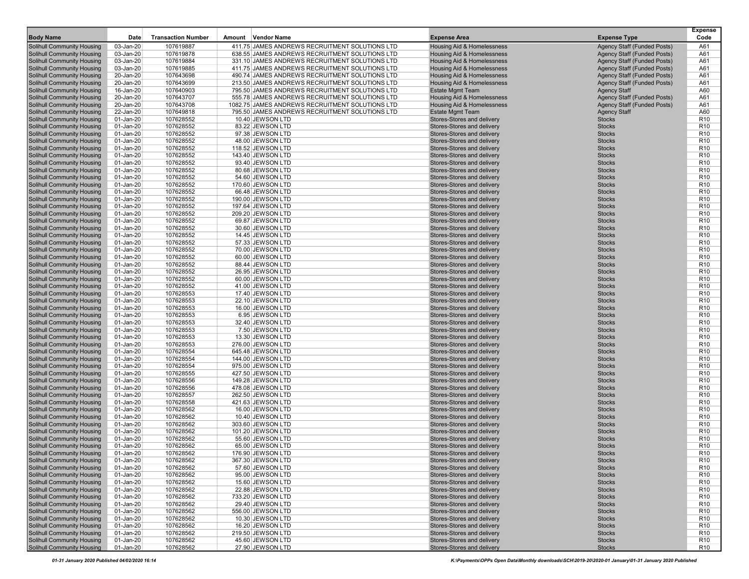| Body Name | Date | Transaction Number | Amount | Vendor Name | Expense Area | Expense Type | Expense Code |
|---|---|---|---|---|---|---|---|
| Solihull Community Housing | 03-Jan-20 | 107619887 | 411.75 | JAMES ANDREWS RECRUITMENT SOLUTIONS LTD | Housing Aid & Homelessness | Agency Staff (Funded Posts) | A61 |
| Solihull Community Housing | 03-Jan-20 | 107619878 | 638.55 | JAMES ANDREWS RECRUITMENT SOLUTIONS LTD | Housing Aid & Homelessness | Agency Staff (Funded Posts) | A61 |
| Solihull Community Housing | 03-Jan-20 | 107619884 | 331.10 | JAMES ANDREWS RECRUITMENT SOLUTIONS LTD | Housing Aid & Homelessness | Agency Staff (Funded Posts) | A61 |
| Solihull Community Housing | 03-Jan-20 | 107619885 | 411.75 | JAMES ANDREWS RECRUITMENT SOLUTIONS LTD | Housing Aid & Homelessness | Agency Staff (Funded Posts) | A61 |
| Solihull Community Housing | 20-Jan-20 | 107643698 | 490.74 | JAMES ANDREWS RECRUITMENT SOLUTIONS LTD | Housing Aid & Homelessness | Agency Staff (Funded Posts) | A61 |
| Solihull Community Housing | 20-Jan-20 | 107643699 | 213.50 | JAMES ANDREWS RECRUITMENT SOLUTIONS LTD | Housing Aid & Homelessness | Agency Staff (Funded Posts) | A61 |
| Solihull Community Housing | 16-Jan-20 | 107640903 | 795.50 | JAMES ANDREWS RECRUITMENT SOLUTIONS LTD | Estate Mgmt Team | Agency Staff | A60 |
| Solihull Community Housing | 20-Jan-20 | 107643707 | 555.78 | JAMES ANDREWS RECRUITMENT SOLUTIONS LTD | Housing Aid & Homelessness | Agency Staff (Funded Posts) | A61 |
| Solihull Community Housing | 20-Jan-20 | 107643708 | 1082.75 | JAMES ANDREWS RECRUITMENT SOLUTIONS LTD | Housing Aid & Homelessness | Agency Staff (Funded Posts) | A61 |
| Solihull Community Housing | 22-Jan-20 | 107649818 | 795.50 | JAMES ANDREWS RECRUITMENT SOLUTIONS LTD | Estate Mgmt Team | Agency Staff | A60 |
| Solihull Community Housing | 01-Jan-20 | 107628552 | 10.40 | JEWSON LTD | Stores-Stores and delivery | Stocks | R10 |
| Solihull Community Housing | 01-Jan-20 | 107628552 | 83.22 | JEWSON LTD | Stores-Stores and delivery | Stocks | R10 |
| Solihull Community Housing | 01-Jan-20 | 107628552 | 97.38 | JEWSON LTD | Stores-Stores and delivery | Stocks | R10 |
| Solihull Community Housing | 01-Jan-20 | 107628552 | 48.00 | JEWSON LTD | Stores-Stores and delivery | Stocks | R10 |
| Solihull Community Housing | 01-Jan-20 | 107628552 | 118.52 | JEWSON LTD | Stores-Stores and delivery | Stocks | R10 |
| Solihull Community Housing | 01-Jan-20 | 107628552 | 143.40 | JEWSON LTD | Stores-Stores and delivery | Stocks | R10 |
| Solihull Community Housing | 01-Jan-20 | 107628552 | 93.40 | JEWSON LTD | Stores-Stores and delivery | Stocks | R10 |
| Solihull Community Housing | 01-Jan-20 | 107628552 | 80.68 | JEWSON LTD | Stores-Stores and delivery | Stocks | R10 |
| Solihull Community Housing | 01-Jan-20 | 107628552 | 54.60 | JEWSON LTD | Stores-Stores and delivery | Stocks | R10 |
| Solihull Community Housing | 01-Jan-20 | 107628552 | 170.60 | JEWSON LTD | Stores-Stores and delivery | Stocks | R10 |
| Solihull Community Housing | 01-Jan-20 | 107628552 | 66.48 | JEWSON LTD | Stores-Stores and delivery | Stocks | R10 |
| Solihull Community Housing | 01-Jan-20 | 107628552 | 190.00 | JEWSON LTD | Stores-Stores and delivery | Stocks | R10 |
| Solihull Community Housing | 01-Jan-20 | 107628552 | 197.64 | JEWSON LTD | Stores-Stores and delivery | Stocks | R10 |
| Solihull Community Housing | 01-Jan-20 | 107628552 | 209.20 | JEWSON LTD | Stores-Stores and delivery | Stocks | R10 |
| Solihull Community Housing | 01-Jan-20 | 107628552 | 69.87 | JEWSON LTD | Stores-Stores and delivery | Stocks | R10 |
| Solihull Community Housing | 01-Jan-20 | 107628552 | 30.60 | JEWSON LTD | Stores-Stores and delivery | Stocks | R10 |
| Solihull Community Housing | 01-Jan-20 | 107628552 | 14.45 | JEWSON LTD | Stores-Stores and delivery | Stocks | R10 |
| Solihull Community Housing | 01-Jan-20 | 107628552 | 57.33 | JEWSON LTD | Stores-Stores and delivery | Stocks | R10 |
| Solihull Community Housing | 01-Jan-20 | 107628552 | 70.00 | JEWSON LTD | Stores-Stores and delivery | Stocks | R10 |
| Solihull Community Housing | 01-Jan-20 | 107628552 | 60.00 | JEWSON LTD | Stores-Stores and delivery | Stocks | R10 |
| Solihull Community Housing | 01-Jan-20 | 107628552 | 88.44 | JEWSON LTD | Stores-Stores and delivery | Stocks | R10 |
| Solihull Community Housing | 01-Jan-20 | 107628552 | 26.95 | JEWSON LTD | Stores-Stores and delivery | Stocks | R10 |
| Solihull Community Housing | 01-Jan-20 | 107628552 | 60.00 | JEWSON LTD | Stores-Stores and delivery | Stocks | R10 |
| Solihull Community Housing | 01-Jan-20 | 107628552 | 41.00 | JEWSON LTD | Stores-Stores and delivery | Stocks | R10 |
| Solihull Community Housing | 01-Jan-20 | 107628553 | 17.40 | JEWSON LTD | Stores-Stores and delivery | Stocks | R10 |
| Solihull Community Housing | 01-Jan-20 | 107628553 | 22.10 | JEWSON LTD | Stores-Stores and delivery | Stocks | R10 |
| Solihull Community Housing | 01-Jan-20 | 107628553 | 16.00 | JEWSON LTD | Stores-Stores and delivery | Stocks | R10 |
| Solihull Community Housing | 01-Jan-20 | 107628553 | 6.95 | JEWSON LTD | Stores-Stores and delivery | Stocks | R10 |
| Solihull Community Housing | 01-Jan-20 | 107628553 | 32.40 | JEWSON LTD | Stores-Stores and delivery | Stocks | R10 |
| Solihull Community Housing | 01-Jan-20 | 107628553 | 7.50 | JEWSON LTD | Stores-Stores and delivery | Stocks | R10 |
| Solihull Community Housing | 01-Jan-20 | 107628553 | 13.30 | JEWSON LTD | Stores-Stores and delivery | Stocks | R10 |
| Solihull Community Housing | 01-Jan-20 | 107628553 | 276.00 | JEWSON LTD | Stores-Stores and delivery | Stocks | R10 |
| Solihull Community Housing | 01-Jan-20 | 107628554 | 645.48 | JEWSON LTD | Stores-Stores and delivery | Stocks | R10 |
| Solihull Community Housing | 01-Jan-20 | 107628554 | 144.00 | JEWSON LTD | Stores-Stores and delivery | Stocks | R10 |
| Solihull Community Housing | 01-Jan-20 | 107628554 | 975.00 | JEWSON LTD | Stores-Stores and delivery | Stocks | R10 |
| Solihull Community Housing | 01-Jan-20 | 107628555 | 427.50 | JEWSON LTD | Stores-Stores and delivery | Stocks | R10 |
| Solihull Community Housing | 01-Jan-20 | 107628556 | 149.28 | JEWSON LTD | Stores-Stores and delivery | Stocks | R10 |
| Solihull Community Housing | 01-Jan-20 | 107628556 | 478.08 | JEWSON LTD | Stores-Stores and delivery | Stocks | R10 |
| Solihull Community Housing | 01-Jan-20 | 107628557 | 262.50 | JEWSON LTD | Stores-Stores and delivery | Stocks | R10 |
| Solihull Community Housing | 01-Jan-20 | 107628558 | 421.63 | JEWSON LTD | Stores-Stores and delivery | Stocks | R10 |
| Solihull Community Housing | 01-Jan-20 | 107628562 | 16.00 | JEWSON LTD | Stores-Stores and delivery | Stocks | R10 |
| Solihull Community Housing | 01-Jan-20 | 107628562 | 10.40 | JEWSON LTD | Stores-Stores and delivery | Stocks | R10 |
| Solihull Community Housing | 01-Jan-20 | 107628562 | 303.60 | JEWSON LTD | Stores-Stores and delivery | Stocks | R10 |
| Solihull Community Housing | 01-Jan-20 | 107628562 | 101.20 | JEWSON LTD | Stores-Stores and delivery | Stocks | R10 |
| Solihull Community Housing | 01-Jan-20 | 107628562 | 55.60 | JEWSON LTD | Stores-Stores and delivery | Stocks | R10 |
| Solihull Community Housing | 01-Jan-20 | 107628562 | 65.00 | JEWSON LTD | Stores-Stores and delivery | Stocks | R10 |
| Solihull Community Housing | 01-Jan-20 | 107628562 | 176.90 | JEWSON LTD | Stores-Stores and delivery | Stocks | R10 |
| Solihull Community Housing | 01-Jan-20 | 107628562 | 367.30 | JEWSON LTD | Stores-Stores and delivery | Stocks | R10 |
| Solihull Community Housing | 01-Jan-20 | 107628562 | 57.60 | JEWSON LTD | Stores-Stores and delivery | Stocks | R10 |
| Solihull Community Housing | 01-Jan-20 | 107628562 | 95.00 | JEWSON LTD | Stores-Stores and delivery | Stocks | R10 |
| Solihull Community Housing | 01-Jan-20 | 107628562 | 15.60 | JEWSON LTD | Stores-Stores and delivery | Stocks | R10 |
| Solihull Community Housing | 01-Jan-20 | 107628562 | 22.88 | JEWSON LTD | Stores-Stores and delivery | Stocks | R10 |
| Solihull Community Housing | 01-Jan-20 | 107628562 | 733.20 | JEWSON LTD | Stores-Stores and delivery | Stocks | R10 |
| Solihull Community Housing | 01-Jan-20 | 107628562 | 29.40 | JEWSON LTD | Stores-Stores and delivery | Stocks | R10 |
| Solihull Community Housing | 01-Jan-20 | 107628562 | 556.00 | JEWSON LTD | Stores-Stores and delivery | Stocks | R10 |
| Solihull Community Housing | 01-Jan-20 | 107628562 | 10.30 | JEWSON LTD | Stores-Stores and delivery | Stocks | R10 |
| Solihull Community Housing | 01-Jan-20 | 107628562 | 16.20 | JEWSON LTD | Stores-Stores and delivery | Stocks | R10 |
| Solihull Community Housing | 01-Jan-20 | 107628562 | 219.50 | JEWSON LTD | Stores-Stores and delivery | Stocks | R10 |
| Solihull Community Housing | 01-Jan-20 | 107628562 | 45.60 | JEWSON LTD | Stores-Stores and delivery | Stocks | R10 |
| Solihull Community Housing | 01-Jan-20 | 107628562 | 27.90 | JEWSON LTD | Stores-Stores and delivery | Stocks | R10 |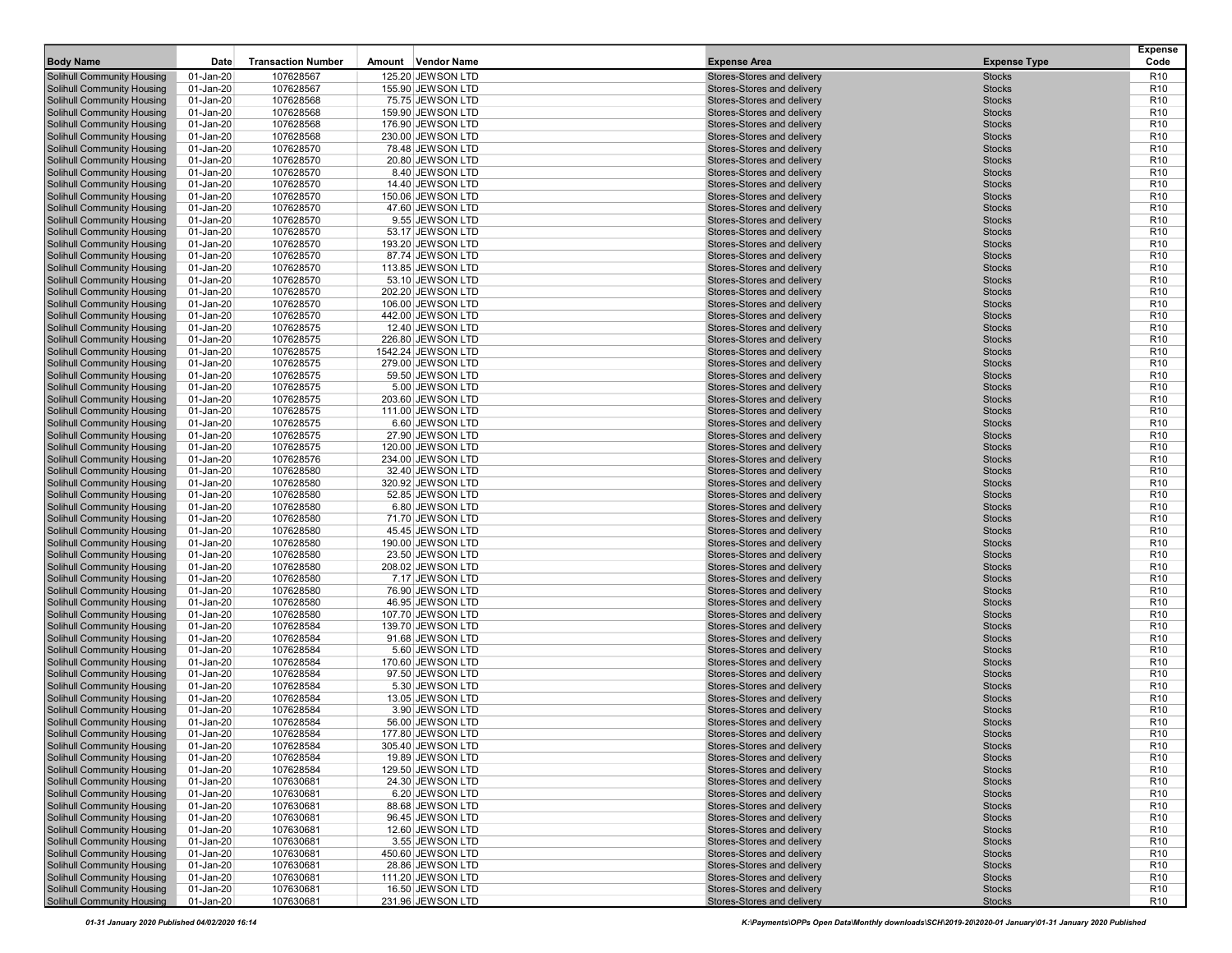| Body Name | Date | Transaction Number | Amount | Vendor Name | Expense Area | Expense Type | Expense Code |
|---|---|---|---|---|---|---|---|
| Solihull Community Housing | 01-Jan-20 | 107628567 | 125.20 | JEWSON LTD | Stores-Stores and delivery | Stocks | R10 |
| Solihull Community Housing | 01-Jan-20 | 107628567 | 155.90 | JEWSON LTD | Stores-Stores and delivery | Stocks | R10 |
| Solihull Community Housing | 01-Jan-20 | 107628568 | 75.75 | JEWSON LTD | Stores-Stores and delivery | Stocks | R10 |
| Solihull Community Housing | 01-Jan-20 | 107628568 | 159.90 | JEWSON LTD | Stores-Stores and delivery | Stocks | R10 |
| Solihull Community Housing | 01-Jan-20 | 107628568 | 176.90 | JEWSON LTD | Stores-Stores and delivery | Stocks | R10 |
| Solihull Community Housing | 01-Jan-20 | 107628568 | 230.00 | JEWSON LTD | Stores-Stores and delivery | Stocks | R10 |
| Solihull Community Housing | 01-Jan-20 | 107628570 | 78.48 | JEWSON LTD | Stores-Stores and delivery | Stocks | R10 |
| Solihull Community Housing | 01-Jan-20 | 107628570 | 20.80 | JEWSON LTD | Stores-Stores and delivery | Stocks | R10 |
| Solihull Community Housing | 01-Jan-20 | 107628570 | 8.40 | JEWSON LTD | Stores-Stores and delivery | Stocks | R10 |
| Solihull Community Housing | 01-Jan-20 | 107628570 | 14.40 | JEWSON LTD | Stores-Stores and delivery | Stocks | R10 |
| Solihull Community Housing | 01-Jan-20 | 107628570 | 150.06 | JEWSON LTD | Stores-Stores and delivery | Stocks | R10 |
| Solihull Community Housing | 01-Jan-20 | 107628570 | 47.60 | JEWSON LTD | Stores-Stores and delivery | Stocks | R10 |
| Solihull Community Housing | 01-Jan-20 | 107628570 | 9.55 | JEWSON LTD | Stores-Stores and delivery | Stocks | R10 |
| Solihull Community Housing | 01-Jan-20 | 107628570 | 53.17 | JEWSON LTD | Stores-Stores and delivery | Stocks | R10 |
| Solihull Community Housing | 01-Jan-20 | 107628570 | 193.20 | JEWSON LTD | Stores-Stores and delivery | Stocks | R10 |
| Solihull Community Housing | 01-Jan-20 | 107628570 | 87.74 | JEWSON LTD | Stores-Stores and delivery | Stocks | R10 |
| Solihull Community Housing | 01-Jan-20 | 107628570 | 113.85 | JEWSON LTD | Stores-Stores and delivery | Stocks | R10 |
| Solihull Community Housing | 01-Jan-20 | 107628570 | 53.10 | JEWSON LTD | Stores-Stores and delivery | Stocks | R10 |
| Solihull Community Housing | 01-Jan-20 | 107628570 | 202.20 | JEWSON LTD | Stores-Stores and delivery | Stocks | R10 |
| Solihull Community Housing | 01-Jan-20 | 107628570 | 106.00 | JEWSON LTD | Stores-Stores and delivery | Stocks | R10 |
| Solihull Community Housing | 01-Jan-20 | 107628570 | 442.00 | JEWSON LTD | Stores-Stores and delivery | Stocks | R10 |
| Solihull Community Housing | 01-Jan-20 | 107628575 | 12.40 | JEWSON LTD | Stores-Stores and delivery | Stocks | R10 |
| Solihull Community Housing | 01-Jan-20 | 107628575 | 226.80 | JEWSON LTD | Stores-Stores and delivery | Stocks | R10 |
| Solihull Community Housing | 01-Jan-20 | 107628575 | 1542.24 | JEWSON LTD | Stores-Stores and delivery | Stocks | R10 |
| Solihull Community Housing | 01-Jan-20 | 107628575 | 279.00 | JEWSON LTD | Stores-Stores and delivery | Stocks | R10 |
| Solihull Community Housing | 01-Jan-20 | 107628575 | 59.50 | JEWSON LTD | Stores-Stores and delivery | Stocks | R10 |
| Solihull Community Housing | 01-Jan-20 | 107628575 | 5.00 | JEWSON LTD | Stores-Stores and delivery | Stocks | R10 |
| Solihull Community Housing | 01-Jan-20 | 107628575 | 203.60 | JEWSON LTD | Stores-Stores and delivery | Stocks | R10 |
| Solihull Community Housing | 01-Jan-20 | 107628575 | 111.00 | JEWSON LTD | Stores-Stores and delivery | Stocks | R10 |
| Solihull Community Housing | 01-Jan-20 | 107628575 | 6.60 | JEWSON LTD | Stores-Stores and delivery | Stocks | R10 |
| Solihull Community Housing | 01-Jan-20 | 107628575 | 27.90 | JEWSON LTD | Stores-Stores and delivery | Stocks | R10 |
| Solihull Community Housing | 01-Jan-20 | 107628575 | 120.00 | JEWSON LTD | Stores-Stores and delivery | Stocks | R10 |
| Solihull Community Housing | 01-Jan-20 | 107628576 | 234.00 | JEWSON LTD | Stores-Stores and delivery | Stocks | R10 |
| Solihull Community Housing | 01-Jan-20 | 107628580 | 32.40 | JEWSON LTD | Stores-Stores and delivery | Stocks | R10 |
| Solihull Community Housing | 01-Jan-20 | 107628580 | 320.92 | JEWSON LTD | Stores-Stores and delivery | Stocks | R10 |
| Solihull Community Housing | 01-Jan-20 | 107628580 | 52.85 | JEWSON LTD | Stores-Stores and delivery | Stocks | R10 |
| Solihull Community Housing | 01-Jan-20 | 107628580 | 6.80 | JEWSON LTD | Stores-Stores and delivery | Stocks | R10 |
| Solihull Community Housing | 01-Jan-20 | 107628580 | 71.70 | JEWSON LTD | Stores-Stores and delivery | Stocks | R10 |
| Solihull Community Housing | 01-Jan-20 | 107628580 | 45.45 | JEWSON LTD | Stores-Stores and delivery | Stocks | R10 |
| Solihull Community Housing | 01-Jan-20 | 107628580 | 190.00 | JEWSON LTD | Stores-Stores and delivery | Stocks | R10 |
| Solihull Community Housing | 01-Jan-20 | 107628580 | 23.50 | JEWSON LTD | Stores-Stores and delivery | Stocks | R10 |
| Solihull Community Housing | 01-Jan-20 | 107628580 | 208.02 | JEWSON LTD | Stores-Stores and delivery | Stocks | R10 |
| Solihull Community Housing | 01-Jan-20 | 107628580 | 7.17 | JEWSON LTD | Stores-Stores and delivery | Stocks | R10 |
| Solihull Community Housing | 01-Jan-20 | 107628580 | 76.90 | JEWSON LTD | Stores-Stores and delivery | Stocks | R10 |
| Solihull Community Housing | 01-Jan-20 | 107628580 | 46.95 | JEWSON LTD | Stores-Stores and delivery | Stocks | R10 |
| Solihull Community Housing | 01-Jan-20 | 107628580 | 107.70 | JEWSON LTD | Stores-Stores and delivery | Stocks | R10 |
| Solihull Community Housing | 01-Jan-20 | 107628584 | 139.70 | JEWSON LTD | Stores-Stores and delivery | Stocks | R10 |
| Solihull Community Housing | 01-Jan-20 | 107628584 | 91.68 | JEWSON LTD | Stores-Stores and delivery | Stocks | R10 |
| Solihull Community Housing | 01-Jan-20 | 107628584 | 5.60 | JEWSON LTD | Stores-Stores and delivery | Stocks | R10 |
| Solihull Community Housing | 01-Jan-20 | 107628584 | 170.60 | JEWSON LTD | Stores-Stores and delivery | Stocks | R10 |
| Solihull Community Housing | 01-Jan-20 | 107628584 | 97.50 | JEWSON LTD | Stores-Stores and delivery | Stocks | R10 |
| Solihull Community Housing | 01-Jan-20 | 107628584 | 5.30 | JEWSON LTD | Stores-Stores and delivery | Stocks | R10 |
| Solihull Community Housing | 01-Jan-20 | 107628584 | 13.05 | JEWSON LTD | Stores-Stores and delivery | Stocks | R10 |
| Solihull Community Housing | 01-Jan-20 | 107628584 | 3.90 | JEWSON LTD | Stores-Stores and delivery | Stocks | R10 |
| Solihull Community Housing | 01-Jan-20 | 107628584 | 56.00 | JEWSON LTD | Stores-Stores and delivery | Stocks | R10 |
| Solihull Community Housing | 01-Jan-20 | 107628584 | 177.80 | JEWSON LTD | Stores-Stores and delivery | Stocks | R10 |
| Solihull Community Housing | 01-Jan-20 | 107628584 | 305.40 | JEWSON LTD | Stores-Stores and delivery | Stocks | R10 |
| Solihull Community Housing | 01-Jan-20 | 107628584 | 19.89 | JEWSON LTD | Stores-Stores and delivery | Stocks | R10 |
| Solihull Community Housing | 01-Jan-20 | 107628584 | 129.50 | JEWSON LTD | Stores-Stores and delivery | Stocks | R10 |
| Solihull Community Housing | 01-Jan-20 | 107630681 | 24.30 | JEWSON LTD | Stores-Stores and delivery | Stocks | R10 |
| Solihull Community Housing | 01-Jan-20 | 107630681 | 6.20 | JEWSON LTD | Stores-Stores and delivery | Stocks | R10 |
| Solihull Community Housing | 01-Jan-20 | 107630681 | 88.68 | JEWSON LTD | Stores-Stores and delivery | Stocks | R10 |
| Solihull Community Housing | 01-Jan-20 | 107630681 | 96.45 | JEWSON LTD | Stores-Stores and delivery | Stocks | R10 |
| Solihull Community Housing | 01-Jan-20 | 107630681 | 12.60 | JEWSON LTD | Stores-Stores and delivery | Stocks | R10 |
| Solihull Community Housing | 01-Jan-20 | 107630681 | 3.55 | JEWSON LTD | Stores-Stores and delivery | Stocks | R10 |
| Solihull Community Housing | 01-Jan-20 | 107630681 | 450.60 | JEWSON LTD | Stores-Stores and delivery | Stocks | R10 |
| Solihull Community Housing | 01-Jan-20 | 107630681 | 28.86 | JEWSON LTD | Stores-Stores and delivery | Stocks | R10 |
| Solihull Community Housing | 01-Jan-20 | 107630681 | 111.20 | JEWSON LTD | Stores-Stores and delivery | Stocks | R10 |
| Solihull Community Housing | 01-Jan-20 | 107630681 | 16.50 | JEWSON LTD | Stores-Stores and delivery | Stocks | R10 |
| Solihull Community Housing | 01-Jan-20 | 107630681 | 231.96 | JEWSON LTD | Stores-Stores and delivery | Stocks | R10 |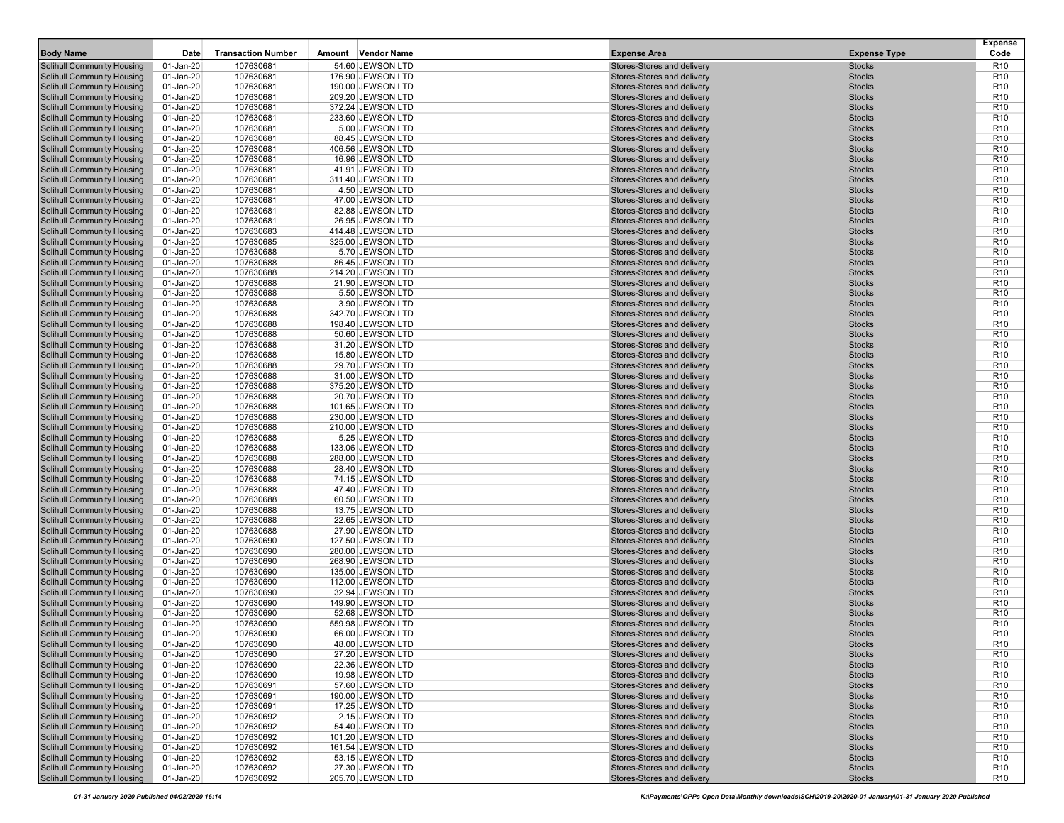| Body Name | Date | Transaction Number | Amount | Vendor Name | Expense Area | Expense Type | Expense Code |
|---|---|---|---|---|---|---|---|
| Solihull Community Housing | 01-Jan-20 | 107630681 | 54.60 | JEWSON LTD | Stores-Stores and delivery | Stocks | R10 |
| Solihull Community Housing | 01-Jan-20 | 107630681 | 176.90 | JEWSON LTD | Stores-Stores and delivery | Stocks | R10 |
| Solihull Community Housing | 01-Jan-20 | 107630681 | 190.00 | JEWSON LTD | Stores-Stores and delivery | Stocks | R10 |
| Solihull Community Housing | 01-Jan-20 | 107630681 | 209.20 | JEWSON LTD | Stores-Stores and delivery | Stocks | R10 |
| Solihull Community Housing | 01-Jan-20 | 107630681 | 372.24 | JEWSON LTD | Stores-Stores and delivery | Stocks | R10 |
| Solihull Community Housing | 01-Jan-20 | 107630681 | 233.60 | JEWSON LTD | Stores-Stores and delivery | Stocks | R10 |
| Solihull Community Housing | 01-Jan-20 | 107630681 | 5.00 | JEWSON LTD | Stores-Stores and delivery | Stocks | R10 |
| Solihull Community Housing | 01-Jan-20 | 107630681 | 88.45 | JEWSON LTD | Stores-Stores and delivery | Stocks | R10 |
| Solihull Community Housing | 01-Jan-20 | 107630681 | 406.56 | JEWSON LTD | Stores-Stores and delivery | Stocks | R10 |
| Solihull Community Housing | 01-Jan-20 | 107630681 | 16.96 | JEWSON LTD | Stores-Stores and delivery | Stocks | R10 |
| Solihull Community Housing | 01-Jan-20 | 107630681 | 41.91 | JEWSON LTD | Stores-Stores and delivery | Stocks | R10 |
| Solihull Community Housing | 01-Jan-20 | 107630681 | 311.40 | JEWSON LTD | Stores-Stores and delivery | Stocks | R10 |
| Solihull Community Housing | 01-Jan-20 | 107630681 | 4.50 | JEWSON LTD | Stores-Stores and delivery | Stocks | R10 |
| Solihull Community Housing | 01-Jan-20 | 107630681 | 47.00 | JEWSON LTD | Stores-Stores and delivery | Stocks | R10 |
| Solihull Community Housing | 01-Jan-20 | 107630681 | 82.88 | JEWSON LTD | Stores-Stores and delivery | Stocks | R10 |
| Solihull Community Housing | 01-Jan-20 | 107630681 | 26.95 | JEWSON LTD | Stores-Stores and delivery | Stocks | R10 |
| Solihull Community Housing | 01-Jan-20 | 107630683 | 414.48 | JEWSON LTD | Stores-Stores and delivery | Stocks | R10 |
| Solihull Community Housing | 01-Jan-20 | 107630685 | 325.00 | JEWSON LTD | Stores-Stores and delivery | Stocks | R10 |
| Solihull Community Housing | 01-Jan-20 | 107630688 | 5.70 | JEWSON LTD | Stores-Stores and delivery | Stocks | R10 |
| Solihull Community Housing | 01-Jan-20 | 107630688 | 86.45 | JEWSON LTD | Stores-Stores and delivery | Stocks | R10 |
| Solihull Community Housing | 01-Jan-20 | 107630688 | 214.20 | JEWSON LTD | Stores-Stores and delivery | Stocks | R10 |
| Solihull Community Housing | 01-Jan-20 | 107630688 | 21.90 | JEWSON LTD | Stores-Stores and delivery | Stocks | R10 |
| Solihull Community Housing | 01-Jan-20 | 107630688 | 5.50 | JEWSON LTD | Stores-Stores and delivery | Stocks | R10 |
| Solihull Community Housing | 01-Jan-20 | 107630688 | 3.90 | JEWSON LTD | Stores-Stores and delivery | Stocks | R10 |
| Solihull Community Housing | 01-Jan-20 | 107630688 | 342.70 | JEWSON LTD | Stores-Stores and delivery | Stocks | R10 |
| Solihull Community Housing | 01-Jan-20 | 107630688 | 198.40 | JEWSON LTD | Stores-Stores and delivery | Stocks | R10 |
| Solihull Community Housing | 01-Jan-20 | 107630688 | 50.60 | JEWSON LTD | Stores-Stores and delivery | Stocks | R10 |
| Solihull Community Housing | 01-Jan-20 | 107630688 | 31.20 | JEWSON LTD | Stores-Stores and delivery | Stocks | R10 |
| Solihull Community Housing | 01-Jan-20 | 107630688 | 15.80 | JEWSON LTD | Stores-Stores and delivery | Stocks | R10 |
| Solihull Community Housing | 01-Jan-20 | 107630688 | 29.70 | JEWSON LTD | Stores-Stores and delivery | Stocks | R10 |
| Solihull Community Housing | 01-Jan-20 | 107630688 | 31.00 | JEWSON LTD | Stores-Stores and delivery | Stocks | R10 |
| Solihull Community Housing | 01-Jan-20 | 107630688 | 375.20 | JEWSON LTD | Stores-Stores and delivery | Stocks | R10 |
| Solihull Community Housing | 01-Jan-20 | 107630688 | 20.70 | JEWSON LTD | Stores-Stores and delivery | Stocks | R10 |
| Solihull Community Housing | 01-Jan-20 | 107630688 | 101.65 | JEWSON LTD | Stores-Stores and delivery | Stocks | R10 |
| Solihull Community Housing | 01-Jan-20 | 107630688 | 230.00 | JEWSON LTD | Stores-Stores and delivery | Stocks | R10 |
| Solihull Community Housing | 01-Jan-20 | 107630688 | 210.00 | JEWSON LTD | Stores-Stores and delivery | Stocks | R10 |
| Solihull Community Housing | 01-Jan-20 | 107630688 | 5.25 | JEWSON LTD | Stores-Stores and delivery | Stocks | R10 |
| Solihull Community Housing | 01-Jan-20 | 107630688 | 133.06 | JEWSON LTD | Stores-Stores and delivery | Stocks | R10 |
| Solihull Community Housing | 01-Jan-20 | 107630688 | 288.00 | JEWSON LTD | Stores-Stores and delivery | Stocks | R10 |
| Solihull Community Housing | 01-Jan-20 | 107630688 | 28.40 | JEWSON LTD | Stores-Stores and delivery | Stocks | R10 |
| Solihull Community Housing | 01-Jan-20 | 107630688 | 74.15 | JEWSON LTD | Stores-Stores and delivery | Stocks | R10 |
| Solihull Community Housing | 01-Jan-20 | 107630688 | 47.40 | JEWSON LTD | Stores-Stores and delivery | Stocks | R10 |
| Solihull Community Housing | 01-Jan-20 | 107630688 | 60.50 | JEWSON LTD | Stores-Stores and delivery | Stocks | R10 |
| Solihull Community Housing | 01-Jan-20 | 107630688 | 13.75 | JEWSON LTD | Stores-Stores and delivery | Stocks | R10 |
| Solihull Community Housing | 01-Jan-20 | 107630688 | 22.65 | JEWSON LTD | Stores-Stores and delivery | Stocks | R10 |
| Solihull Community Housing | 01-Jan-20 | 107630688 | 27.90 | JEWSON LTD | Stores-Stores and delivery | Stocks | R10 |
| Solihull Community Housing | 01-Jan-20 | 107630690 | 127.50 | JEWSON LTD | Stores-Stores and delivery | Stocks | R10 |
| Solihull Community Housing | 01-Jan-20 | 107630690 | 280.00 | JEWSON LTD | Stores-Stores and delivery | Stocks | R10 |
| Solihull Community Housing | 01-Jan-20 | 107630690 | 268.90 | JEWSON LTD | Stores-Stores and delivery | Stocks | R10 |
| Solihull Community Housing | 01-Jan-20 | 107630690 | 135.00 | JEWSON LTD | Stores-Stores and delivery | Stocks | R10 |
| Solihull Community Housing | 01-Jan-20 | 107630690 | 112.00 | JEWSON LTD | Stores-Stores and delivery | Stocks | R10 |
| Solihull Community Housing | 01-Jan-20 | 107630690 | 32.94 | JEWSON LTD | Stores-Stores and delivery | Stocks | R10 |
| Solihull Community Housing | 01-Jan-20 | 107630690 | 149.90 | JEWSON LTD | Stores-Stores and delivery | Stocks | R10 |
| Solihull Community Housing | 01-Jan-20 | 107630690 | 52.68 | JEWSON LTD | Stores-Stores and delivery | Stocks | R10 |
| Solihull Community Housing | 01-Jan-20 | 107630690 | 559.98 | JEWSON LTD | Stores-Stores and delivery | Stocks | R10 |
| Solihull Community Housing | 01-Jan-20 | 107630690 | 66.00 | JEWSON LTD | Stores-Stores and delivery | Stocks | R10 |
| Solihull Community Housing | 01-Jan-20 | 107630690 | 48.00 | JEWSON LTD | Stores-Stores and delivery | Stocks | R10 |
| Solihull Community Housing | 01-Jan-20 | 107630690 | 27.20 | JEWSON LTD | Stores-Stores and delivery | Stocks | R10 |
| Solihull Community Housing | 01-Jan-20 | 107630690 | 22.36 | JEWSON LTD | Stores-Stores and delivery | Stocks | R10 |
| Solihull Community Housing | 01-Jan-20 | 107630690 | 19.98 | JEWSON LTD | Stores-Stores and delivery | Stocks | R10 |
| Solihull Community Housing | 01-Jan-20 | 107630691 | 57.60 | JEWSON LTD | Stores-Stores and delivery | Stocks | R10 |
| Solihull Community Housing | 01-Jan-20 | 107630691 | 190.00 | JEWSON LTD | Stores-Stores and delivery | Stocks | R10 |
| Solihull Community Housing | 01-Jan-20 | 107630691 | 17.25 | JEWSON LTD | Stores-Stores and delivery | Stocks | R10 |
| Solihull Community Housing | 01-Jan-20 | 107630692 | 2.15 | JEWSON LTD | Stores-Stores and delivery | Stocks | R10 |
| Solihull Community Housing | 01-Jan-20 | 107630692 | 54.40 | JEWSON LTD | Stores-Stores and delivery | Stocks | R10 |
| Solihull Community Housing | 01-Jan-20 | 107630692 | 101.20 | JEWSON LTD | Stores-Stores and delivery | Stocks | R10 |
| Solihull Community Housing | 01-Jan-20 | 107630692 | 161.54 | JEWSON LTD | Stores-Stores and delivery | Stocks | R10 |
| Solihull Community Housing | 01-Jan-20 | 107630692 | 53.15 | JEWSON LTD | Stores-Stores and delivery | Stocks | R10 |
| Solihull Community Housing | 01-Jan-20 | 107630692 | 27.30 | JEWSON LTD | Stores-Stores and delivery | Stocks | R10 |
| Solihull Community Housing | 01-Jan-20 | 107630692 | 205.70 | JEWSON LTD | Stores-Stores and delivery | Stocks | R10 |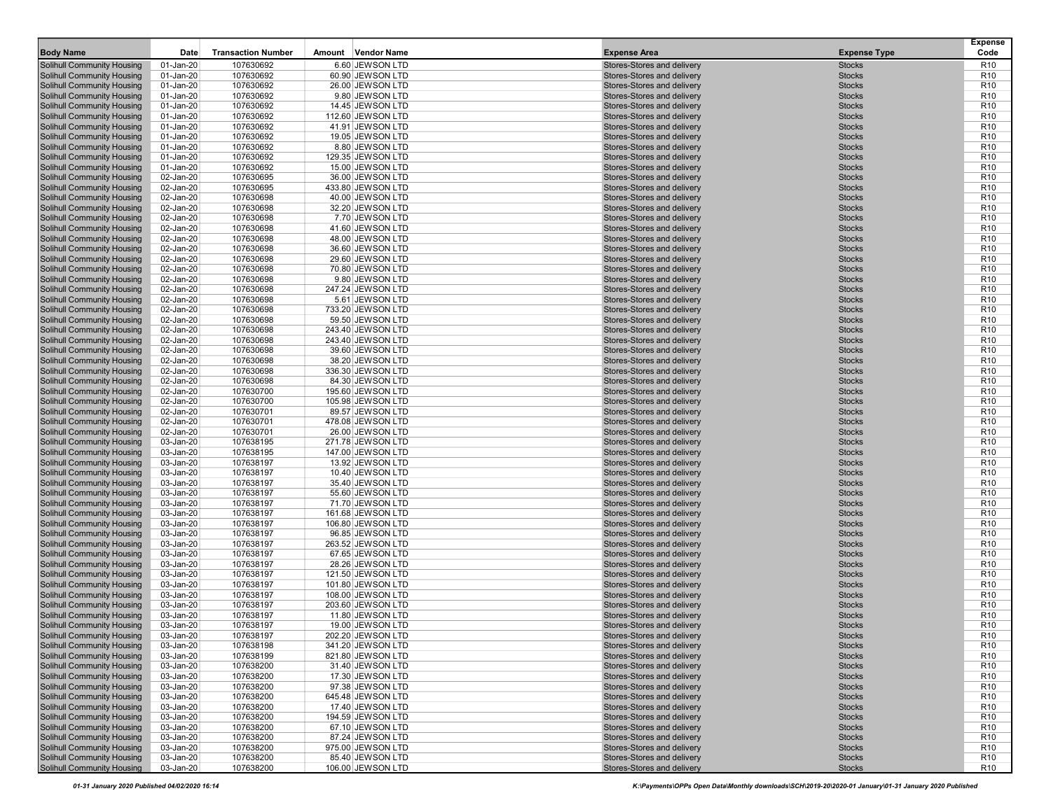| Body Name | Date | Transaction Number | Amount | Vendor Name | Expense Area | Expense Type | Expense Code |
|---|---|---|---|---|---|---|---|
| Solihull Community Housing | 01-Jan-20 | 107630692 | 6.60 | JEWSON LTD | Stores-Stores and delivery | Stocks | R10 |
| Solihull Community Housing | 01-Jan-20 | 107630692 | 60.90 | JEWSON LTD | Stores-Stores and delivery | Stocks | R10 |
| Solihull Community Housing | 01-Jan-20 | 107630692 | 26.00 | JEWSON LTD | Stores-Stores and delivery | Stocks | R10 |
| Solihull Community Housing | 01-Jan-20 | 107630692 | 9.80 | JEWSON LTD | Stores-Stores and delivery | Stocks | R10 |
| Solihull Community Housing | 01-Jan-20 | 107630692 | 14.45 | JEWSON LTD | Stores-Stores and delivery | Stocks | R10 |
| Solihull Community Housing | 01-Jan-20 | 107630692 | 112.60 | JEWSON LTD | Stores-Stores and delivery | Stocks | R10 |
| Solihull Community Housing | 01-Jan-20 | 107630692 | 41.91 | JEWSON LTD | Stores-Stores and delivery | Stocks | R10 |
| Solihull Community Housing | 01-Jan-20 | 107630692 | 19.05 | JEWSON LTD | Stores-Stores and delivery | Stocks | R10 |
| Solihull Community Housing | 01-Jan-20 | 107630692 | 8.80 | JEWSON LTD | Stores-Stores and delivery | Stocks | R10 |
| Solihull Community Housing | 01-Jan-20 | 107630692 | 129.35 | JEWSON LTD | Stores-Stores and delivery | Stocks | R10 |
| Solihull Community Housing | 01-Jan-20 | 107630692 | 15.00 | JEWSON LTD | Stores-Stores and delivery | Stocks | R10 |
| Solihull Community Housing | 02-Jan-20 | 107630695 | 36.00 | JEWSON LTD | Stores-Stores and delivery | Stocks | R10 |
| Solihull Community Housing | 02-Jan-20 | 107630695 | 433.80 | JEWSON LTD | Stores-Stores and delivery | Stocks | R10 |
| Solihull Community Housing | 02-Jan-20 | 107630698 | 40.00 | JEWSON LTD | Stores-Stores and delivery | Stocks | R10 |
| Solihull Community Housing | 02-Jan-20 | 107630698 | 32.20 | JEWSON LTD | Stores-Stores and delivery | Stocks | R10 |
| Solihull Community Housing | 02-Jan-20 | 107630698 | 7.70 | JEWSON LTD | Stores-Stores and delivery | Stocks | R10 |
| Solihull Community Housing | 02-Jan-20 | 107630698 | 41.60 | JEWSON LTD | Stores-Stores and delivery | Stocks | R10 |
| Solihull Community Housing | 02-Jan-20 | 107630698 | 48.00 | JEWSON LTD | Stores-Stores and delivery | Stocks | R10 |
| Solihull Community Housing | 02-Jan-20 | 107630698 | 36.60 | JEWSON LTD | Stores-Stores and delivery | Stocks | R10 |
| Solihull Community Housing | 02-Jan-20 | 107630698 | 29.60 | JEWSON LTD | Stores-Stores and delivery | Stocks | R10 |
| Solihull Community Housing | 02-Jan-20 | 107630698 | 70.80 | JEWSON LTD | Stores-Stores and delivery | Stocks | R10 |
| Solihull Community Housing | 02-Jan-20 | 107630698 | 9.80 | JEWSON LTD | Stores-Stores and delivery | Stocks | R10 |
| Solihull Community Housing | 02-Jan-20 | 107630698 | 247.24 | JEWSON LTD | Stores-Stores and delivery | Stocks | R10 |
| Solihull Community Housing | 02-Jan-20 | 107630698 | 5.61 | JEWSON LTD | Stores-Stores and delivery | Stocks | R10 |
| Solihull Community Housing | 02-Jan-20 | 107630698 | 733.20 | JEWSON LTD | Stores-Stores and delivery | Stocks | R10 |
| Solihull Community Housing | 02-Jan-20 | 107630698 | 59.50 | JEWSON LTD | Stores-Stores and delivery | Stocks | R10 |
| Solihull Community Housing | 02-Jan-20 | 107630698 | 243.40 | JEWSON LTD | Stores-Stores and delivery | Stocks | R10 |
| Solihull Community Housing | 02-Jan-20 | 107630698 | 243.40 | JEWSON LTD | Stores-Stores and delivery | Stocks | R10 |
| Solihull Community Housing | 02-Jan-20 | 107630698 | 39.60 | JEWSON LTD | Stores-Stores and delivery | Stocks | R10 |
| Solihull Community Housing | 02-Jan-20 | 107630698 | 38.20 | JEWSON LTD | Stores-Stores and delivery | Stocks | R10 |
| Solihull Community Housing | 02-Jan-20 | 107630698 | 336.30 | JEWSON LTD | Stores-Stores and delivery | Stocks | R10 |
| Solihull Community Housing | 02-Jan-20 | 107630698 | 84.30 | JEWSON LTD | Stores-Stores and delivery | Stocks | R10 |
| Solihull Community Housing | 02-Jan-20 | 107630700 | 195.60 | JEWSON LTD | Stores-Stores and delivery | Stocks | R10 |
| Solihull Community Housing | 02-Jan-20 | 107630700 | 105.98 | JEWSON LTD | Stores-Stores and delivery | Stocks | R10 |
| Solihull Community Housing | 02-Jan-20 | 107630701 | 89.57 | JEWSON LTD | Stores-Stores and delivery | Stocks | R10 |
| Solihull Community Housing | 02-Jan-20 | 107630701 | 478.08 | JEWSON LTD | Stores-Stores and delivery | Stocks | R10 |
| Solihull Community Housing | 02-Jan-20 | 107630701 | 26.00 | JEWSON LTD | Stores-Stores and delivery | Stocks | R10 |
| Solihull Community Housing | 03-Jan-20 | 107638195 | 271.78 | JEWSON LTD | Stores-Stores and delivery | Stocks | R10 |
| Solihull Community Housing | 03-Jan-20 | 107638195 | 147.00 | JEWSON LTD | Stores-Stores and delivery | Stocks | R10 |
| Solihull Community Housing | 03-Jan-20 | 107638197 | 13.92 | JEWSON LTD | Stores-Stores and delivery | Stocks | R10 |
| Solihull Community Housing | 03-Jan-20 | 107638197 | 10.40 | JEWSON LTD | Stores-Stores and delivery | Stocks | R10 |
| Solihull Community Housing | 03-Jan-20 | 107638197 | 35.40 | JEWSON LTD | Stores-Stores and delivery | Stocks | R10 |
| Solihull Community Housing | 03-Jan-20 | 107638197 | 55.60 | JEWSON LTD | Stores-Stores and delivery | Stocks | R10 |
| Solihull Community Housing | 03-Jan-20 | 107638197 | 71.70 | JEWSON LTD | Stores-Stores and delivery | Stocks | R10 |
| Solihull Community Housing | 03-Jan-20 | 107638197 | 161.68 | JEWSON LTD | Stores-Stores and delivery | Stocks | R10 |
| Solihull Community Housing | 03-Jan-20 | 107638197 | 106.80 | JEWSON LTD | Stores-Stores and delivery | Stocks | R10 |
| Solihull Community Housing | 03-Jan-20 | 107638197 | 96.85 | JEWSON LTD | Stores-Stores and delivery | Stocks | R10 |
| Solihull Community Housing | 03-Jan-20 | 107638197 | 263.52 | JEWSON LTD | Stores-Stores and delivery | Stocks | R10 |
| Solihull Community Housing | 03-Jan-20 | 107638197 | 67.65 | JEWSON LTD | Stores-Stores and delivery | Stocks | R10 |
| Solihull Community Housing | 03-Jan-20 | 107638197 | 28.26 | JEWSON LTD | Stores-Stores and delivery | Stocks | R10 |
| Solihull Community Housing | 03-Jan-20 | 107638197 | 121.50 | JEWSON LTD | Stores-Stores and delivery | Stocks | R10 |
| Solihull Community Housing | 03-Jan-20 | 107638197 | 101.80 | JEWSON LTD | Stores-Stores and delivery | Stocks | R10 |
| Solihull Community Housing | 03-Jan-20 | 107638197 | 108.00 | JEWSON LTD | Stores-Stores and delivery | Stocks | R10 |
| Solihull Community Housing | 03-Jan-20 | 107638197 | 203.60 | JEWSON LTD | Stores-Stores and delivery | Stocks | R10 |
| Solihull Community Housing | 03-Jan-20 | 107638197 | 11.80 | JEWSON LTD | Stores-Stores and delivery | Stocks | R10 |
| Solihull Community Housing | 03-Jan-20 | 107638197 | 19.00 | JEWSON LTD | Stores-Stores and delivery | Stocks | R10 |
| Solihull Community Housing | 03-Jan-20 | 107638197 | 202.20 | JEWSON LTD | Stores-Stores and delivery | Stocks | R10 |
| Solihull Community Housing | 03-Jan-20 | 107638198 | 341.20 | JEWSON LTD | Stores-Stores and delivery | Stocks | R10 |
| Solihull Community Housing | 03-Jan-20 | 107638199 | 821.80 | JEWSON LTD | Stores-Stores and delivery | Stocks | R10 |
| Solihull Community Housing | 03-Jan-20 | 107638200 | 31.40 | JEWSON LTD | Stores-Stores and delivery | Stocks | R10 |
| Solihull Community Housing | 03-Jan-20 | 107638200 | 17.30 | JEWSON LTD | Stores-Stores and delivery | Stocks | R10 |
| Solihull Community Housing | 03-Jan-20 | 107638200 | 97.38 | JEWSON LTD | Stores-Stores and delivery | Stocks | R10 |
| Solihull Community Housing | 03-Jan-20 | 107638200 | 645.48 | JEWSON LTD | Stores-Stores and delivery | Stocks | R10 |
| Solihull Community Housing | 03-Jan-20 | 107638200 | 17.40 | JEWSON LTD | Stores-Stores and delivery | Stocks | R10 |
| Solihull Community Housing | 03-Jan-20 | 107638200 | 194.59 | JEWSON LTD | Stores-Stores and delivery | Stocks | R10 |
| Solihull Community Housing | 03-Jan-20 | 107638200 | 67.10 | JEWSON LTD | Stores-Stores and delivery | Stocks | R10 |
| Solihull Community Housing | 03-Jan-20 | 107638200 | 87.24 | JEWSON LTD | Stores-Stores and delivery | Stocks | R10 |
| Solihull Community Housing | 03-Jan-20 | 107638200 | 975.00 | JEWSON LTD | Stores-Stores and delivery | Stocks | R10 |
| Solihull Community Housing | 03-Jan-20 | 107638200 | 85.40 | JEWSON LTD | Stores-Stores and delivery | Stocks | R10 |
| Solihull Community Housing | 03-Jan-20 | 107638200 | 106.00 | JEWSON LTD | Stores-Stores and delivery | Stocks | R10 |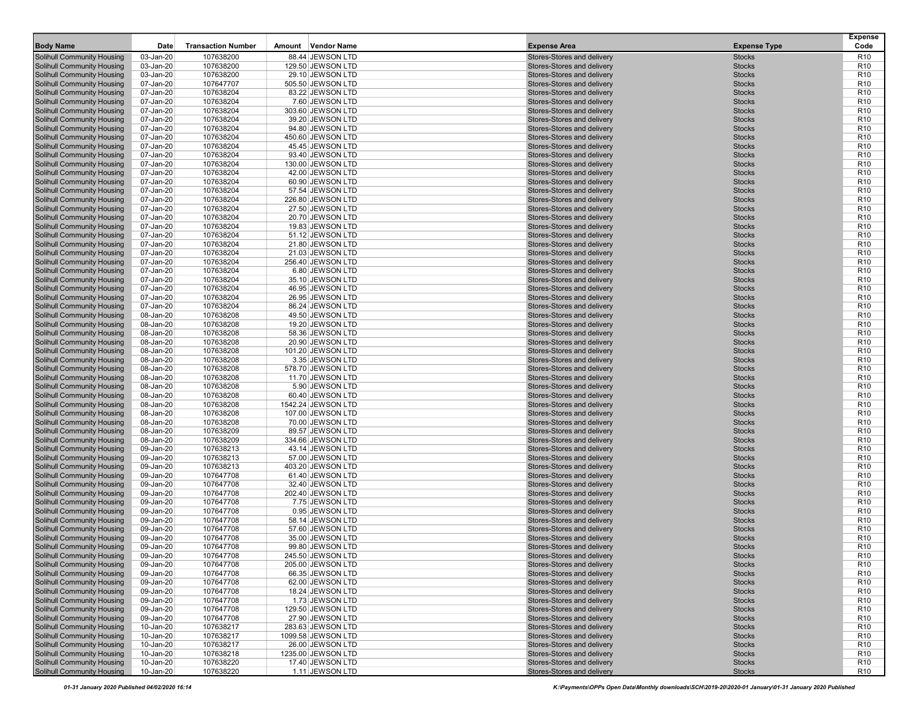| Body Name | Date | Transaction Number | Amount | Vendor Name | Expense Area | Expense Type | Expense Code |
|---|---|---|---|---|---|---|---|
| Solihull Community Housing | 03-Jan-20 | 107638200 | 88.44 | JEWSON LTD | Stores-Stores and delivery | Stocks | R10 |
| Solihull Community Housing | 03-Jan-20 | 107638200 | 129.50 | JEWSON LTD | Stores-Stores and delivery | Stocks | R10 |
| Solihull Community Housing | 03-Jan-20 | 107638200 | 29.10 | JEWSON LTD | Stores-Stores and delivery | Stocks | R10 |
| Solihull Community Housing | 07-Jan-20 | 107647707 | 505.50 | JEWSON LTD | Stores-Stores and delivery | Stocks | R10 |
| Solihull Community Housing | 07-Jan-20 | 107638204 | 83.22 | JEWSON LTD | Stores-Stores and delivery | Stocks | R10 |
| Solihull Community Housing | 07-Jan-20 | 107638204 | 7.60 | JEWSON LTD | Stores-Stores and delivery | Stocks | R10 |
| Solihull Community Housing | 07-Jan-20 | 107638204 | 303.60 | JEWSON LTD | Stores-Stores and delivery | Stocks | R10 |
| Solihull Community Housing | 07-Jan-20 | 107638204 | 39.20 | JEWSON LTD | Stores-Stores and delivery | Stocks | R10 |
| Solihull Community Housing | 07-Jan-20 | 107638204 | 94.80 | JEWSON LTD | Stores-Stores and delivery | Stocks | R10 |
| Solihull Community Housing | 07-Jan-20 | 107638204 | 450.60 | JEWSON LTD | Stores-Stores and delivery | Stocks | R10 |
| Solihull Community Housing | 07-Jan-20 | 107638204 | 45.45 | JEWSON LTD | Stores-Stores and delivery | Stocks | R10 |
| Solihull Community Housing | 07-Jan-20 | 107638204 | 93.40 | JEWSON LTD | Stores-Stores and delivery | Stocks | R10 |
| Solihull Community Housing | 07-Jan-20 | 107638204 | 130.00 | JEWSON LTD | Stores-Stores and delivery | Stocks | R10 |
| Solihull Community Housing | 07-Jan-20 | 107638204 | 42.00 | JEWSON LTD | Stores-Stores and delivery | Stocks | R10 |
| Solihull Community Housing | 07-Jan-20 | 107638204 | 60.90 | JEWSON LTD | Stores-Stores and delivery | Stocks | R10 |
| Solihull Community Housing | 07-Jan-20 | 107638204 | 57.54 | JEWSON LTD | Stores-Stores and delivery | Stocks | R10 |
| Solihull Community Housing | 07-Jan-20 | 107638204 | 226.80 | JEWSON LTD | Stores-Stores and delivery | Stocks | R10 |
| Solihull Community Housing | 07-Jan-20 | 107638204 | 27.50 | JEWSON LTD | Stores-Stores and delivery | Stocks | R10 |
| Solihull Community Housing | 07-Jan-20 | 107638204 | 20.70 | JEWSON LTD | Stores-Stores and delivery | Stocks | R10 |
| Solihull Community Housing | 07-Jan-20 | 107638204 | 19.83 | JEWSON LTD | Stores-Stores and delivery | Stocks | R10 |
| Solihull Community Housing | 07-Jan-20 | 107638204 | 51.12 | JEWSON LTD | Stores-Stores and delivery | Stocks | R10 |
| Solihull Community Housing | 07-Jan-20 | 107638204 | 21.80 | JEWSON LTD | Stores-Stores and delivery | Stocks | R10 |
| Solihull Community Housing | 07-Jan-20 | 107638204 | 21.03 | JEWSON LTD | Stores-Stores and delivery | Stocks | R10 |
| Solihull Community Housing | 07-Jan-20 | 107638204 | 256.40 | JEWSON LTD | Stores-Stores and delivery | Stocks | R10 |
| Solihull Community Housing | 07-Jan-20 | 107638204 | 6.80 | JEWSON LTD | Stores-Stores and delivery | Stocks | R10 |
| Solihull Community Housing | 07-Jan-20 | 107638204 | 35.10 | JEWSON LTD | Stores-Stores and delivery | Stocks | R10 |
| Solihull Community Housing | 07-Jan-20 | 107638204 | 46.95 | JEWSON LTD | Stores-Stores and delivery | Stocks | R10 |
| Solihull Community Housing | 07-Jan-20 | 107638204 | 26.95 | JEWSON LTD | Stores-Stores and delivery | Stocks | R10 |
| Solihull Community Housing | 07-Jan-20 | 107638204 | 86.24 | JEWSON LTD | Stores-Stores and delivery | Stocks | R10 |
| Solihull Community Housing | 08-Jan-20 | 107638208 | 49.50 | JEWSON LTD | Stores-Stores and delivery | Stocks | R10 |
| Solihull Community Housing | 08-Jan-20 | 107638208 | 19.20 | JEWSON LTD | Stores-Stores and delivery | Stocks | R10 |
| Solihull Community Housing | 08-Jan-20 | 107638208 | 58.36 | JEWSON LTD | Stores-Stores and delivery | Stocks | R10 |
| Solihull Community Housing | 08-Jan-20 | 107638208 | 20.90 | JEWSON LTD | Stores-Stores and delivery | Stocks | R10 |
| Solihull Community Housing | 08-Jan-20 | 107638208 | 101.20 | JEWSON LTD | Stores-Stores and delivery | Stocks | R10 |
| Solihull Community Housing | 08-Jan-20 | 107638208 | 3.35 | JEWSON LTD | Stores-Stores and delivery | Stocks | R10 |
| Solihull Community Housing | 08-Jan-20 | 107638208 | 578.70 | JEWSON LTD | Stores-Stores and delivery | Stocks | R10 |
| Solihull Community Housing | 08-Jan-20 | 107638208 | 11.70 | JEWSON LTD | Stores-Stores and delivery | Stocks | R10 |
| Solihull Community Housing | 08-Jan-20 | 107638208 | 5.90 | JEWSON LTD | Stores-Stores and delivery | Stocks | R10 |
| Solihull Community Housing | 08-Jan-20 | 107638208 | 60.40 | JEWSON LTD | Stores-Stores and delivery | Stocks | R10 |
| Solihull Community Housing | 08-Jan-20 | 107638208 | 1542.24 | JEWSON LTD | Stores-Stores and delivery | Stocks | R10 |
| Solihull Community Housing | 08-Jan-20 | 107638208 | 107.00 | JEWSON LTD | Stores-Stores and delivery | Stocks | R10 |
| Solihull Community Housing | 08-Jan-20 | 107638208 | 70.00 | JEWSON LTD | Stores-Stores and delivery | Stocks | R10 |
| Solihull Community Housing | 08-Jan-20 | 107638209 | 89.57 | JEWSON LTD | Stores-Stores and delivery | Stocks | R10 |
| Solihull Community Housing | 08-Jan-20 | 107638209 | 334.66 | JEWSON LTD | Stores-Stores and delivery | Stocks | R10 |
| Solihull Community Housing | 09-Jan-20 | 107638213 | 43.14 | JEWSON LTD | Stores-Stores and delivery | Stocks | R10 |
| Solihull Community Housing | 09-Jan-20 | 107638213 | 57.00 | JEWSON LTD | Stores-Stores and delivery | Stocks | R10 |
| Solihull Community Housing | 09-Jan-20 | 107638213 | 403.20 | JEWSON LTD | Stores-Stores and delivery | Stocks | R10 |
| Solihull Community Housing | 09-Jan-20 | 107647708 | 61.40 | JEWSON LTD | Stores-Stores and delivery | Stocks | R10 |
| Solihull Community Housing | 09-Jan-20 | 107647708 | 32.40 | JEWSON LTD | Stores-Stores and delivery | Stocks | R10 |
| Solihull Community Housing | 09-Jan-20 | 107647708 | 202.40 | JEWSON LTD | Stores-Stores and delivery | Stocks | R10 |
| Solihull Community Housing | 09-Jan-20 | 107647708 | 7.75 | JEWSON LTD | Stores-Stores and delivery | Stocks | R10 |
| Solihull Community Housing | 09-Jan-20 | 107647708 | 0.95 | JEWSON LTD | Stores-Stores and delivery | Stocks | R10 |
| Solihull Community Housing | 09-Jan-20 | 107647708 | 58.14 | JEWSON LTD | Stores-Stores and delivery | Stocks | R10 |
| Solihull Community Housing | 09-Jan-20 | 107647708 | 57.60 | JEWSON LTD | Stores-Stores and delivery | Stocks | R10 |
| Solihull Community Housing | 09-Jan-20 | 107647708 | 35.00 | JEWSON LTD | Stores-Stores and delivery | Stocks | R10 |
| Solihull Community Housing | 09-Jan-20 | 107647708 | 99.80 | JEWSON LTD | Stores-Stores and delivery | Stocks | R10 |
| Solihull Community Housing | 09-Jan-20 | 107647708 | 245.50 | JEWSON LTD | Stores-Stores and delivery | Stocks | R10 |
| Solihull Community Housing | 09-Jan-20 | 107647708 | 205.00 | JEWSON LTD | Stores-Stores and delivery | Stocks | R10 |
| Solihull Community Housing | 09-Jan-20 | 107647708 | 66.35 | JEWSON LTD | Stores-Stores and delivery | Stocks | R10 |
| Solihull Community Housing | 09-Jan-20 | 107647708 | 62.00 | JEWSON LTD | Stores-Stores and delivery | Stocks | R10 |
| Solihull Community Housing | 09-Jan-20 | 107647708 | 18.24 | JEWSON LTD | Stores-Stores and delivery | Stocks | R10 |
| Solihull Community Housing | 09-Jan-20 | 107647708 | 1.73 | JEWSON LTD | Stores-Stores and delivery | Stocks | R10 |
| Solihull Community Housing | 09-Jan-20 | 107647708 | 129.50 | JEWSON LTD | Stores-Stores and delivery | Stocks | R10 |
| Solihull Community Housing | 09-Jan-20 | 107647708 | 27.90 | JEWSON LTD | Stores-Stores and delivery | Stocks | R10 |
| Solihull Community Housing | 10-Jan-20 | 107638217 | 283.63 | JEWSON LTD | Stores-Stores and delivery | Stocks | R10 |
| Solihull Community Housing | 10-Jan-20 | 107638217 | 1099.58 | JEWSON LTD | Stores-Stores and delivery | Stocks | R10 |
| Solihull Community Housing | 10-Jan-20 | 107638217 | 26.00 | JEWSON LTD | Stores-Stores and delivery | Stocks | R10 |
| Solihull Community Housing | 10-Jan-20 | 107638218 | 1235.00 | JEWSON LTD | Stores-Stores and delivery | Stocks | R10 |
| Solihull Community Housing | 10-Jan-20 | 107638220 | 17.40 | JEWSON LTD | Stores-Stores and delivery | Stocks | R10 |
| Solihull Community Housing | 10-Jan-20 | 107638220 | 1.11 | JEWSON LTD | Stores-Stores and delivery | Stocks | R10 |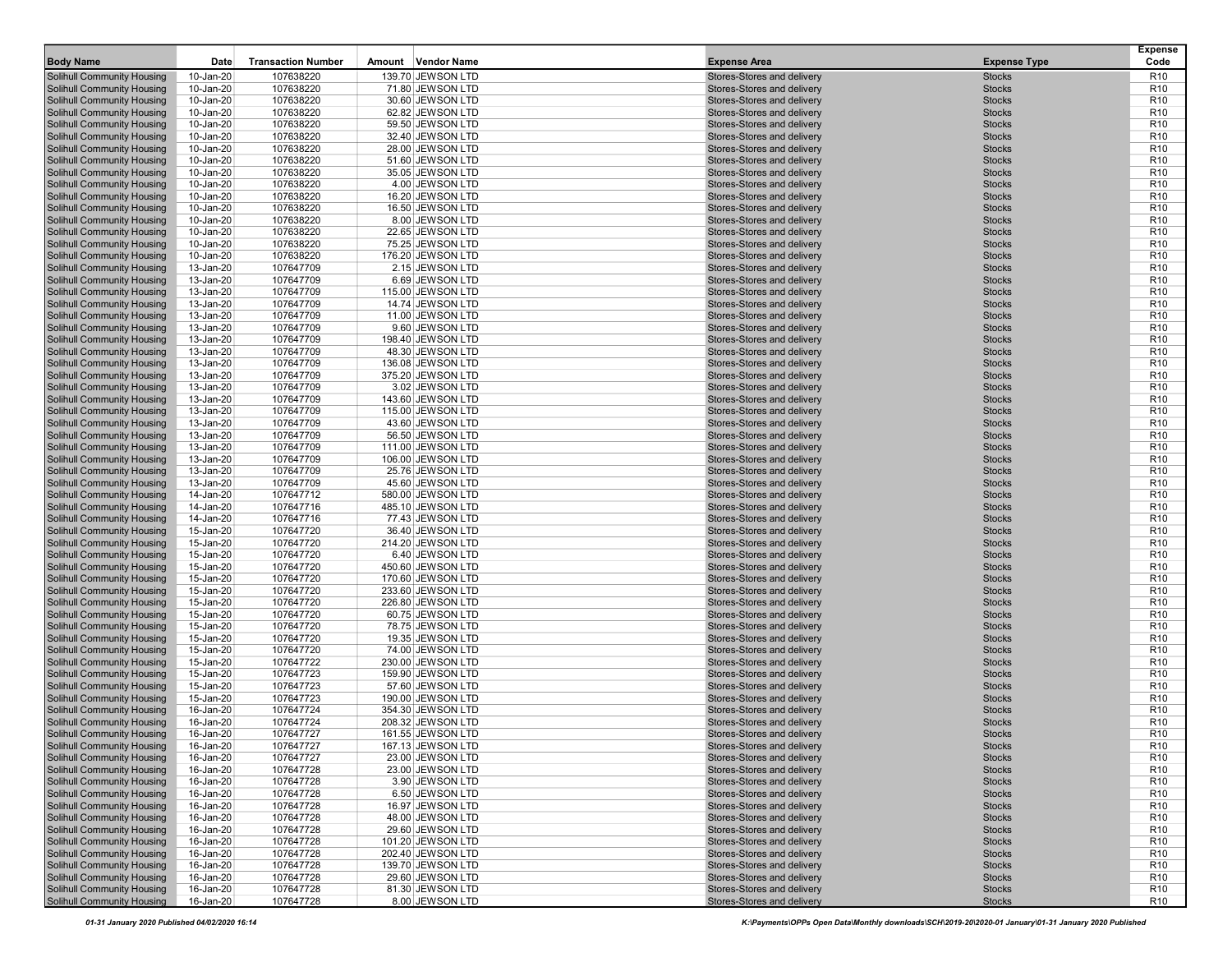| Body Name | Date | Transaction Number | Amount | Vendor Name | Expense Area | Expense Type | Expense Code |
|---|---|---|---|---|---|---|---|
| Solihull Community Housing | 10-Jan-20 | 107638220 | 139.70 | JEWSON LTD | Stores-Stores and delivery | Stocks | R10 |
| Solihull Community Housing | 10-Jan-20 | 107638220 | 71.80 | JEWSON LTD | Stores-Stores and delivery | Stocks | R10 |
| Solihull Community Housing | 10-Jan-20 | 107638220 | 30.60 | JEWSON LTD | Stores-Stores and delivery | Stocks | R10 |
| Solihull Community Housing | 10-Jan-20 | 107638220 | 62.82 | JEWSON LTD | Stores-Stores and delivery | Stocks | R10 |
| Solihull Community Housing | 10-Jan-20 | 107638220 | 59.50 | JEWSON LTD | Stores-Stores and delivery | Stocks | R10 |
| Solihull Community Housing | 10-Jan-20 | 107638220 | 32.40 | JEWSON LTD | Stores-Stores and delivery | Stocks | R10 |
| Solihull Community Housing | 10-Jan-20 | 107638220 | 28.00 | JEWSON LTD | Stores-Stores and delivery | Stocks | R10 |
| Solihull Community Housing | 10-Jan-20 | 107638220 | 51.60 | JEWSON LTD | Stores-Stores and delivery | Stocks | R10 |
| Solihull Community Housing | 10-Jan-20 | 107638220 | 35.05 | JEWSON LTD | Stores-Stores and delivery | Stocks | R10 |
| Solihull Community Housing | 10-Jan-20 | 107638220 | 4.00 | JEWSON LTD | Stores-Stores and delivery | Stocks | R10 |
| Solihull Community Housing | 10-Jan-20 | 107638220 | 16.20 | JEWSON LTD | Stores-Stores and delivery | Stocks | R10 |
| Solihull Community Housing | 10-Jan-20 | 107638220 | 16.50 | JEWSON LTD | Stores-Stores and delivery | Stocks | R10 |
| Solihull Community Housing | 10-Jan-20 | 107638220 | 8.00 | JEWSON LTD | Stores-Stores and delivery | Stocks | R10 |
| Solihull Community Housing | 10-Jan-20 | 107638220 | 22.65 | JEWSON LTD | Stores-Stores and delivery | Stocks | R10 |
| Solihull Community Housing | 10-Jan-20 | 107638220 | 75.25 | JEWSON LTD | Stores-Stores and delivery | Stocks | R10 |
| Solihull Community Housing | 10-Jan-20 | 107638220 | 176.20 | JEWSON LTD | Stores-Stores and delivery | Stocks | R10 |
| Solihull Community Housing | 13-Jan-20 | 107647709 | 2.15 | JEWSON LTD | Stores-Stores and delivery | Stocks | R10 |
| Solihull Community Housing | 13-Jan-20 | 107647709 | 6.69 | JEWSON LTD | Stores-Stores and delivery | Stocks | R10 |
| Solihull Community Housing | 13-Jan-20 | 107647709 | 115.00 | JEWSON LTD | Stores-Stores and delivery | Stocks | R10 |
| Solihull Community Housing | 13-Jan-20 | 107647709 | 14.74 | JEWSON LTD | Stores-Stores and delivery | Stocks | R10 |
| Solihull Community Housing | 13-Jan-20 | 107647709 | 11.00 | JEWSON LTD | Stores-Stores and delivery | Stocks | R10 |
| Solihull Community Housing | 13-Jan-20 | 107647709 | 9.60 | JEWSON LTD | Stores-Stores and delivery | Stocks | R10 |
| Solihull Community Housing | 13-Jan-20 | 107647709 | 198.40 | JEWSON LTD | Stores-Stores and delivery | Stocks | R10 |
| Solihull Community Housing | 13-Jan-20 | 107647709 | 48.30 | JEWSON LTD | Stores-Stores and delivery | Stocks | R10 |
| Solihull Community Housing | 13-Jan-20 | 107647709 | 136.08 | JEWSON LTD | Stores-Stores and delivery | Stocks | R10 |
| Solihull Community Housing | 13-Jan-20 | 107647709 | 375.20 | JEWSON LTD | Stores-Stores and delivery | Stocks | R10 |
| Solihull Community Housing | 13-Jan-20 | 107647709 | 3.02 | JEWSON LTD | Stores-Stores and delivery | Stocks | R10 |
| Solihull Community Housing | 13-Jan-20 | 107647709 | 143.60 | JEWSON LTD | Stores-Stores and delivery | Stocks | R10 |
| Solihull Community Housing | 13-Jan-20 | 107647709 | 115.00 | JEWSON LTD | Stores-Stores and delivery | Stocks | R10 |
| Solihull Community Housing | 13-Jan-20 | 107647709 | 43.60 | JEWSON LTD | Stores-Stores and delivery | Stocks | R10 |
| Solihull Community Housing | 13-Jan-20 | 107647709 | 56.50 | JEWSON LTD | Stores-Stores and delivery | Stocks | R10 |
| Solihull Community Housing | 13-Jan-20 | 107647709 | 111.00 | JEWSON LTD | Stores-Stores and delivery | Stocks | R10 |
| Solihull Community Housing | 13-Jan-20 | 107647709 | 106.00 | JEWSON LTD | Stores-Stores and delivery | Stocks | R10 |
| Solihull Community Housing | 13-Jan-20 | 107647709 | 25.76 | JEWSON LTD | Stores-Stores and delivery | Stocks | R10 |
| Solihull Community Housing | 13-Jan-20 | 107647709 | 45.60 | JEWSON LTD | Stores-Stores and delivery | Stocks | R10 |
| Solihull Community Housing | 14-Jan-20 | 107647712 | 580.00 | JEWSON LTD | Stores-Stores and delivery | Stocks | R10 |
| Solihull Community Housing | 14-Jan-20 | 107647716 | 485.10 | JEWSON LTD | Stores-Stores and delivery | Stocks | R10 |
| Solihull Community Housing | 14-Jan-20 | 107647716 | 77.43 | JEWSON LTD | Stores-Stores and delivery | Stocks | R10 |
| Solihull Community Housing | 15-Jan-20 | 107647720 | 36.40 | JEWSON LTD | Stores-Stores and delivery | Stocks | R10 |
| Solihull Community Housing | 15-Jan-20 | 107647720 | 214.20 | JEWSON LTD | Stores-Stores and delivery | Stocks | R10 |
| Solihull Community Housing | 15-Jan-20 | 107647720 | 6.40 | JEWSON LTD | Stores-Stores and delivery | Stocks | R10 |
| Solihull Community Housing | 15-Jan-20 | 107647720 | 450.60 | JEWSON LTD | Stores-Stores and delivery | Stocks | R10 |
| Solihull Community Housing | 15-Jan-20 | 107647720 | 170.60 | JEWSON LTD | Stores-Stores and delivery | Stocks | R10 |
| Solihull Community Housing | 15-Jan-20 | 107647720 | 233.60 | JEWSON LTD | Stores-Stores and delivery | Stocks | R10 |
| Solihull Community Housing | 15-Jan-20 | 107647720 | 226.80 | JEWSON LTD | Stores-Stores and delivery | Stocks | R10 |
| Solihull Community Housing | 15-Jan-20 | 107647720 | 60.75 | JEWSON LTD | Stores-Stores and delivery | Stocks | R10 |
| Solihull Community Housing | 15-Jan-20 | 107647720 | 78.75 | JEWSON LTD | Stores-Stores and delivery | Stocks | R10 |
| Solihull Community Housing | 15-Jan-20 | 107647720 | 19.35 | JEWSON LTD | Stores-Stores and delivery | Stocks | R10 |
| Solihull Community Housing | 15-Jan-20 | 107647720 | 74.00 | JEWSON LTD | Stores-Stores and delivery | Stocks | R10 |
| Solihull Community Housing | 15-Jan-20 | 107647722 | 230.00 | JEWSON LTD | Stores-Stores and delivery | Stocks | R10 |
| Solihull Community Housing | 15-Jan-20 | 107647723 | 159.90 | JEWSON LTD | Stores-Stores and delivery | Stocks | R10 |
| Solihull Community Housing | 15-Jan-20 | 107647723 | 57.60 | JEWSON LTD | Stores-Stores and delivery | Stocks | R10 |
| Solihull Community Housing | 15-Jan-20 | 107647723 | 190.00 | JEWSON LTD | Stores-Stores and delivery | Stocks | R10 |
| Solihull Community Housing | 16-Jan-20 | 107647724 | 354.30 | JEWSON LTD | Stores-Stores and delivery | Stocks | R10 |
| Solihull Community Housing | 16-Jan-20 | 107647724 | 208.32 | JEWSON LTD | Stores-Stores and delivery | Stocks | R10 |
| Solihull Community Housing | 16-Jan-20 | 107647727 | 161.55 | JEWSON LTD | Stores-Stores and delivery | Stocks | R10 |
| Solihull Community Housing | 16-Jan-20 | 107647727 | 167.13 | JEWSON LTD | Stores-Stores and delivery | Stocks | R10 |
| Solihull Community Housing | 16-Jan-20 | 107647727 | 23.00 | JEWSON LTD | Stores-Stores and delivery | Stocks | R10 |
| Solihull Community Housing | 16-Jan-20 | 107647728 | 23.00 | JEWSON LTD | Stores-Stores and delivery | Stocks | R10 |
| Solihull Community Housing | 16-Jan-20 | 107647728 | 3.90 | JEWSON LTD | Stores-Stores and delivery | Stocks | R10 |
| Solihull Community Housing | 16-Jan-20 | 107647728 | 6.50 | JEWSON LTD | Stores-Stores and delivery | Stocks | R10 |
| Solihull Community Housing | 16-Jan-20 | 107647728 | 16.97 | JEWSON LTD | Stores-Stores and delivery | Stocks | R10 |
| Solihull Community Housing | 16-Jan-20 | 107647728 | 48.00 | JEWSON LTD | Stores-Stores and delivery | Stocks | R10 |
| Solihull Community Housing | 16-Jan-20 | 107647728 | 29.60 | JEWSON LTD | Stores-Stores and delivery | Stocks | R10 |
| Solihull Community Housing | 16-Jan-20 | 107647728 | 101.20 | JEWSON LTD | Stores-Stores and delivery | Stocks | R10 |
| Solihull Community Housing | 16-Jan-20 | 107647728 | 202.40 | JEWSON LTD | Stores-Stores and delivery | Stocks | R10 |
| Solihull Community Housing | 16-Jan-20 | 107647728 | 139.70 | JEWSON LTD | Stores-Stores and delivery | Stocks | R10 |
| Solihull Community Housing | 16-Jan-20 | 107647728 | 29.60 | JEWSON LTD | Stores-Stores and delivery | Stocks | R10 |
| Solihull Community Housing | 16-Jan-20 | 107647728 | 81.30 | JEWSON LTD | Stores-Stores and delivery | Stocks | R10 |
| Solihull Community Housing | 16-Jan-20 | 107647728 | 8.00 | JEWSON LTD | Stores-Stores and delivery | Stocks | R10 |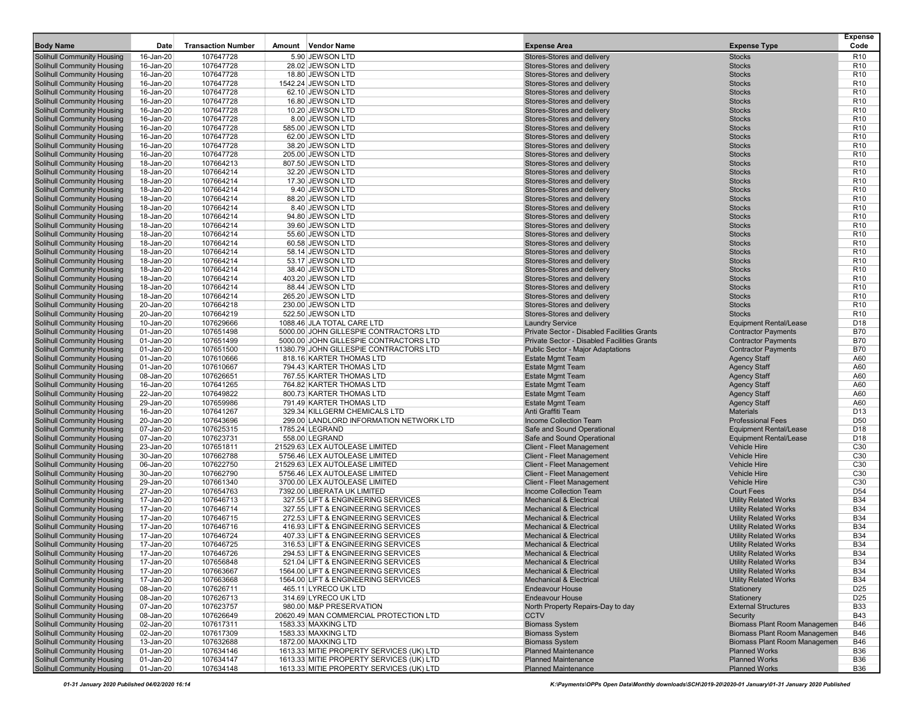| Body Name | Date | Transaction Number | Amount | Vendor Name | Expense Area | Expense Type | Expense Code |
|---|---|---|---|---|---|---|---|
| Solihull Community Housing | 16-Jan-20 | 107647728 | 5.90 | JEWSON LTD | Stores-Stores and delivery | Stocks | R10 |
| Solihull Community Housing | 16-Jan-20 | 107647728 | 28.02 | JEWSON LTD | Stores-Stores and delivery | Stocks | R10 |
| Solihull Community Housing | 16-Jan-20 | 107647728 | 18.80 | JEWSON LTD | Stores-Stores and delivery | Stocks | R10 |
| Solihull Community Housing | 16-Jan-20 | 107647728 | 1542.24 | JEWSON LTD | Stores-Stores and delivery | Stocks | R10 |
| Solihull Community Housing | 16-Jan-20 | 107647728 | 62.10 | JEWSON LTD | Stores-Stores and delivery | Stocks | R10 |
| Solihull Community Housing | 16-Jan-20 | 107647728 | 16.80 | JEWSON LTD | Stores-Stores and delivery | Stocks | R10 |
| Solihull Community Housing | 16-Jan-20 | 107647728 | 10.20 | JEWSON LTD | Stores-Stores and delivery | Stocks | R10 |
| Solihull Community Housing | 16-Jan-20 | 107647728 | 8.00 | JEWSON LTD | Stores-Stores and delivery | Stocks | R10 |
| Solihull Community Housing | 16-Jan-20 | 107647728 | 585.00 | JEWSON LTD | Stores-Stores and delivery | Stocks | R10 |
| Solihull Community Housing | 16-Jan-20 | 107647728 | 62.00 | JEWSON LTD | Stores-Stores and delivery | Stocks | R10 |
| Solihull Community Housing | 16-Jan-20 | 107647728 | 38.20 | JEWSON LTD | Stores-Stores and delivery | Stocks | R10 |
| Solihull Community Housing | 16-Jan-20 | 107647728 | 205.00 | JEWSON LTD | Stores-Stores and delivery | Stocks | R10 |
| Solihull Community Housing | 18-Jan-20 | 107664213 | 807.50 | JEWSON LTD | Stores-Stores and delivery | Stocks | R10 |
| Solihull Community Housing | 18-Jan-20 | 107664214 | 32.20 | JEWSON LTD | Stores-Stores and delivery | Stocks | R10 |
| Solihull Community Housing | 18-Jan-20 | 107664214 | 17.30 | JEWSON LTD | Stores-Stores and delivery | Stocks | R10 |
| Solihull Community Housing | 18-Jan-20 | 107664214 | 9.40 | JEWSON LTD | Stores-Stores and delivery | Stocks | R10 |
| Solihull Community Housing | 18-Jan-20 | 107664214 | 88.20 | JEWSON LTD | Stores-Stores and delivery | Stocks | R10 |
| Solihull Community Housing | 18-Jan-20 | 107664214 | 8.40 | JEWSON LTD | Stores-Stores and delivery | Stocks | R10 |
| Solihull Community Housing | 18-Jan-20 | 107664214 | 94.80 | JEWSON LTD | Stores-Stores and delivery | Stocks | R10 |
| Solihull Community Housing | 18-Jan-20 | 107664214 | 39.60 | JEWSON LTD | Stores-Stores and delivery | Stocks | R10 |
| Solihull Community Housing | 18-Jan-20 | 107664214 | 55.60 | JEWSON LTD | Stores-Stores and delivery | Stocks | R10 |
| Solihull Community Housing | 18-Jan-20 | 107664214 | 60.58 | JEWSON LTD | Stores-Stores and delivery | Stocks | R10 |
| Solihull Community Housing | 18-Jan-20 | 107664214 | 58.14 | JEWSON LTD | Stores-Stores and delivery | Stocks | R10 |
| Solihull Community Housing | 18-Jan-20 | 107664214 | 53.17 | JEWSON LTD | Stores-Stores and delivery | Stocks | R10 |
| Solihull Community Housing | 18-Jan-20 | 107664214 | 38.40 | JEWSON LTD | Stores-Stores and delivery | Stocks | R10 |
| Solihull Community Housing | 18-Jan-20 | 107664214 | 403.20 | JEWSON LTD | Stores-Stores and delivery | Stocks | R10 |
| Solihull Community Housing | 18-Jan-20 | 107664214 | 88.44 | JEWSON LTD | Stores-Stores and delivery | Stocks | R10 |
| Solihull Community Housing | 18-Jan-20 | 107664214 | 265.20 | JEWSON LTD | Stores-Stores and delivery | Stocks | R10 |
| Solihull Community Housing | 20-Jan-20 | 107664218 | 230.00 | JEWSON LTD | Stores-Stores and delivery | Stocks | R10 |
| Solihull Community Housing | 20-Jan-20 | 107664219 | 522.50 | JEWSON LTD | Stores-Stores and delivery | Stocks | R10 |
| Solihull Community Housing | 10-Jan-20 | 107629666 | 1088.46 | JLA TOTAL CARE LTD | Laundry Service | Equipment Rental/Lease | D18 |
| Solihull Community Housing | 01-Jan-20 | 107651498 | 5000.00 | JOHN GILLESPIE CONTRACTORS LTD | Private Sector - Disabled Facilities Grants | Contractor Payments | B70 |
| Solihull Community Housing | 01-Jan-20 | 107651499 | 5000.00 | JOHN GILLESPIE CONTRACTORS LTD | Private Sector - Disabled Facilities Grants | Contractor Payments | B70 |
| Solihull Community Housing | 01-Jan-20 | 107651500 | 11380.79 | JOHN GILLESPIE CONTRACTORS LTD | Public Sector - Major Adaptations | Contractor Payments | B70 |
| Solihull Community Housing | 01-Jan-20 | 107610666 | 818.16 | KARTER THOMAS LTD | Estate Mgmt Team | Agency Staff | A60 |
| Solihull Community Housing | 01-Jan-20 | 107610667 | 794.43 | KARTER THOMAS LTD | Estate Mgmt Team | Agency Staff | A60 |
| Solihull Community Housing | 08-Jan-20 | 107626651 | 767.55 | KARTER THOMAS LTD | Estate Mgmt Team | Agency Staff | A60 |
| Solihull Community Housing | 16-Jan-20 | 107641265 | 764.82 | KARTER THOMAS LTD | Estate Mgmt Team | Agency Staff | A60 |
| Solihull Community Housing | 22-Jan-20 | 107649822 | 800.73 | KARTER THOMAS LTD | Estate Mgmt Team | Agency Staff | A60 |
| Solihull Community Housing | 29-Jan-20 | 107659986 | 791.49 | KARTER THOMAS LTD | Estate Mgmt Team | Agency Staff | A60 |
| Solihull Community Housing | 16-Jan-20 | 107641267 | 329.34 | KILLGERM CHEMICALS LTD | Anti Graffiti Team | Materials | D13 |
| Solihull Community Housing | 20-Jan-20 | 107643696 | 299.00 | LANDLORD INFORMATION NETWORK LTD | Income Collection Team | Professional Fees | D50 |
| Solihull Community Housing | 07-Jan-20 | 107625315 | 1785.24 | LEGRAND | Safe and Sound Operational | Equipment Rental/Lease | D18 |
| Solihull Community Housing | 07-Jan-20 | 107623731 | 558.00 | LEGRAND | Safe and Sound Operational | Equipment Rental/Lease | D18 |
| Solihull Community Housing | 23-Jan-20 | 107651811 | 21529.63 | LEX AUTOLEASE LIMITED | Client - Fleet Management | Vehicle Hire | C30 |
| Solihull Community Housing | 30-Jan-20 | 107662788 | 5756.46 | LEX AUTOLEASE LIMITED | Client - Fleet Management | Vehicle Hire | C30 |
| Solihull Community Housing | 06-Jan-20 | 107622750 | 21529.63 | LEX AUTOLEASE LIMITED | Client - Fleet Management | Vehicle Hire | C30 |
| Solihull Community Housing | 30-Jan-20 | 107662790 | 5756.46 | LEX AUTOLEASE LIMITED | Client - Fleet Management | Vehicle Hire | C30 |
| Solihull Community Housing | 29-Jan-20 | 107661340 | 3700.00 | LEX AUTOLEASE LIMITED | Client - Fleet Management | Vehicle Hire | C30 |
| Solihull Community Housing | 27-Jan-20 | 107654763 | 7392.00 | LIBERATA UK LIMITED | Income Collection Team | Court Fees | D54 |
| Solihull Community Housing | 17-Jan-20 | 107646713 | 327.55 | LIFT & ENGINEERING SERVICES | Mechanical & Electrical | Utility Related Works | B34 |
| Solihull Community Housing | 17-Jan-20 | 107646714 | 327.55 | LIFT & ENGINEERING SERVICES | Mechanical & Electrical | Utility Related Works | B34 |
| Solihull Community Housing | 17-Jan-20 | 107646715 | 272.53 | LIFT & ENGINEERING SERVICES | Mechanical & Electrical | Utility Related Works | B34 |
| Solihull Community Housing | 17-Jan-20 | 107646716 | 416.93 | LIFT & ENGINEERING SERVICES | Mechanical & Electrical | Utility Related Works | B34 |
| Solihull Community Housing | 17-Jan-20 | 107646724 | 407.33 | LIFT & ENGINEERING SERVICES | Mechanical & Electrical | Utility Related Works | B34 |
| Solihull Community Housing | 17-Jan-20 | 107646725 | 316.53 | LIFT & ENGINEERING SERVICES | Mechanical & Electrical | Utility Related Works | B34 |
| Solihull Community Housing | 17-Jan-20 | 107646726 | 294.53 | LIFT & ENGINEERING SERVICES | Mechanical & Electrical | Utility Related Works | B34 |
| Solihull Community Housing | 17-Jan-20 | 107656848 | 521.04 | LIFT & ENGINEERING SERVICES | Mechanical & Electrical | Utility Related Works | B34 |
| Solihull Community Housing | 17-Jan-20 | 107663667 | 1564.00 | LIFT & ENGINEERING SERVICES | Mechanical & Electrical | Utility Related Works | B34 |
| Solihull Community Housing | 17-Jan-20 | 107663668 | 1564.00 | LIFT & ENGINEERING SERVICES | Mechanical & Electrical | Utility Related Works | B34 |
| Solihull Community Housing | 08-Jan-20 | 107626711 | 465.11 | LYRECO UK LTD | Endeavour House | Stationery | D25 |
| Solihull Community Housing | 08-Jan-20 | 107626713 | 314.69 | LYRECO UK LTD | Endeavour House | Stationery | D25 |
| Solihull Community Housing | 07-Jan-20 | 107623757 | 980.00 | M&P PRESERVATION | North Property Repairs-Day to day | External Structures | B33 |
| Solihull Community Housing | 08-Jan-20 | 107626649 | 20620.49 | MAN COMMERCIAL PROTECTION LTD | CCTV | Security | B43 |
| Solihull Community Housing | 02-Jan-20 | 107617311 | 1583.33 | MAXKING LTD | Biomass System | Biomass Plant Room Managemen | B46 |
| Solihull Community Housing | 02-Jan-20 | 107617309 | 1583.33 | MAXKING LTD | Biomass System | Biomass Plant Room Managemen | B46 |
| Solihull Community Housing | 13-Jan-20 | 107632688 | 1872.00 | MAXKING LTD | Biomass System | Biomass Plant Room Managemen | B46 |
| Solihull Community Housing | 01-Jan-20 | 107634146 | 1613.33 | MITIE PROPERTY SERVICES (UK) LTD | Planned Maintenance | Planned Works | B36 |
| Solihull Community Housing | 01-Jan-20 | 107634147 | 1613.33 | MITIE PROPERTY SERVICES (UK) LTD | Planned Maintenance | Planned Works | B36 |
| Solihull Community Housing | 01-Jan-20 | 107634148 | 1613.33 | MITIE PROPERTY SERVICES (UK) LTD | Planned Maintenance | Planned Works | B36 |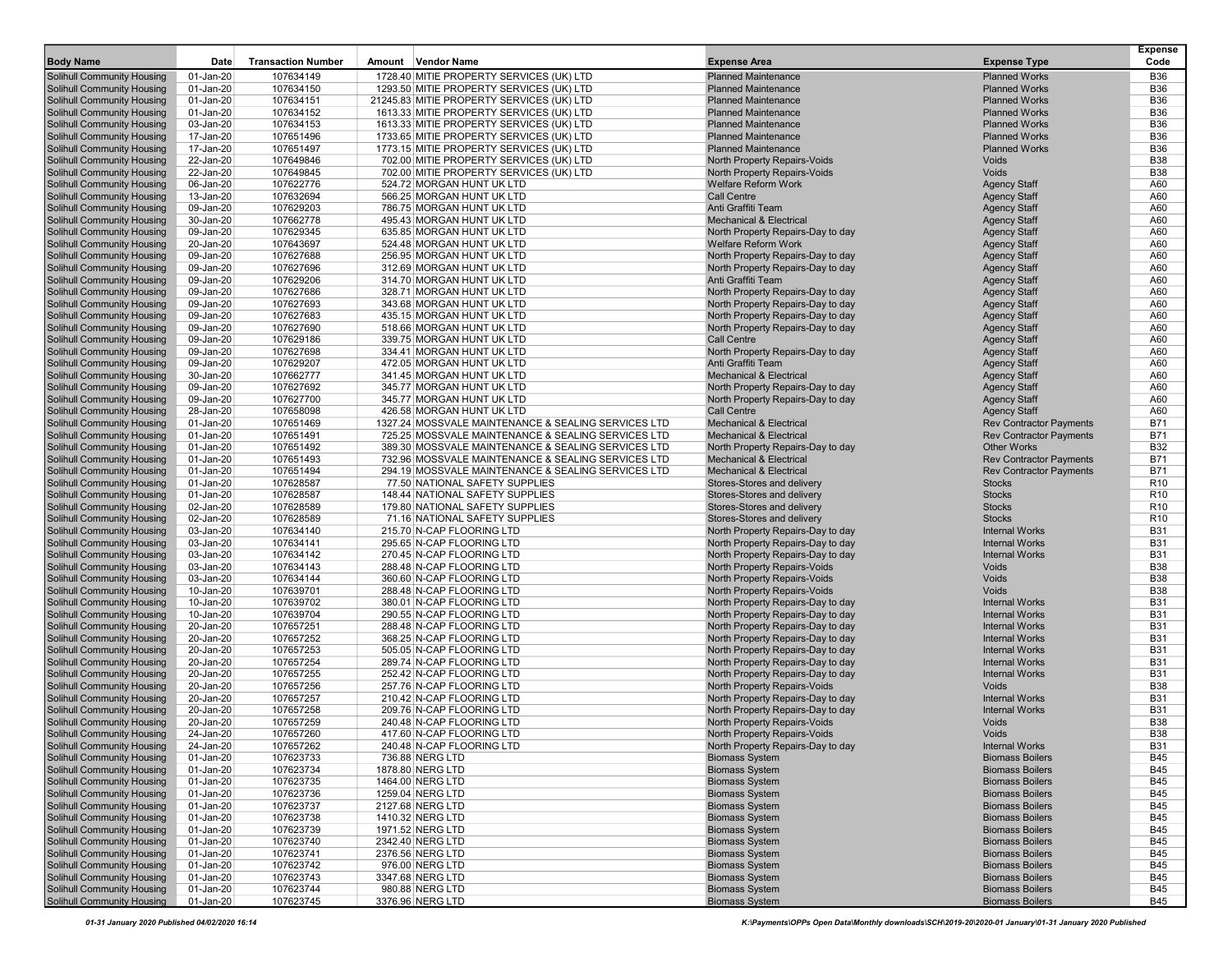| Body Name | Date | Transaction Number | Amount | Vendor Name | Expense Area | Expense Type | Expense Code |
|---|---|---|---|---|---|---|---|
| Solihull Community Housing | 01-Jan-20 | 107634149 | 1728.40 | MITIE PROPERTY SERVICES (UK) LTD | Planned Maintenance | Planned Works | B36 |
| Solihull Community Housing | 01-Jan-20 | 107634150 | 1293.50 | MITIE PROPERTY SERVICES (UK) LTD | Planned Maintenance | Planned Works | B36 |
| Solihull Community Housing | 01-Jan-20 | 107634151 | 21245.83 | MITIE PROPERTY SERVICES (UK) LTD | Planned Maintenance | Planned Works | B36 |
| Solihull Community Housing | 01-Jan-20 | 107634152 | 1613.33 | MITIE PROPERTY SERVICES (UK) LTD | Planned Maintenance | Planned Works | B36 |
| Solihull Community Housing | 03-Jan-20 | 107634153 | 1613.33 | MITIE PROPERTY SERVICES (UK) LTD | Planned Maintenance | Planned Works | B36 |
| Solihull Community Housing | 17-Jan-20 | 107651496 | 1733.65 | MITIE PROPERTY SERVICES (UK) LTD | Planned Maintenance | Planned Works | B36 |
| Solihull Community Housing | 17-Jan-20 | 107651497 | 1773.15 | MITIE PROPERTY SERVICES (UK) LTD | Planned Maintenance | Planned Works | B36 |
| Solihull Community Housing | 22-Jan-20 | 107649846 | 702.00 | MITIE PROPERTY SERVICES (UK) LTD | North Property Repairs-Voids | Voids | B38 |
| Solihull Community Housing | 22-Jan-20 | 107649845 | 702.00 | MITIE PROPERTY SERVICES (UK) LTD | North Property Repairs-Voids | Voids | B38 |
| Solihull Community Housing | 06-Jan-20 | 107622776 | 524.72 | MORGAN HUNT UK LTD | Welfare Reform Work | Agency Staff | A60 |
| Solihull Community Housing | 13-Jan-20 | 107632694 | 566.25 | MORGAN HUNT UK LTD | Call Centre | Agency Staff | A60 |
| Solihull Community Housing | 09-Jan-20 | 107629203 | 786.75 | MORGAN HUNT UK LTD | Anti Graffiti Team | Agency Staff | A60 |
| Solihull Community Housing | 30-Jan-20 | 107662778 | 495.43 | MORGAN HUNT UK LTD | Mechanical & Electrical | Agency Staff | A60 |
| Solihull Community Housing | 09-Jan-20 | 107629345 | 635.85 | MORGAN HUNT UK LTD | North Property Repairs-Day to day | Agency Staff | A60 |
| Solihull Community Housing | 20-Jan-20 | 107643697 | 524.48 | MORGAN HUNT UK LTD | Welfare Reform Work | Agency Staff | A60 |
| Solihull Community Housing | 09-Jan-20 | 107627688 | 256.95 | MORGAN HUNT UK LTD | North Property Repairs-Day to day | Agency Staff | A60 |
| Solihull Community Housing | 09-Jan-20 | 107627696 | 312.69 | MORGAN HUNT UK LTD | North Property Repairs-Day to day | Agency Staff | A60 |
| Solihull Community Housing | 09-Jan-20 | 107629206 | 314.70 | MORGAN HUNT UK LTD | Anti Graffiti Team | Agency Staff | A60 |
| Solihull Community Housing | 09-Jan-20 | 107627686 | 328.71 | MORGAN HUNT UK LTD | North Property Repairs-Day to day | Agency Staff | A60 |
| Solihull Community Housing | 09-Jan-20 | 107627693 | 343.68 | MORGAN HUNT UK LTD | North Property Repairs-Day to day | Agency Staff | A60 |
| Solihull Community Housing | 09-Jan-20 | 107627683 | 435.15 | MORGAN HUNT UK LTD | North Property Repairs-Day to day | Agency Staff | A60 |
| Solihull Community Housing | 09-Jan-20 | 107627690 | 518.66 | MORGAN HUNT UK LTD | North Property Repairs-Day to day | Agency Staff | A60 |
| Solihull Community Housing | 09-Jan-20 | 107629186 | 339.75 | MORGAN HUNT UK LTD | Call Centre | Agency Staff | A60 |
| Solihull Community Housing | 09-Jan-20 | 107627698 | 334.41 | MORGAN HUNT UK LTD | North Property Repairs-Day to day | Agency Staff | A60 |
| Solihull Community Housing | 09-Jan-20 | 107629207 | 472.05 | MORGAN HUNT UK LTD | Anti Graffiti Team | Agency Staff | A60 |
| Solihull Community Housing | 30-Jan-20 | 107662777 | 341.45 | MORGAN HUNT UK LTD | Mechanical & Electrical | Agency Staff | A60 |
| Solihull Community Housing | 09-Jan-20 | 107627692 | 345.77 | MORGAN HUNT UK LTD | North Property Repairs-Day to day | Agency Staff | A60 |
| Solihull Community Housing | 09-Jan-20 | 107627700 | 345.77 | MORGAN HUNT UK LTD | North Property Repairs-Day to day | Agency Staff | A60 |
| Solihull Community Housing | 28-Jan-20 | 107658098 | 426.58 | MORGAN HUNT UK LTD | Call Centre | Agency Staff | A60 |
| Solihull Community Housing | 01-Jan-20 | 107651469 | 1327.24 | MOSSVALE MAINTENANCE & SEALING SERVICES LTD | Mechanical & Electrical | Rev Contractor Payments | B71 |
| Solihull Community Housing | 01-Jan-20 | 107651491 | 725.25 | MOSSVALE MAINTENANCE & SEALING SERVICES LTD | Mechanical & Electrical | Rev Contractor Payments | B71 |
| Solihull Community Housing | 01-Jan-20 | 107651492 | 389.30 | MOSSVALE MAINTENANCE & SEALING SERVICES LTD | North Property Repairs-Day to day | Other Works | B32 |
| Solihull Community Housing | 01-Jan-20 | 107651493 | 732.96 | MOSSVALE MAINTENANCE & SEALING SERVICES LTD | Mechanical & Electrical | Rev Contractor Payments | B71 |
| Solihull Community Housing | 01-Jan-20 | 107651494 | 294.19 | MOSSVALE MAINTENANCE & SEALING SERVICES LTD | Mechanical & Electrical | Rev Contractor Payments | B71 |
| Solihull Community Housing | 01-Jan-20 | 107628587 | 77.50 | NATIONAL SAFETY SUPPLIES | Stores-Stores and delivery | Stocks | R10 |
| Solihull Community Housing | 01-Jan-20 | 107628587 | 148.44 | NATIONAL SAFETY SUPPLIES | Stores-Stores and delivery | Stocks | R10 |
| Solihull Community Housing | 02-Jan-20 | 107628589 | 179.80 | NATIONAL SAFETY SUPPLIES | Stores-Stores and delivery | Stocks | R10 |
| Solihull Community Housing | 02-Jan-20 | 107628589 | 71.16 | NATIONAL SAFETY SUPPLIES | Stores-Stores and delivery | Stocks | R10 |
| Solihull Community Housing | 03-Jan-20 | 107634140 | 215.70 | N-CAP FLOORING LTD | North Property Repairs-Day to day | Internal Works | B31 |
| Solihull Community Housing | 03-Jan-20 | 107634141 | 295.65 | N-CAP FLOORING LTD | North Property Repairs-Day to day | Internal Works | B31 |
| Solihull Community Housing | 03-Jan-20 | 107634142 | 270.45 | N-CAP FLOORING LTD | North Property Repairs-Day to day | Internal Works | B31 |
| Solihull Community Housing | 03-Jan-20 | 107634143 | 288.48 | N-CAP FLOORING LTD | North Property Repairs-Voids | Voids | B38 |
| Solihull Community Housing | 03-Jan-20 | 107634144 | 360.60 | N-CAP FLOORING LTD | North Property Repairs-Voids | Voids | B38 |
| Solihull Community Housing | 10-Jan-20 | 107639701 | 288.48 | N-CAP FLOORING LTD | North Property Repairs-Voids | Voids | B38 |
| Solihull Community Housing | 10-Jan-20 | 107639702 | 380.01 | N-CAP FLOORING LTD | North Property Repairs-Day to day | Internal Works | B31 |
| Solihull Community Housing | 10-Jan-20 | 107639704 | 290.55 | N-CAP FLOORING LTD | North Property Repairs-Day to day | Internal Works | B31 |
| Solihull Community Housing | 20-Jan-20 | 107657251 | 288.48 | N-CAP FLOORING LTD | North Property Repairs-Day to day | Internal Works | B31 |
| Solihull Community Housing | 20-Jan-20 | 107657252 | 368.25 | N-CAP FLOORING LTD | North Property Repairs-Day to day | Internal Works | B31 |
| Solihull Community Housing | 20-Jan-20 | 107657253 | 505.05 | N-CAP FLOORING LTD | North Property Repairs-Day to day | Internal Works | B31 |
| Solihull Community Housing | 20-Jan-20 | 107657254 | 289.74 | N-CAP FLOORING LTD | North Property Repairs-Day to day | Internal Works | B31 |
| Solihull Community Housing | 20-Jan-20 | 107657255 | 252.42 | N-CAP FLOORING LTD | North Property Repairs-Day to day | Internal Works | B31 |
| Solihull Community Housing | 20-Jan-20 | 107657256 | 257.76 | N-CAP FLOORING LTD | North Property Repairs-Voids | Voids | B38 |
| Solihull Community Housing | 20-Jan-20 | 107657257 | 210.42 | N-CAP FLOORING LTD | North Property Repairs-Day to day | Internal Works | B31 |
| Solihull Community Housing | 20-Jan-20 | 107657258 | 209.76 | N-CAP FLOORING LTD | North Property Repairs-Day to day | Internal Works | B31 |
| Solihull Community Housing | 20-Jan-20 | 107657259 | 240.48 | N-CAP FLOORING LTD | North Property Repairs-Voids | Voids | B38 |
| Solihull Community Housing | 24-Jan-20 | 107657260 | 417.60 | N-CAP FLOORING LTD | North Property Repairs-Voids | Voids | B38 |
| Solihull Community Housing | 24-Jan-20 | 107657262 | 240.48 | N-CAP FLOORING LTD | North Property Repairs-Day to day | Internal Works | B31 |
| Solihull Community Housing | 01-Jan-20 | 107623733 | 736.88 | NERG LTD | Biomass System | Biomass Boilers | B45 |
| Solihull Community Housing | 01-Jan-20 | 107623734 | 1878.80 | NERG LTD | Biomass System | Biomass Boilers | B45 |
| Solihull Community Housing | 01-Jan-20 | 107623735 | 1464.00 | NERG LTD | Biomass System | Biomass Boilers | B45 |
| Solihull Community Housing | 01-Jan-20 | 107623736 | 1259.04 | NERG LTD | Biomass System | Biomass Boilers | B45 |
| Solihull Community Housing | 01-Jan-20 | 107623737 | 2127.68 | NERG LTD | Biomass System | Biomass Boilers | B45 |
| Solihull Community Housing | 01-Jan-20 | 107623738 | 1410.32 | NERG LTD | Biomass System | Biomass Boilers | B45 |
| Solihull Community Housing | 01-Jan-20 | 107623739 | 1971.52 | NERG LTD | Biomass System | Biomass Boilers | B45 |
| Solihull Community Housing | 01-Jan-20 | 107623740 | 2342.40 | NERG LTD | Biomass System | Biomass Boilers | B45 |
| Solihull Community Housing | 01-Jan-20 | 107623741 | 2376.56 | NERG LTD | Biomass System | Biomass Boilers | B45 |
| Solihull Community Housing | 01-Jan-20 | 107623742 | 976.00 | NERG LTD | Biomass System | Biomass Boilers | B45 |
| Solihull Community Housing | 01-Jan-20 | 107623743 | 3347.68 | NERG LTD | Biomass System | Biomass Boilers | B45 |
| Solihull Community Housing | 01-Jan-20 | 107623744 | 980.88 | NERG LTD | Biomass System | Biomass Boilers | B45 |
| Solihull Community Housing | 01-Jan-20 | 107623745 | 3376.96 | NERG LTD | Biomass System | Biomass Boilers | B45 |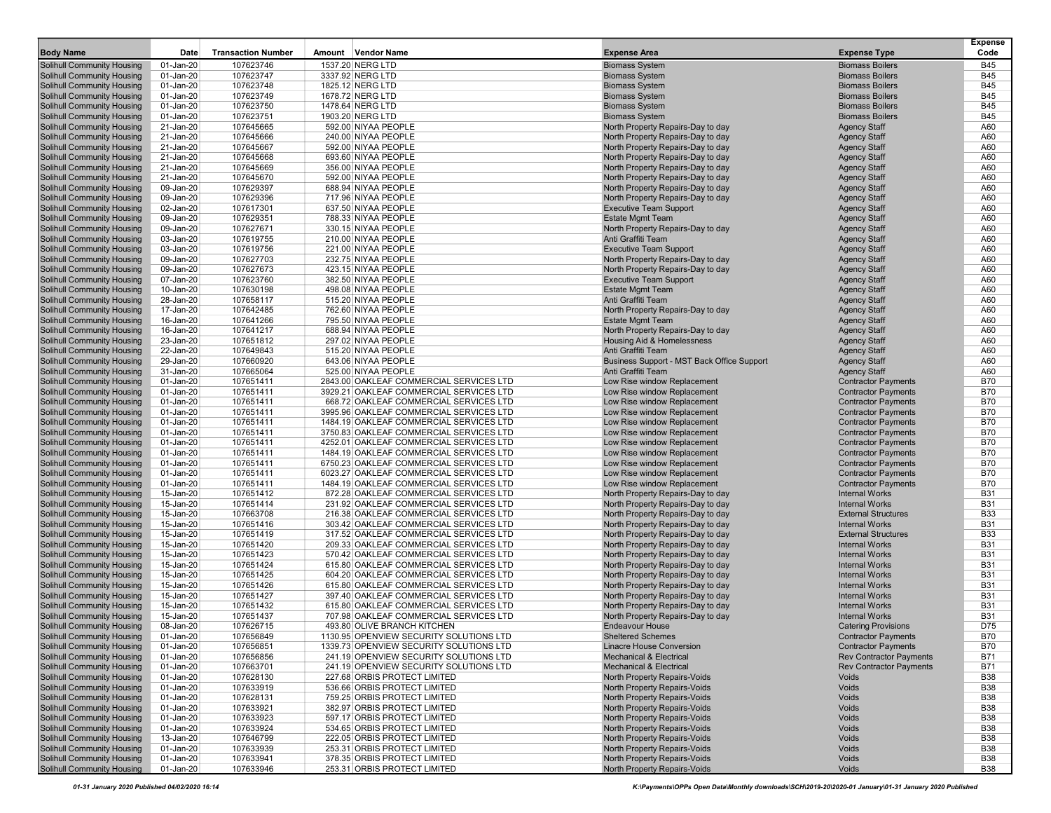| Body Name | Date | Transaction Number | Amount | Vendor Name | Expense Area | Expense Type | Expense Code |
|---|---|---|---|---|---|---|---|
| Solihull Community Housing | 01-Jan-20 | 107623746 | 1537.20 | NERG LTD | Biomass System | Biomass Boilers | B45 |
| Solihull Community Housing | 01-Jan-20 | 107623747 | 3337.92 | NERG LTD | Biomass System | Biomass Boilers | B45 |
| Solihull Community Housing | 01-Jan-20 | 107623748 | 1825.12 | NERG LTD | Biomass System | Biomass Boilers | B45 |
| Solihull Community Housing | 01-Jan-20 | 107623749 | 1678.72 | NERG LTD | Biomass System | Biomass Boilers | B45 |
| Solihull Community Housing | 01-Jan-20 | 107623750 | 1478.64 | NERG LTD | Biomass System | Biomass Boilers | B45 |
| Solihull Community Housing | 01-Jan-20 | 107623751 | 1903.20 | NERG LTD | Biomass System | Biomass Boilers | B45 |
| Solihull Community Housing | 21-Jan-20 | 107645665 | 592.00 | NIYAA PEOPLE | North Property Repairs-Day to day | Agency Staff | A60 |
| Solihull Community Housing | 21-Jan-20 | 107645666 | 240.00 | NIYAA PEOPLE | North Property Repairs-Day to day | Agency Staff | A60 |
| Solihull Community Housing | 21-Jan-20 | 107645667 | 592.00 | NIYAA PEOPLE | North Property Repairs-Day to day | Agency Staff | A60 |
| Solihull Community Housing | 21-Jan-20 | 107645668 | 693.60 | NIYAA PEOPLE | North Property Repairs-Day to day | Agency Staff | A60 |
| Solihull Community Housing | 21-Jan-20 | 107645669 | 356.00 | NIYAA PEOPLE | North Property Repairs-Day to day | Agency Staff | A60 |
| Solihull Community Housing | 21-Jan-20 | 107645670 | 592.00 | NIYAA PEOPLE | North Property Repairs-Day to day | Agency Staff | A60 |
| Solihull Community Housing | 09-Jan-20 | 107629397 | 688.94 | NIYAA PEOPLE | North Property Repairs-Day to day | Agency Staff | A60 |
| Solihull Community Housing | 09-Jan-20 | 107629396 | 717.96 | NIYAA PEOPLE | North Property Repairs-Day to day | Agency Staff | A60 |
| Solihull Community Housing | 02-Jan-20 | 107617301 | 637.50 | NIYAA PEOPLE | Executive Team Support | Agency Staff | A60 |
| Solihull Community Housing | 09-Jan-20 | 107629351 | 788.33 | NIYAA PEOPLE | Estate Mgmt Team | Agency Staff | A60 |
| Solihull Community Housing | 09-Jan-20 | 107627671 | 330.15 | NIYAA PEOPLE | North Property Repairs-Day to day | Agency Staff | A60 |
| Solihull Community Housing | 03-Jan-20 | 107619755 | 210.00 | NIYAA PEOPLE | Anti Graffiti Team | Agency Staff | A60 |
| Solihull Community Housing | 03-Jan-20 | 107619756 | 221.00 | NIYAA PEOPLE | Executive Team Support | Agency Staff | A60 |
| Solihull Community Housing | 09-Jan-20 | 107627703 | 232.75 | NIYAA PEOPLE | North Property Repairs-Day to day | Agency Staff | A60 |
| Solihull Community Housing | 09-Jan-20 | 107627673 | 423.15 | NIYAA PEOPLE | North Property Repairs-Day to day | Agency Staff | A60 |
| Solihull Community Housing | 07-Jan-20 | 107623760 | 382.50 | NIYAA PEOPLE | Executive Team Support | Agency Staff | A60 |
| Solihull Community Housing | 10-Jan-20 | 107630198 | 498.08 | NIYAA PEOPLE | Estate Mgmt Team | Agency Staff | A60 |
| Solihull Community Housing | 28-Jan-20 | 107658117 | 515.20 | NIYAA PEOPLE | Anti Graffiti Team | Agency Staff | A60 |
| Solihull Community Housing | 17-Jan-20 | 107642485 | 762.60 | NIYAA PEOPLE | North Property Repairs-Day to day | Agency Staff | A60 |
| Solihull Community Housing | 16-Jan-20 | 107641266 | 795.50 | NIYAA PEOPLE | Estate Mgmt Team | Agency Staff | A60 |
| Solihull Community Housing | 16-Jan-20 | 107641217 | 688.94 | NIYAA PEOPLE | North Property Repairs-Day to day | Agency Staff | A60 |
| Solihull Community Housing | 23-Jan-20 | 107651812 | 297.02 | NIYAA PEOPLE | Housing Aid & Homelessness | Agency Staff | A60 |
| Solihull Community Housing | 22-Jan-20 | 107649843 | 515.20 | NIYAA PEOPLE | Anti Graffiti Team | Agency Staff | A60 |
| Solihull Community Housing | 29-Jan-20 | 107660920 | 643.06 | NIYAA PEOPLE | Business Support - MST Back Office Support | Agency Staff | A60 |
| Solihull Community Housing | 31-Jan-20 | 107665064 | 525.00 | NIYAA PEOPLE | Anti Graffiti Team | Agency Staff | A60 |
| Solihull Community Housing | 01-Jan-20 | 107651411 | 2843.00 | OAKLEAF COMMERCIAL SERVICES LTD | Low Rise window Replacement | Contractor Payments | B70 |
| Solihull Community Housing | 01-Jan-20 | 107651411 | 3929.21 | OAKLEAF COMMERCIAL SERVICES LTD | Low Rise window Replacement | Contractor Payments | B70 |
| Solihull Community Housing | 01-Jan-20 | 107651411 | 668.72 | OAKLEAF COMMERCIAL SERVICES LTD | Low Rise window Replacement | Contractor Payments | B70 |
| Solihull Community Housing | 01-Jan-20 | 107651411 | 3995.96 | OAKLEAF COMMERCIAL SERVICES LTD | Low Rise window Replacement | Contractor Payments | B70 |
| Solihull Community Housing | 01-Jan-20 | 107651411 | 1484.19 | OAKLEAF COMMERCIAL SERVICES LTD | Low Rise window Replacement | Contractor Payments | B70 |
| Solihull Community Housing | 01-Jan-20 | 107651411 | 3750.83 | OAKLEAF COMMERCIAL SERVICES LTD | Low Rise window Replacement | Contractor Payments | B70 |
| Solihull Community Housing | 01-Jan-20 | 107651411 | 4252.01 | OAKLEAF COMMERCIAL SERVICES LTD | Low Rise window Replacement | Contractor Payments | B70 |
| Solihull Community Housing | 01-Jan-20 | 107651411 | 1484.19 | OAKLEAF COMMERCIAL SERVICES LTD | Low Rise window Replacement | Contractor Payments | B70 |
| Solihull Community Housing | 01-Jan-20 | 107651411 | 6750.23 | OAKLEAF COMMERCIAL SERVICES LTD | Low Rise window Replacement | Contractor Payments | B70 |
| Solihull Community Housing | 01-Jan-20 | 107651411 | 6023.27 | OAKLEAF COMMERCIAL SERVICES LTD | Low Rise window Replacement | Contractor Payments | B70 |
| Solihull Community Housing | 01-Jan-20 | 107651411 | 1484.19 | OAKLEAF COMMERCIAL SERVICES LTD | Low Rise window Replacement | Contractor Payments | B70 |
| Solihull Community Housing | 15-Jan-20 | 107651412 | 872.28 | OAKLEAF COMMERCIAL SERVICES LTD | North Property Repairs-Day to day | Internal Works | B31 |
| Solihull Community Housing | 15-Jan-20 | 107651414 | 231.92 | OAKLEAF COMMERCIAL SERVICES LTD | North Property Repairs-Day to day | Internal Works | B31 |
| Solihull Community Housing | 15-Jan-20 | 107663708 | 216.38 | OAKLEAF COMMERCIAL SERVICES LTD | North Property Repairs-Day to day | External Structures | B33 |
| Solihull Community Housing | 15-Jan-20 | 107651416 | 303.42 | OAKLEAF COMMERCIAL SERVICES LTD | North Property Repairs-Day to day | Internal Works | B31 |
| Solihull Community Housing | 15-Jan-20 | 107651419 | 317.52 | OAKLEAF COMMERCIAL SERVICES LTD | North Property Repairs-Day to day | External Structures | B33 |
| Solihull Community Housing | 15-Jan-20 | 107651420 | 209.33 | OAKLEAF COMMERCIAL SERVICES LTD | North Property Repairs-Day to day | Internal Works | B31 |
| Solihull Community Housing | 15-Jan-20 | 107651423 | 570.42 | OAKLEAF COMMERCIAL SERVICES LTD | North Property Repairs-Day to day | Internal Works | B31 |
| Solihull Community Housing | 15-Jan-20 | 107651424 | 615.80 | OAKLEAF COMMERCIAL SERVICES LTD | North Property Repairs-Day to day | Internal Works | B31 |
| Solihull Community Housing | 15-Jan-20 | 107651425 | 604.20 | OAKLEAF COMMERCIAL SERVICES LTD | North Property Repairs-Day to day | Internal Works | B31 |
| Solihull Community Housing | 15-Jan-20 | 107651426 | 615.80 | OAKLEAF COMMERCIAL SERVICES LTD | North Property Repairs-Day to day | Internal Works | B31 |
| Solihull Community Housing | 15-Jan-20 | 107651427 | 397.40 | OAKLEAF COMMERCIAL SERVICES LTD | North Property Repairs-Day to day | Internal Works | B31 |
| Solihull Community Housing | 15-Jan-20 | 107651432 | 615.80 | OAKLEAF COMMERCIAL SERVICES LTD | North Property Repairs-Day to day | Internal Works | B31 |
| Solihull Community Housing | 15-Jan-20 | 107651437 | 707.98 | OAKLEAF COMMERCIAL SERVICES LTD | North Property Repairs-Day to day | Internal Works | B31 |
| Solihull Community Housing | 08-Jan-20 | 107626715 | 493.80 | OLIVE BRANCH KITCHEN | Endeavour House | Catering Provisions | D75 |
| Solihull Community Housing | 01-Jan-20 | 107656849 | 1130.95 | OPENVIEW SECURITY SOLUTIONS LTD | Sheltered Schemes | Contractor Payments | B70 |
| Solihull Community Housing | 01-Jan-20 | 107656851 | 1339.73 | OPENVIEW SECURITY SOLUTIONS LTD | Linacre House Conversion | Contractor Payments | B70 |
| Solihull Community Housing | 01-Jan-20 | 107656856 | 241.19 | OPENVIEW SECURITY SOLUTIONS LTD | Mechanical & Electrical | Rev Contractor Payments | B71 |
| Solihull Community Housing | 01-Jan-20 | 107663701 | 241.19 | OPENVIEW SECURITY SOLUTIONS LTD | Mechanical & Electrical | Rev Contractor Payments | B71 |
| Solihull Community Housing | 01-Jan-20 | 107628130 | 227.68 | ORBIS PROTECT LIMITED | North Property Repairs-Voids | Voids | B38 |
| Solihull Community Housing | 01-Jan-20 | 107633919 | 536.66 | ORBIS PROTECT LIMITED | North Property Repairs-Voids | Voids | B38 |
| Solihull Community Housing | 01-Jan-20 | 107628131 | 759.25 | ORBIS PROTECT LIMITED | North Property Repairs-Voids | Voids | B38 |
| Solihull Community Housing | 01-Jan-20 | 107633921 | 382.97 | ORBIS PROTECT LIMITED | North Property Repairs-Voids | Voids | B38 |
| Solihull Community Housing | 01-Jan-20 | 107633923 | 597.17 | ORBIS PROTECT LIMITED | North Property Repairs-Voids | Voids | B38 |
| Solihull Community Housing | 01-Jan-20 | 107633924 | 534.65 | ORBIS PROTECT LIMITED | North Property Repairs-Voids | Voids | B38 |
| Solihull Community Housing | 13-Jan-20 | 107646799 | 222.05 | ORBIS PROTECT LIMITED | North Property Repairs-Voids | Voids | B38 |
| Solihull Community Housing | 01-Jan-20 | 107633939 | 253.31 | ORBIS PROTECT LIMITED | North Property Repairs-Voids | Voids | B38 |
| Solihull Community Housing | 01-Jan-20 | 107633941 | 378.35 | ORBIS PROTECT LIMITED | North Property Repairs-Voids | Voids | B38 |
| Solihull Community Housing | 01-Jan-20 | 107633946 | 253.31 | ORBIS PROTECT LIMITED | North Property Repairs-Voids | Voids | B38 |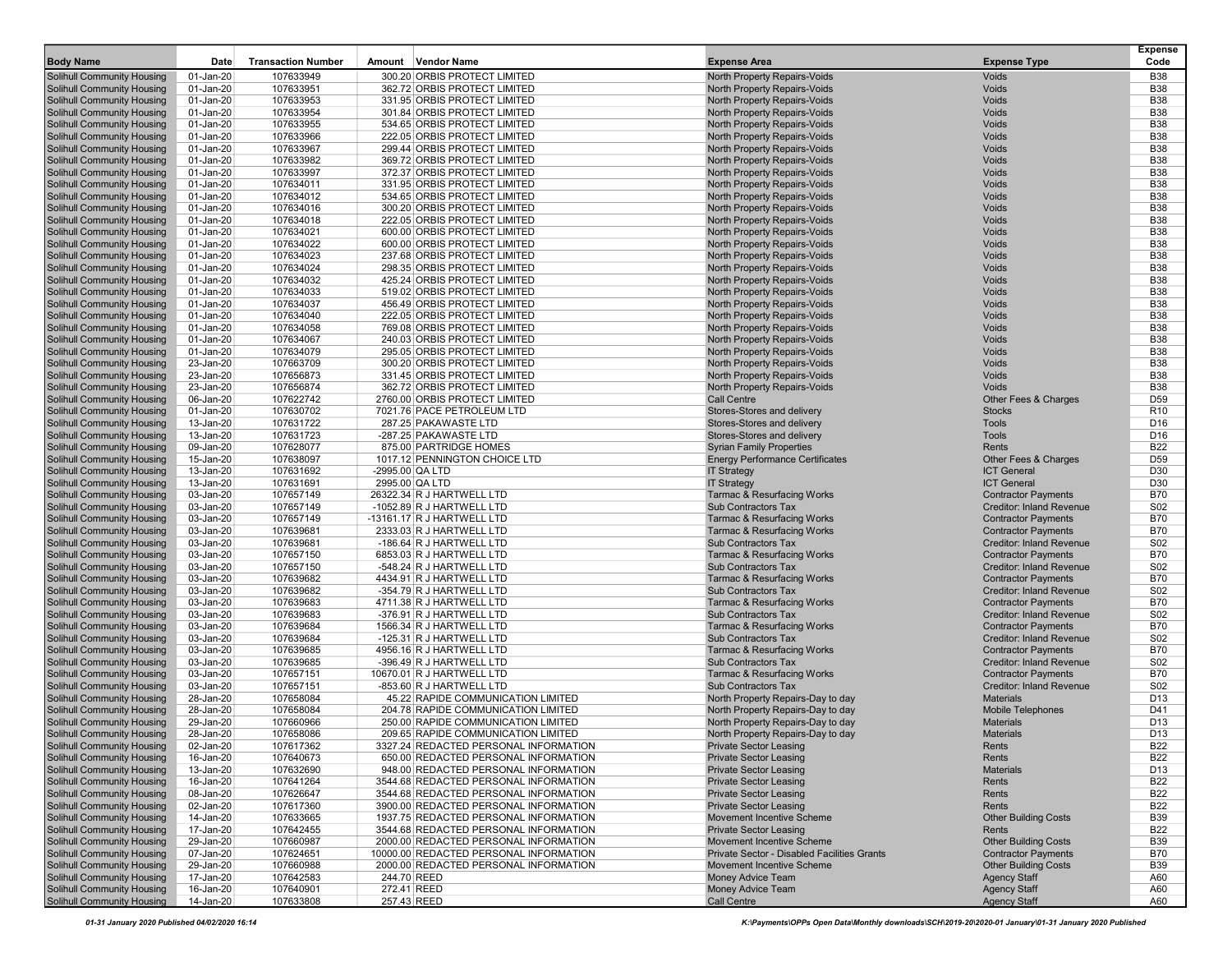| Body Name | Date | Transaction Number | Amount | Vendor Name | Expense Area | Expense Type | Expense Code |
|---|---|---|---|---|---|---|---|
| Solihull Community Housing | 01-Jan-20 | 107633949 | 300.20 | ORBIS PROTECT LIMITED | North Property Repairs-Voids | Voids | B38 |
| Solihull Community Housing | 01-Jan-20 | 107633951 | 362.72 | ORBIS PROTECT LIMITED | North Property Repairs-Voids | Voids | B38 |
| Solihull Community Housing | 01-Jan-20 | 107633953 | 331.95 | ORBIS PROTECT LIMITED | North Property Repairs-Voids | Voids | B38 |
| Solihull Community Housing | 01-Jan-20 | 107633954 | 301.84 | ORBIS PROTECT LIMITED | North Property Repairs-Voids | Voids | B38 |
| Solihull Community Housing | 01-Jan-20 | 107633955 | 534.65 | ORBIS PROTECT LIMITED | North Property Repairs-Voids | Voids | B38 |
| Solihull Community Housing | 01-Jan-20 | 107633966 | 222.05 | ORBIS PROTECT LIMITED | North Property Repairs-Voids | Voids | B38 |
| Solihull Community Housing | 01-Jan-20 | 107633967 | 299.44 | ORBIS PROTECT LIMITED | North Property Repairs-Voids | Voids | B38 |
| Solihull Community Housing | 01-Jan-20 | 107633982 | 369.72 | ORBIS PROTECT LIMITED | North Property Repairs-Voids | Voids | B38 |
| Solihull Community Housing | 01-Jan-20 | 107633997 | 372.37 | ORBIS PROTECT LIMITED | North Property Repairs-Voids | Voids | B38 |
| Solihull Community Housing | 01-Jan-20 | 107634011 | 331.95 | ORBIS PROTECT LIMITED | North Property Repairs-Voids | Voids | B38 |
| Solihull Community Housing | 01-Jan-20 | 107634012 | 534.65 | ORBIS PROTECT LIMITED | North Property Repairs-Voids | Voids | B38 |
| Solihull Community Housing | 01-Jan-20 | 107634016 | 300.20 | ORBIS PROTECT LIMITED | North Property Repairs-Voids | Voids | B38 |
| Solihull Community Housing | 01-Jan-20 | 107634018 | 222.05 | ORBIS PROTECT LIMITED | North Property Repairs-Voids | Voids | B38 |
| Solihull Community Housing | 01-Jan-20 | 107634021 | 600.00 | ORBIS PROTECT LIMITED | North Property Repairs-Voids | Voids | B38 |
| Solihull Community Housing | 01-Jan-20 | 107634022 | 600.00 | ORBIS PROTECT LIMITED | North Property Repairs-Voids | Voids | B38 |
| Solihull Community Housing | 01-Jan-20 | 107634023 | 237.68 | ORBIS PROTECT LIMITED | North Property Repairs-Voids | Voids | B38 |
| Solihull Community Housing | 01-Jan-20 | 107634024 | 298.35 | ORBIS PROTECT LIMITED | North Property Repairs-Voids | Voids | B38 |
| Solihull Community Housing | 01-Jan-20 | 107634032 | 425.24 | ORBIS PROTECT LIMITED | North Property Repairs-Voids | Voids | B38 |
| Solihull Community Housing | 01-Jan-20 | 107634033 | 519.02 | ORBIS PROTECT LIMITED | North Property Repairs-Voids | Voids | B38 |
| Solihull Community Housing | 01-Jan-20 | 107634037 | 456.49 | ORBIS PROTECT LIMITED | North Property Repairs-Voids | Voids | B38 |
| Solihull Community Housing | 01-Jan-20 | 107634040 | 222.05 | ORBIS PROTECT LIMITED | North Property Repairs-Voids | Voids | B38 |
| Solihull Community Housing | 01-Jan-20 | 107634058 | 769.08 | ORBIS PROTECT LIMITED | North Property Repairs-Voids | Voids | B38 |
| Solihull Community Housing | 01-Jan-20 | 107634067 | 240.03 | ORBIS PROTECT LIMITED | North Property Repairs-Voids | Voids | B38 |
| Solihull Community Housing | 01-Jan-20 | 107634079 | 295.05 | ORBIS PROTECT LIMITED | North Property Repairs-Voids | Voids | B38 |
| Solihull Community Housing | 23-Jan-20 | 107663709 | 300.20 | ORBIS PROTECT LIMITED | North Property Repairs-Voids | Voids | B38 |
| Solihull Community Housing | 23-Jan-20 | 107656873 | 331.45 | ORBIS PROTECT LIMITED | North Property Repairs-Voids | Voids | B38 |
| Solihull Community Housing | 23-Jan-20 | 107656874 | 362.72 | ORBIS PROTECT LIMITED | North Property Repairs-Voids | Voids | B38 |
| Solihull Community Housing | 06-Jan-20 | 107622742 | 2760.00 | ORBIS PROTECT LIMITED | Call Centre | Other Fees & Charges | D59 |
| Solihull Community Housing | 01-Jan-20 | 107630702 | 7021.76 | PACE PETROLEUM LTD | Stores-Stores and delivery | Stocks | R10 |
| Solihull Community Housing | 13-Jan-20 | 107631722 | 287.25 | PAKAWASTE LTD | Stores-Stores and delivery | Tools | D16 |
| Solihull Community Housing | 13-Jan-20 | 107631723 | -287.25 | PAKAWASTE LTD | Stores-Stores and delivery | Tools | D16 |
| Solihull Community Housing | 09-Jan-20 | 107628077 | 875.00 | PARTRIDGE HOMES | Syrian Family Properties | Rents | B22 |
| Solihull Community Housing | 15-Jan-20 | 107638097 | 1017.12 | PENNINGTON CHOICE LTD | Energy Performance Certificates | Other Fees & Charges | D59 |
| Solihull Community Housing | 13-Jan-20 | 107631692 | -2995.00 | QA LTD | IT Strategy | ICT General | D30 |
| Solihull Community Housing | 13-Jan-20 | 107631691 | 2995.00 | QA LTD | IT Strategy | ICT General | D30 |
| Solihull Community Housing | 03-Jan-20 | 107657149 | 26322.34 | R J HARTWELL LTD | Tarmac & Resurfacing Works | Contractor Payments | B70 |
| Solihull Community Housing | 03-Jan-20 | 107657149 | -1052.89 | R J HARTWELL LTD | Sub Contractors Tax | Creditor: Inland Revenue | S02 |
| Solihull Community Housing | 03-Jan-20 | 107657149 | -13161.17 | R J HARTWELL LTD | Tarmac & Resurfacing Works | Contractor Payments | B70 |
| Solihull Community Housing | 03-Jan-20 | 107639681 | 2333.03 | R J HARTWELL LTD | Tarmac & Resurfacing Works | Contractor Payments | B70 |
| Solihull Community Housing | 03-Jan-20 | 107639681 | -186.64 | R J HARTWELL LTD | Sub Contractors Tax | Creditor: Inland Revenue | S02 |
| Solihull Community Housing | 03-Jan-20 | 107657150 | 6853.03 | R J HARTWELL LTD | Tarmac & Resurfacing Works | Contractor Payments | B70 |
| Solihull Community Housing | 03-Jan-20 | 107657150 | -548.24 | R J HARTWELL LTD | Sub Contractors Tax | Creditor: Inland Revenue | S02 |
| Solihull Community Housing | 03-Jan-20 | 107639682 | 4434.91 | R J HARTWELL LTD | Tarmac & Resurfacing Works | Contractor Payments | B70 |
| Solihull Community Housing | 03-Jan-20 | 107639682 | -354.79 | R J HARTWELL LTD | Sub Contractors Tax | Creditor: Inland Revenue | S02 |
| Solihull Community Housing | 03-Jan-20 | 107639683 | 4711.38 | R J HARTWELL LTD | Tarmac & Resurfacing Works | Contractor Payments | B70 |
| Solihull Community Housing | 03-Jan-20 | 107639683 | -376.91 | R J HARTWELL LTD | Sub Contractors Tax | Creditor: Inland Revenue | S02 |
| Solihull Community Housing | 03-Jan-20 | 107639684 | 1566.34 | R J HARTWELL LTD | Tarmac & Resurfacing Works | Contractor Payments | B70 |
| Solihull Community Housing | 03-Jan-20 | 107639684 | -125.31 | R J HARTWELL LTD | Sub Contractors Tax | Creditor: Inland Revenue | S02 |
| Solihull Community Housing | 03-Jan-20 | 107639685 | 4956.16 | R J HARTWELL LTD | Tarmac & Resurfacing Works | Contractor Payments | B70 |
| Solihull Community Housing | 03-Jan-20 | 107639685 | -396.49 | R J HARTWELL LTD | Sub Contractors Tax | Creditor: Inland Revenue | S02 |
| Solihull Community Housing | 03-Jan-20 | 107657151 | 10670.01 | R J HARTWELL LTD | Tarmac & Resurfacing Works | Contractor Payments | B70 |
| Solihull Community Housing | 03-Jan-20 | 107657151 | -853.60 | R J HARTWELL LTD | Sub Contractors Tax | Creditor: Inland Revenue | S02 |
| Solihull Community Housing | 28-Jan-20 | 107658084 | 45.22 | RAPIDE COMMUNICATION LIMITED | North Property Repairs-Day to day | Materials | D13 |
| Solihull Community Housing | 28-Jan-20 | 107658084 | 204.78 | RAPIDE COMMUNICATION LIMITED | North Property Repairs-Day to day | Mobile Telephones | D41 |
| Solihull Community Housing | 29-Jan-20 | 107660966 | 250.00 | RAPIDE COMMUNICATION LIMITED | North Property Repairs-Day to day | Materials | D13 |
| Solihull Community Housing | 28-Jan-20 | 107658086 | 209.65 | RAPIDE COMMUNICATION LIMITED | North Property Repairs-Day to day | Materials | D13 |
| Solihull Community Housing | 02-Jan-20 | 107617362 | 3327.24 | REDACTED PERSONAL INFORMATION | Private Sector Leasing | Rents | B22 |
| Solihull Community Housing | 16-Jan-20 | 107640673 | 650.00 | REDACTED PERSONAL INFORMATION | Private Sector Leasing | Rents | B22 |
| Solihull Community Housing | 13-Jan-20 | 107632690 | 948.00 | REDACTED PERSONAL INFORMATION | Private Sector Leasing | Materials | D13 |
| Solihull Community Housing | 16-Jan-20 | 107641264 | 3544.68 | REDACTED PERSONAL INFORMATION | Private Sector Leasing | Rents | B22 |
| Solihull Community Housing | 08-Jan-20 | 107626647 | 3544.68 | REDACTED PERSONAL INFORMATION | Private Sector Leasing | Rents | B22 |
| Solihull Community Housing | 02-Jan-20 | 107617360 | 3900.00 | REDACTED PERSONAL INFORMATION | Private Sector Leasing | Rents | B22 |
| Solihull Community Housing | 14-Jan-20 | 107633665 | 1937.75 | REDACTED PERSONAL INFORMATION | Movement Incentive Scheme | Other Building Costs | B39 |
| Solihull Community Housing | 17-Jan-20 | 107642455 | 3544.68 | REDACTED PERSONAL INFORMATION | Private Sector Leasing | Rents | B22 |
| Solihull Community Housing | 29-Jan-20 | 107660987 | 2000.00 | REDACTED PERSONAL INFORMATION | Movement Incentive Scheme | Other Building Costs | B39 |
| Solihull Community Housing | 07-Jan-20 | 107624651 | 10000.00 | REDACTED PERSONAL INFORMATION | Private Sector - Disabled Facilities Grants | Contractor Payments | B70 |
| Solihull Community Housing | 29-Jan-20 | 107660988 | 2000.00 | REDACTED PERSONAL INFORMATION | Movement Incentive Scheme | Other Building Costs | B39 |
| Solihull Community Housing | 17-Jan-20 | 107642583 | 244.70 | REED | Money Advice Team | Agency Staff | A60 |
| Solihull Community Housing | 16-Jan-20 | 107640901 | 272.41 | REED | Money Advice Team | Agency Staff | A60 |
| Solihull Community Housing | 14-Jan-20 | 107633808 | 257.43 | REED | Call Centre | Agency Staff | A60 |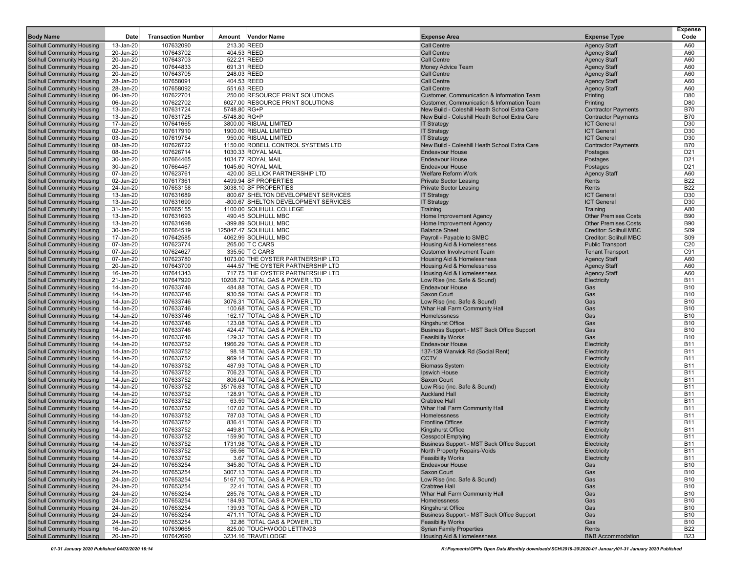| Body Name | Date | Transaction Number | Amount | Vendor Name | Expense Area | Expense Type | Expense Code |
|---|---|---|---|---|---|---|---|
| Solihull Community Housing | 13-Jan-20 | 107632090 | 213.30 | REED | Call Centre | Agency Staff | A60 |
| Solihull Community Housing | 20-Jan-20 | 107643702 | 404.53 | REED | Call Centre | Agency Staff | A60 |
| Solihull Community Housing | 20-Jan-20 | 107643703 | 522.21 | REED | Call Centre | Agency Staff | A60 |
| Solihull Community Housing | 20-Jan-20 | 107644833 | 691.31 | REED | Money Advice Team | Agency Staff | A60 |
| Solihull Community Housing | 20-Jan-20 | 107643705 | 248.03 | REED | Call Centre | Agency Staff | A60 |
| Solihull Community Housing | 28-Jan-20 | 107658091 | 404.53 | REED | Call Centre | Agency Staff | A60 |
| Solihull Community Housing | 28-Jan-20 | 107658092 | 551.63 | REED | Call Centre | Agency Staff | A60 |
| Solihull Community Housing | 06-Jan-20 | 107622701 | 250.00 | RESOURCE PRINT SOLUTIONS | Customer, Communication & Information Team | Printing | D80 |
| Solihull Community Housing | 06-Jan-20 | 107622702 | 6027.00 | RESOURCE PRINT SOLUTIONS | Customer, Communication & Information Team | Printing | D80 |
| Solihull Community Housing | 13-Jan-20 | 107631724 | 5748.80 | RG+P | New Build - Coleshill Heath School Extra Care | Contractor Payments | B70 |
| Solihull Community Housing | 13-Jan-20 | 107631725 | -5748.80 | RG+P | New Build - Coleshill Heath School Extra Care | Contractor Payments | B70 |
| Solihull Community Housing | 17-Jan-20 | 107641665 | 3800.00 | RISUAL LIMITED | IT Strategy | ICT General | D30 |
| Solihull Community Housing | 02-Jan-20 | 107617910 | 1900.00 | RISUAL LIMITED | IT Strategy | ICT General | D30 |
| Solihull Community Housing | 03-Jan-20 | 107619754 | 950.00 | RISUAL LIMITED | IT Strategy | ICT General | D30 |
| Solihull Community Housing | 08-Jan-20 | 107626722 | 1150.00 | ROBELL CONTROL SYSTEMS LTD | New Build - Coleshill Heath School Extra Care | Contractor Payments | B70 |
| Solihull Community Housing | 08-Jan-20 | 107626714 | 1030.33 | ROYAL MAIL | Endeavour House | Postages | D21 |
| Solihull Community Housing | 30-Jan-20 | 107664465 | 1034.77 | ROYAL MAIL | Endeavour House | Postages | D21 |
| Solihull Community Housing | 30-Jan-20 | 107664467 | 1045.60 | ROYAL MAIL | Endeavour House | Postages | D21 |
| Solihull Community Housing | 07-Jan-20 | 107623761 | 420.00 | SELLICK PARTNERSHIP LTD | Welfare Reform Work | Agency Staff | A60 |
| Solihull Community Housing | 02-Jan-20 | 107617361 | 4499.94 | SF PROPERTIES | Private Sector Leasing | Rents | B22 |
| Solihull Community Housing | 24-Jan-20 | 107653158 | 3038.10 | SF PROPERTIES | Private Sector Leasing | Rents | B22 |
| Solihull Community Housing | 13-Jan-20 | 107631689 | 800.67 | SHELTON DEVELOPMENT SERVICES | IT Strategy | ICT General | D30 |
| Solihull Community Housing | 13-Jan-20 | 107631690 | -800.67 | SHELTON DEVELOPMENT SERVICES | IT Strategy | ICT General | D30 |
| Solihull Community Housing | 31-Jan-20 | 107665155 | 1100.00 | SOLIHULL COLLEGE | Training | Training | A80 |
| Solihull Community Housing | 13-Jan-20 | 107631693 | 490.45 | SOLIHULL MBC | Home Improvement Agency | Other Premises Costs | B90 |
| Solihull Community Housing | 13-Jan-20 | 107631698 | -399.89 | SOLIHULL MBC | Home Improvement Agency | Other Premises Costs | B90 |
| Solihull Community Housing | 30-Jan-20 | 107664519 | 125847.47 | SOLIHULL MBC | Balance Sheet | Creditor: Solihull MBC | S09 |
| Solihull Community Housing | 17-Jan-20 | 107642585 | 4062.99 | SOLIHULL MBC | Payroll - Payable to SMBC | Creditor: Solihull MBC | S09 |
| Solihull Community Housing | 07-Jan-20 | 107623774 | 265.00 | T C CARS | Housing Aid & Homelessness | Public Transport | C20 |
| Solihull Community Housing | 07-Jan-20 | 107624627 | 335.50 | T C CARS | Customer Involvement Team | Tenant Transport | C91 |
| Solihull Community Housing | 07-Jan-20 | 107623780 | 1073.00 | THE OYSTER PARTNERSHIP LTD | Housing Aid & Homelessness | Agency Staff | A60 |
| Solihull Community Housing | 20-Jan-20 | 107643700 | 444.57 | THE OYSTER PARTNERSHIP LTD | Housing Aid & Homelessness | Agency Staff | A60 |
| Solihull Community Housing | 16-Jan-20 | 107641343 | 717.75 | THE OYSTER PARTNERSHIP LTD | Housing Aid & Homelessness | Agency Staff | A60 |
| Solihull Community Housing | 21-Jan-20 | 107647920 | 10208.72 | TOTAL GAS & POWER LTD | Low Rise (inc. Safe & Sound) | Electricity | B11 |
| Solihull Community Housing | 14-Jan-20 | 107633746 | 484.88 | TOTAL GAS & POWER LTD | Endeavour House | Gas | B10 |
| Solihull Community Housing | 14-Jan-20 | 107633746 | 930.59 | TOTAL GAS & POWER LTD | Saxon Court | Gas | B10 |
| Solihull Community Housing | 14-Jan-20 | 107633746 | 3076.31 | TOTAL GAS & POWER LTD | Low Rise (inc. Safe & Sound) | Gas | B10 |
| Solihull Community Housing | 14-Jan-20 | 107633746 | 100.68 | TOTAL GAS & POWER LTD | Whar Hall Farm Community Hall | Gas | B10 |
| Solihull Community Housing | 14-Jan-20 | 107633746 | 162.17 | TOTAL GAS & POWER LTD | Homelessness | Gas | B10 |
| Solihull Community Housing | 14-Jan-20 | 107633746 | 123.08 | TOTAL GAS & POWER LTD | Kingshurst Office | Gas | B10 |
| Solihull Community Housing | 14-Jan-20 | 107633746 | 424.47 | TOTAL GAS & POWER LTD | Business Support - MST Back Office Support | Gas | B10 |
| Solihull Community Housing | 14-Jan-20 | 107633746 | 129.32 | TOTAL GAS & POWER LTD | Feasibility Works | Gas | B10 |
| Solihull Community Housing | 14-Jan-20 | 107633752 | 1966.29 | TOTAL GAS & POWER LTD | Endeavour House | Electricity | B11 |
| Solihull Community Housing | 14-Jan-20 | 107633752 | 98.18 | TOTAL GAS & POWER LTD | 137-139 Warwick Rd (Social Rent) | Electricity | B11 |
| Solihull Community Housing | 14-Jan-20 | 107633752 | 969.14 | TOTAL GAS & POWER LTD | CCTV | Electricity | B11 |
| Solihull Community Housing | 14-Jan-20 | 107633752 | 487.93 | TOTAL GAS & POWER LTD | Biomass System | Electricity | B11 |
| Solihull Community Housing | 14-Jan-20 | 107633752 | 706.23 | TOTAL GAS & POWER LTD | Ipswich House | Electricity | B11 |
| Solihull Community Housing | 14-Jan-20 | 107633752 | 806.04 | TOTAL GAS & POWER LTD | Saxon Court | Electricity | B11 |
| Solihull Community Housing | 14-Jan-20 | 107633752 | 35176.63 | TOTAL GAS & POWER LTD | Low Rise (inc. Safe & Sound) | Electricity | B11 |
| Solihull Community Housing | 14-Jan-20 | 107633752 | 128.91 | TOTAL GAS & POWER LTD | Auckland Hall | Electricity | B11 |
| Solihull Community Housing | 14-Jan-20 | 107633752 | 63.59 | TOTAL GAS & POWER LTD | Crabtree Hall | Electricity | B11 |
| Solihull Community Housing | 14-Jan-20 | 107633752 | 107.02 | TOTAL GAS & POWER LTD | Whar Hall Farm Community Hall | Electricity | B11 |
| Solihull Community Housing | 14-Jan-20 | 107633752 | 787.03 | TOTAL GAS & POWER LTD | Homelessness | Electricity | B11 |
| Solihull Community Housing | 14-Jan-20 | 107633752 | 836.41 | TOTAL GAS & POWER LTD | Frontline Offices | Electricity | B11 |
| Solihull Community Housing | 14-Jan-20 | 107633752 | 449.81 | TOTAL GAS & POWER LTD | Kingshurst Office | Electricity | B11 |
| Solihull Community Housing | 14-Jan-20 | 107633752 | 159.90 | TOTAL GAS & POWER LTD | Cesspool Emptying | Electricity | B11 |
| Solihull Community Housing | 14-Jan-20 | 107633752 | 1731.98 | TOTAL GAS & POWER LTD | Business Support - MST Back Office Support | Electricity | B11 |
| Solihull Community Housing | 14-Jan-20 | 107633752 | 56.56 | TOTAL GAS & POWER LTD | North Property Repairs-Voids | Electricity | B11 |
| Solihull Community Housing | 14-Jan-20 | 107633752 | 3.67 | TOTAL GAS & POWER LTD | Feasibility Works | Electricity | B11 |
| Solihull Community Housing | 24-Jan-20 | 107653254 | 345.80 | TOTAL GAS & POWER LTD | Endeavour House | Gas | B10 |
| Solihull Community Housing | 24-Jan-20 | 107653254 | 3007.13 | TOTAL GAS & POWER LTD | Saxon Court | Gas | B10 |
| Solihull Community Housing | 24-Jan-20 | 107653254 | 5167.10 | TOTAL GAS & POWER LTD | Low Rise (inc. Safe & Sound) | Gas | B10 |
| Solihull Community Housing | 24-Jan-20 | 107653254 | 22.41 | TOTAL GAS & POWER LTD | Crabtree Hall | Gas | B10 |
| Solihull Community Housing | 24-Jan-20 | 107653254 | 285.76 | TOTAL GAS & POWER LTD | Whar Hall Farm Community Hall | Gas | B10 |
| Solihull Community Housing | 24-Jan-20 | 107653254 | 184.93 | TOTAL GAS & POWER LTD | Homelessness | Gas | B10 |
| Solihull Community Housing | 24-Jan-20 | 107653254 | 139.93 | TOTAL GAS & POWER LTD | Kingshurst Office | Gas | B10 |
| Solihull Community Housing | 24-Jan-20 | 107653254 | 471.11 | TOTAL GAS & POWER LTD | Business Support - MST Back Office Support | Gas | B10 |
| Solihull Community Housing | 24-Jan-20 | 107653254 | 32.86 | TOTAL GAS & POWER LTD | Feasibility Works | Gas | B10 |
| Solihull Community Housing | 16-Jan-20 | 107639665 | 825.00 | TOUCHWOOD LETTINGS | Syrian Family Properties | Rents | B22 |
| Solihull Community Housing | 20-Jan-20 | 107642690 | 3234.16 | TRAVELODGE | Housing Aid & Homelessness | B&B Accommodation | B23 |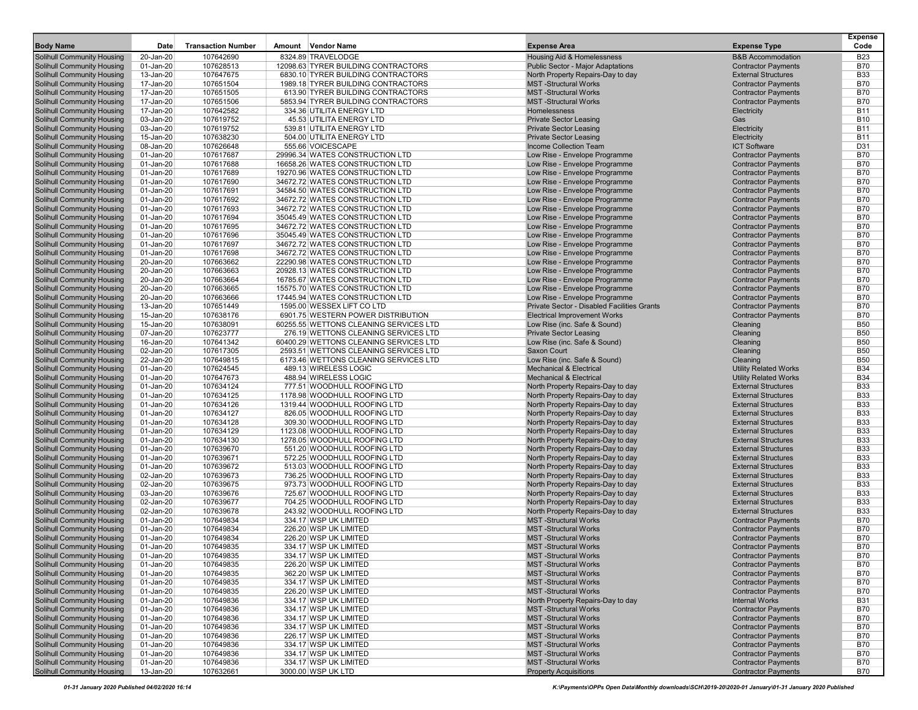| Body Name | Date | Transaction Number | Amount | Vendor Name | Expense Area | Expense Type | Expense Code |
|---|---|---|---|---|---|---|---|
| Solihull Community Housing | 20-Jan-20 | 107642690 | 8324.89 | TRAVELODGE | Housing Aid & Homelessness | B&B Accommodation | B23 |
| Solihull Community Housing | 01-Jan-20 | 107628513 | 12098.63 | TYRER BUILDING CONTRACTORS | Public Sector - Major Adaptations | Contractor Payments | B70 |
| Solihull Community Housing | 13-Jan-20 | 107647675 | 6830.10 | TYRER BUILDING CONTRACTORS | North Property Repairs-Day to day | External Structures | B33 |
| Solihull Community Housing | 17-Jan-20 | 107651504 | 1989.18 | TYRER BUILDING CONTRACTORS | MST -Structural Works | Contractor Payments | B70 |
| Solihull Community Housing | 17-Jan-20 | 107651505 | 613.90 | TYRER BUILDING CONTRACTORS | MST -Structural Works | Contractor Payments | B70 |
| Solihull Community Housing | 17-Jan-20 | 107651506 | 5853.94 | TYRER BUILDING CONTRACTORS | MST -Structural Works | Contractor Payments | B70 |
| Solihull Community Housing | 17-Jan-20 | 107642582 | 334.36 | UTILITA ENERGY LTD | Homelessness | Electricity | B11 |
| Solihull Community Housing | 03-Jan-20 | 107619752 | 45.53 | UTILITA ENERGY LTD | Private Sector Leasing | Gas | B10 |
| Solihull Community Housing | 03-Jan-20 | 107619752 | 539.81 | UTILITA ENERGY LTD | Private Sector Leasing | Electricity | B11 |
| Solihull Community Housing | 15-Jan-20 | 107638230 | 504.00 | UTILITA ENERGY LTD | Private Sector Leasing | Electricity | B11 |
| Solihull Community Housing | 08-Jan-20 | 107626648 | 555.66 | VOICESCAPE | Income Collection Team | ICT Software | D31 |
| Solihull Community Housing | 01-Jan-20 | 107617687 | 29996.34 | WATES CONSTRUCTION LTD | Low Rise - Envelope Programme | Contractor Payments | B70 |
| Solihull Community Housing | 01-Jan-20 | 107617688 | 16658.26 | WATES CONSTRUCTION LTD | Low Rise - Envelope Programme | Contractor Payments | B70 |
| Solihull Community Housing | 01-Jan-20 | 107617689 | 19270.96 | WATES CONSTRUCTION LTD | Low Rise - Envelope Programme | Contractor Payments | B70 |
| Solihull Community Housing | 01-Jan-20 | 107617690 | 34672.72 | WATES CONSTRUCTION LTD | Low Rise - Envelope Programme | Contractor Payments | B70 |
| Solihull Community Housing | 01-Jan-20 | 107617691 | 34584.50 | WATES CONSTRUCTION LTD | Low Rise - Envelope Programme | Contractor Payments | B70 |
| Solihull Community Housing | 01-Jan-20 | 107617692 | 34672.72 | WATES CONSTRUCTION LTD | Low Rise - Envelope Programme | Contractor Payments | B70 |
| Solihull Community Housing | 01-Jan-20 | 107617693 | 34672.72 | WATES CONSTRUCTION LTD | Low Rise - Envelope Programme | Contractor Payments | B70 |
| Solihull Community Housing | 01-Jan-20 | 107617694 | 35045.49 | WATES CONSTRUCTION LTD | Low Rise - Envelope Programme | Contractor Payments | B70 |
| Solihull Community Housing | 01-Jan-20 | 107617695 | 34672.72 | WATES CONSTRUCTION LTD | Low Rise - Envelope Programme | Contractor Payments | B70 |
| Solihull Community Housing | 01-Jan-20 | 107617696 | 35045.49 | WATES CONSTRUCTION LTD | Low Rise - Envelope Programme | Contractor Payments | B70 |
| Solihull Community Housing | 01-Jan-20 | 107617697 | 34672.72 | WATES CONSTRUCTION LTD | Low Rise - Envelope Programme | Contractor Payments | B70 |
| Solihull Community Housing | 01-Jan-20 | 107617698 | 34672.72 | WATES CONSTRUCTION LTD | Low Rise - Envelope Programme | Contractor Payments | B70 |
| Solihull Community Housing | 20-Jan-20 | 107663662 | 22290.98 | WATES CONSTRUCTION LTD | Low Rise - Envelope Programme | Contractor Payments | B70 |
| Solihull Community Housing | 20-Jan-20 | 107663663 | 20928.13 | WATES CONSTRUCTION LTD | Low Rise - Envelope Programme | Contractor Payments | B70 |
| Solihull Community Housing | 20-Jan-20 | 107663664 | 16785.67 | WATES CONSTRUCTION LTD | Low Rise - Envelope Programme | Contractor Payments | B70 |
| Solihull Community Housing | 20-Jan-20 | 107663665 | 15575.70 | WATES CONSTRUCTION LTD | Low Rise - Envelope Programme | Contractor Payments | B70 |
| Solihull Community Housing | 20-Jan-20 | 107663666 | 17445.94 | WATES CONSTRUCTION LTD | Low Rise - Envelope Programme | Contractor Payments | B70 |
| Solihull Community Housing | 13-Jan-20 | 107651449 | 1595.00 | WESSEX LIFT CO LTD | Private Sector - Disabled Facilities Grants | Contractor Payments | B70 |
| Solihull Community Housing | 15-Jan-20 | 107638176 | 6901.75 | WESTERN POWER DISTRIBUTION | Electrical Improvement Works | Contractor Payments | B70 |
| Solihull Community Housing | 15-Jan-20 | 107638091 | 60255.55 | WETTONS CLEANING SERVICES LTD | Low Rise (inc. Safe & Sound) | Cleaning | B50 |
| Solihull Community Housing | 07-Jan-20 | 107623777 | 276.19 | WETTONS CLEANING SERVICES LTD | Private Sector Leasing | Cleaning | B50 |
| Solihull Community Housing | 16-Jan-20 | 107641342 | 60400.29 | WETTONS CLEANING SERVICES LTD | Low Rise (inc. Safe & Sound) | Cleaning | B50 |
| Solihull Community Housing | 02-Jan-20 | 107617305 | 2593.51 | WETTONS CLEANING SERVICES LTD | Saxon Court | Cleaning | B50 |
| Solihull Community Housing | 22-Jan-20 | 107649815 | 6173.46 | WETTONS CLEANING SERVICES LTD | Low Rise (inc. Safe & Sound) | Cleaning | B50 |
| Solihull Community Housing | 01-Jan-20 | 107624545 | 489.13 | WIRELESS LOGIC | Mechanical & Electrical | Utility Related Works | B34 |
| Solihull Community Housing | 01-Jan-20 | 107647673 | 488.94 | WIRELESS LOGIC | Mechanical & Electrical | Utility Related Works | B34 |
| Solihull Community Housing | 01-Jan-20 | 107634124 | 777.51 | WOODHULL ROOFING LTD | North Property Repairs-Day to day | External Structures | B33 |
| Solihull Community Housing | 01-Jan-20 | 107634125 | 1178.98 | WOODHULL ROOFING LTD | North Property Repairs-Day to day | External Structures | B33 |
| Solihull Community Housing | 01-Jan-20 | 107634126 | 1319.44 | WOODHULL ROOFING LTD | North Property Repairs-Day to day | External Structures | B33 |
| Solihull Community Housing | 01-Jan-20 | 107634127 | 826.05 | WOODHULL ROOFING LTD | North Property Repairs-Day to day | External Structures | B33 |
| Solihull Community Housing | 01-Jan-20 | 107634128 | 309.30 | WOODHULL ROOFING LTD | North Property Repairs-Day to day | External Structures | B33 |
| Solihull Community Housing | 01-Jan-20 | 107634129 | 1123.08 | WOODHULL ROOFING LTD | North Property Repairs-Day to day | External Structures | B33 |
| Solihull Community Housing | 01-Jan-20 | 107634130 | 1278.05 | WOODHULL ROOFING LTD | North Property Repairs-Day to day | External Structures | B33 |
| Solihull Community Housing | 01-Jan-20 | 107639670 | 551.20 | WOODHULL ROOFING LTD | North Property Repairs-Day to day | External Structures | B33 |
| Solihull Community Housing | 01-Jan-20 | 107639671 | 572.25 | WOODHULL ROOFING LTD | North Property Repairs-Day to day | External Structures | B33 |
| Solihull Community Housing | 01-Jan-20 | 107639672 | 513.03 | WOODHULL ROOFING LTD | North Property Repairs-Day to day | External Structures | B33 |
| Solihull Community Housing | 02-Jan-20 | 107639673 | 736.25 | WOODHULL ROOFING LTD | North Property Repairs-Day to day | External Structures | B33 |
| Solihull Community Housing | 02-Jan-20 | 107639675 | 973.73 | WOODHULL ROOFING LTD | North Property Repairs-Day to day | External Structures | B33 |
| Solihull Community Housing | 03-Jan-20 | 107639676 | 725.67 | WOODHULL ROOFING LTD | North Property Repairs-Day to day | External Structures | B33 |
| Solihull Community Housing | 02-Jan-20 | 107639677 | 704.25 | WOODHULL ROOFING LTD | North Property Repairs-Day to day | External Structures | B33 |
| Solihull Community Housing | 02-Jan-20 | 107639678 | 243.92 | WOODHULL ROOFING LTD | North Property Repairs-Day to day | External Structures | B33 |
| Solihull Community Housing | 01-Jan-20 | 107649834 | 334.17 | WSP UK LIMITED | MST -Structural Works | Contractor Payments | B70 |
| Solihull Community Housing | 01-Jan-20 | 107649834 | 226.20 | WSP UK LIMITED | MST -Structural Works | Contractor Payments | B70 |
| Solihull Community Housing | 01-Jan-20 | 107649834 | 226.20 | WSP UK LIMITED | MST -Structural Works | Contractor Payments | B70 |
| Solihull Community Housing | 01-Jan-20 | 107649835 | 334.17 | WSP UK LIMITED | MST -Structural Works | Contractor Payments | B70 |
| Solihull Community Housing | 01-Jan-20 | 107649835 | 334.17 | WSP UK LIMITED | MST -Structural Works | Contractor Payments | B70 |
| Solihull Community Housing | 01-Jan-20 | 107649835 | 226.20 | WSP UK LIMITED | MST -Structural Works | Contractor Payments | B70 |
| Solihull Community Housing | 01-Jan-20 | 107649835 | 362.20 | WSP UK LIMITED | MST -Structural Works | Contractor Payments | B70 |
| Solihull Community Housing | 01-Jan-20 | 107649835 | 334.17 | WSP UK LIMITED | MST -Structural Works | Contractor Payments | B70 |
| Solihull Community Housing | 01-Jan-20 | 107649835 | 226.20 | WSP UK LIMITED | MST -Structural Works | Contractor Payments | B70 |
| Solihull Community Housing | 01-Jan-20 | 107649836 | 334.17 | WSP UK LIMITED | North Property Repairs-Day to day | Internal Works | B31 |
| Solihull Community Housing | 01-Jan-20 | 107649836 | 334.17 | WSP UK LIMITED | MST -Structural Works | Contractor Payments | B70 |
| Solihull Community Housing | 01-Jan-20 | 107649836 | 334.17 | WSP UK LIMITED | MST -Structural Works | Contractor Payments | B70 |
| Solihull Community Housing | 01-Jan-20 | 107649836 | 334.17 | WSP UK LIMITED | MST -Structural Works | Contractor Payments | B70 |
| Solihull Community Housing | 01-Jan-20 | 107649836 | 226.17 | WSP UK LIMITED | MST -Structural Works | Contractor Payments | B70 |
| Solihull Community Housing | 01-Jan-20 | 107649836 | 334.17 | WSP UK LIMITED | MST -Structural Works | Contractor Payments | B70 |
| Solihull Community Housing | 01-Jan-20 | 107649836 | 334.17 | WSP UK LIMITED | MST -Structural Works | Contractor Payments | B70 |
| Solihull Community Housing | 01-Jan-20 | 107649836 | 334.17 | WSP UK LIMITED | MST -Structural Works | Contractor Payments | B70 |
| Solihull Community Housing | 13-Jan-20 | 107632661 | 3000.00 | WSP UK LTD | Property Acquisitions | Contractor Payments | B70 |

*01-31 January 2020 Published 04/02/2020 16:14*

*K:\Payments\OPPs Open Data\Monthly downloads\SCH\2019-20\2020-01 January\01-31 January 2020 Published*